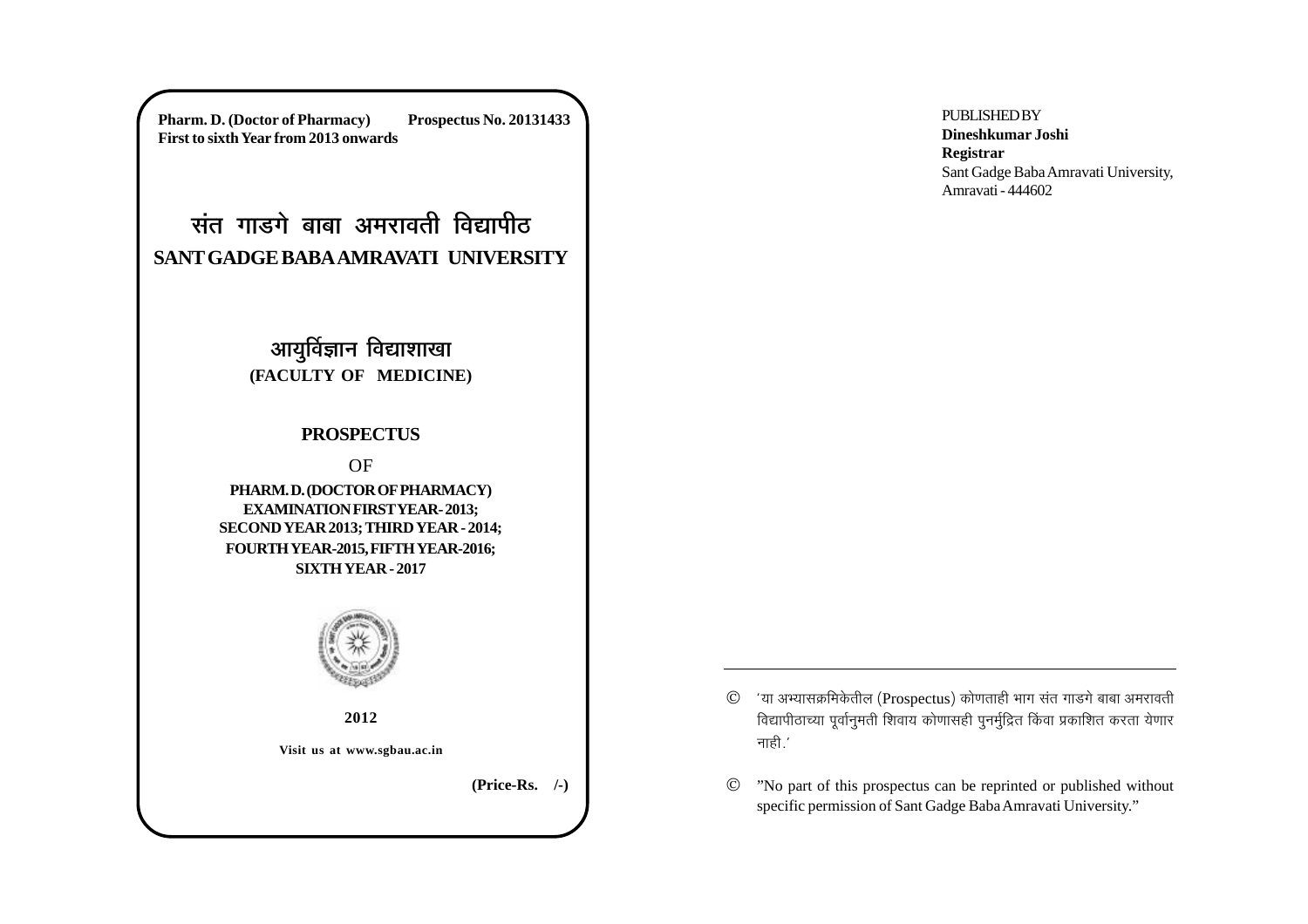**Pharm. D. (Doctor of Pharmacy)** **Prospectus No. 20131433**
**First to sixth Year from 2013 onwards**

# संत गाडगे बाबा अमरावती विद्यापीठ

# SANT GADGE BABA AMRAVATI UNIVERSITY

## आयुर्विज्ञान विद्याशाखा

**(FACULTY OF MEDICINE)**

**PROSPECTUS**

OF

**PHARM. D. (DOCTOR OF PHARMACY)**
**EXAMINATION FIRST YEAR- 2013;**
**SECOND YEAR 2013; THIRD YEAR - 2014;**
**FOURTH YEAR-2015, FIFTH YEAR-2016;**
**SIXTH YEAR - 2017**

**2012**

**Visit us at www.sgbau.ac.in**

**(Price-Rs. /-)**

PUBLISHED BY
**Dineshkumar Joshi**
**Registrar**
Sant Gadge Baba Amravati University,
Amravati - 444602

© 'या अभ्यासक्रमिकेतील (Prospectus) कोणताही भाग संत गाडगे बाबा अमरावती विद्यापीठाच्या पूर्वानुमती शिवाय कोणासही पुनर्मुद्रित किंवा प्रकाशित करता येणार नाही.'

© "No part of this prospectus can be reprinted or published without specific permission of Sant Gadge Baba Amravati University."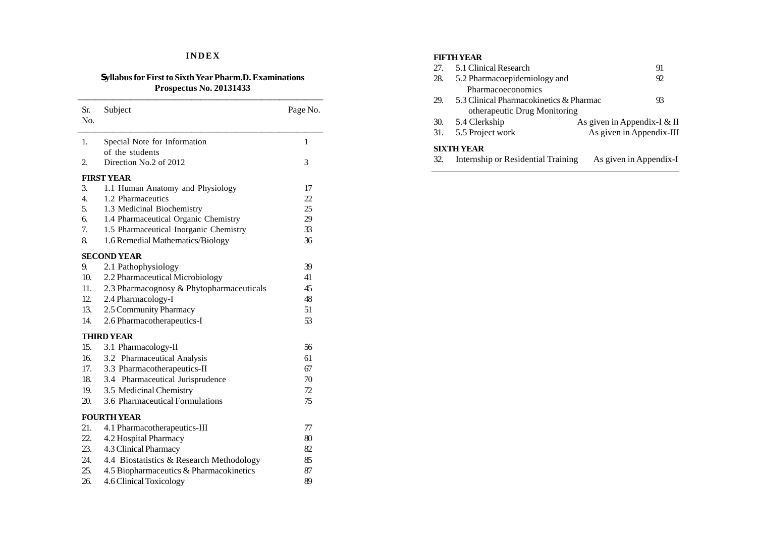# INDEX

## Syllabus for First to Sixth Year Pharm.D. Examinations
## Prospectus No. 20131433

| Sr. No. | Subject | Page No. |
|---|---|---|
| 1. | Special Note for Information of the students | 1 |
| 2. | Direction No.2 of 2012 | 3 |
| | **FIRST YEAR** | |
| 3. | 1.1 Human Anatomy and Physiology | 17 |
| 4. | 1.2 Pharmaceutics | 22 |
| 5. | 1.3 Medicinal Biochemistry | 25 |
| 6. | 1.4 Pharmaceutical Organic Chemistry | 29 |
| 7. | 1.5 Pharmaceutical Inorganic Chemistry | 33 |
| 8. | 1.6 Remedial Mathematics/Biology | 36 |
| | **SECOND YEAR** | |
| 9. | 2.1 Pathophysiology | 39 |
| 10. | 2.2 Pharmaceutical Microbiology | 41 |
| 11. | 2.3 Pharmacognosy & Phytopharmaceuticals | 45 |
| 12. | 2.4 Pharmacology-I | 48 |
| 13. | 2.5 Community Pharmacy | 51 |
| 14. | 2.6 Pharmacotherapeutics-I | 53 |
| | **THIRD YEAR** | |
| 15. | 3.1 Pharmacology-II | 56 |
| 16. | 3.2 Pharmaceutical Analysis | 61 |
| 17. | 3.3 Pharmacotherapeutics-II | 67 |
| 18. | 3.4 Pharmaceutical Jurisprudence | 70 |
| 19. | 3.5 Medicinal Chemistry | 72 |
| 20. | 3.6 Pharmaceutical Formulations | 75 |
| | **FOURTH YEAR** | |
| 21. | 4.1 Pharmacotherapeutics-III | 77 |
| 22. | 4.2 Hospital Pharmacy | 80 |
| 23. | 4.3 Clinical Pharmacy | 82 |
| 24. | 4.4 Biostatistics & Research Methodology | 85 |
| 25. | 4.5 Biopharmaceutics & Pharmacokinetics | 87 |
| 26. | 4.6 Clinical Toxicology | 89 |
| | **FIFTH YEAR** | |
| 27. | 5.1 Clinical Research | 91 |
| 28. | 5.2 Pharmacoepidemiology and Pharmacoeconomics | 92 |
| 29. | 5.3 Clinical Pharmacokinetics & Pharmacotherapeutic Drug Monitoring | 93 |
| 30. | 5.4 Clerkship | As given in Appendix-I & II |
| 31. | 5.5 Project work | As given in Appendix-III |
| | **SIXTH YEAR** | |
| 32. | Internship or Residential Training | As given in Appendix-I |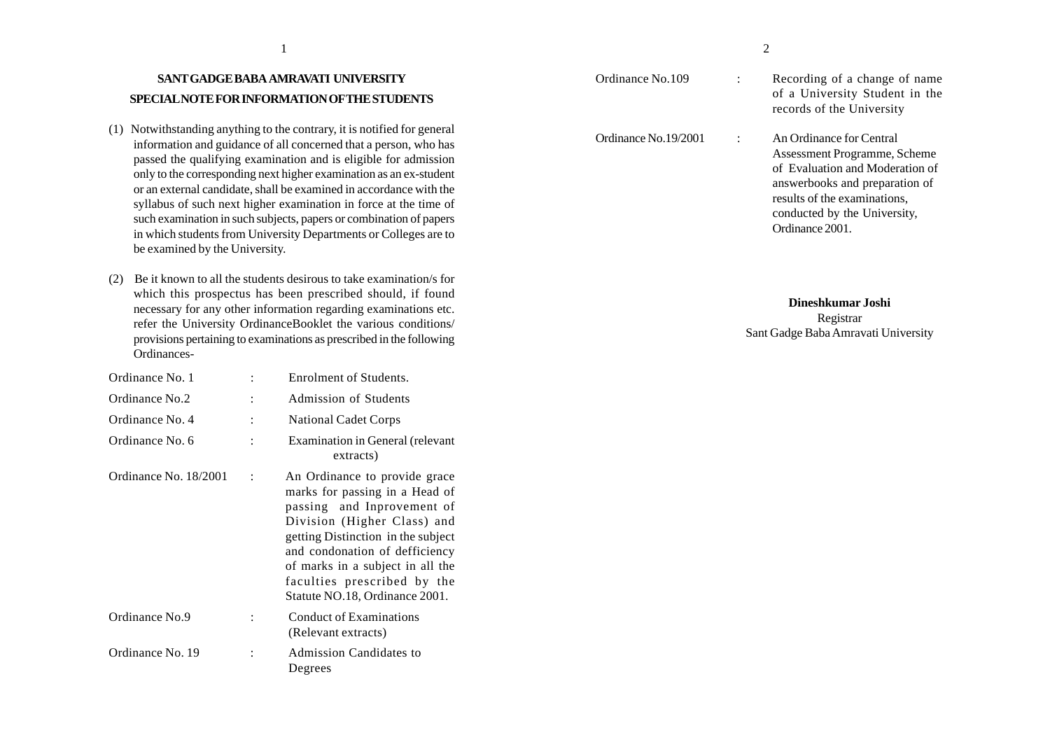## SANT GADGE BABA AMRAVATI UNIVERSITY

## SPECIAL NOTE FOR INFORMATION OF THE STUDENTS

(1) Notwithstanding anything to the contrary, it is notified for general information and guidance of all concerned that a person, who has passed the qualifying examination and is eligible for admission only to the corresponding next higher examination as an ex-student or an external candidate, shall be examined in accordance with the syllabus of such next higher examination in force at the time of such examination in such subjects, papers or combination of papers in which students from University Departments or Colleges are to be examined by the University.

(2) Be it known to all the students desirous to take examination/s for which this prospectus has been prescribed should, if found necessary for any other information regarding examinations etc. refer the University OrdinanceBooklet the various conditions/ provisions pertaining to examinations as prescribed in the following Ordinances-

| | | |
|---|---|---|
| Ordinance No. 1 | : | Enrolment of Students. |
| Ordinance No.2 | : | Admission of Students |
| Ordinance No. 4 | : | National Cadet Corps |
| Ordinance No. 6 | : | Examination in General (relevant extracts) |
| Ordinance No. 18/2001 | : | An Ordinance to provide grace marks for passing in a Head of passing and Inprovement of Division (Higher Class) and getting Distinction in the subject and condonation of defficiency of marks in a subject in all the faculties prescribed by the Statute NO.18, Ordinance 2001. |
| Ordinance No.9 | : | Conduct of Examinations (Relevant extracts) |
| Ordinance No. 19 | : | Admission Candidates to Degrees |
| Ordinance No.109 | : | Recording of a change of name of a University Student in the records of the University |
| Ordinance No.19/2001 | : | An Ordinance for Central Assessment Programme, Scheme of Evaluation and Moderation of answerbooks and preparation of results of the examinations, conducted by the University, Ordinance 2001. |

**Dineshkumar Joshi**
Registrar
Sant Gadge Baba Amravati University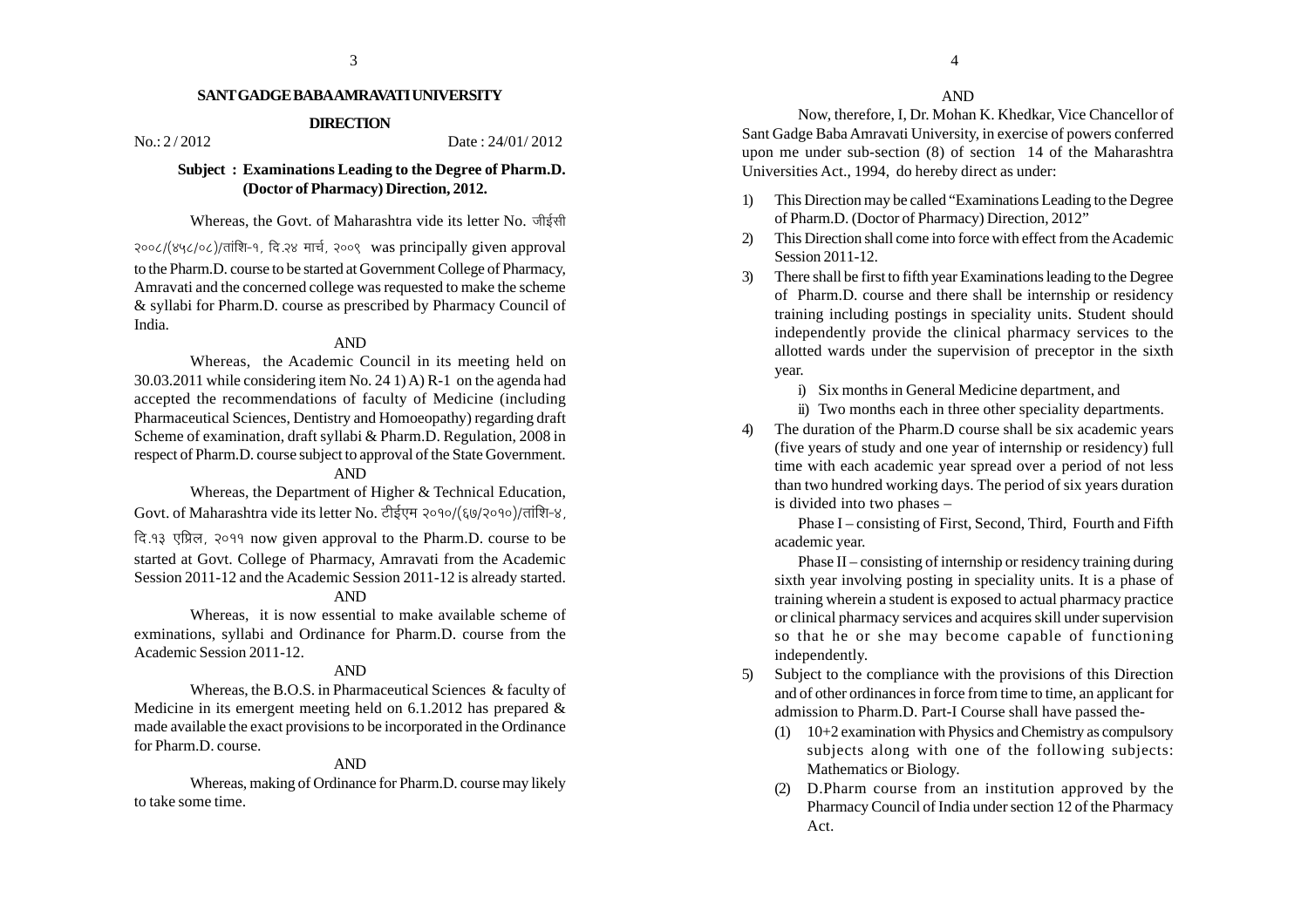# SANT GADGE BABA AMRAVATI UNIVERSITY

## DIRECTION

No.: 2 / 2012 Date : 24/01/ 2012

### Subject : Examinations Leading to the Degree of Pharm.D. (Doctor of Pharmacy) Direction, 2012.

Whereas, the Govt. of Maharashtra vide its letter No. जीईसी २००८/(४५८/०८)/तांशि-१, दि.२४ मार्च, २००९ was principally given approval to the Pharm.D. course to be started at Government College of Pharmacy, Amravati and the concerned college was requested to make the scheme & syllabi for Pharm.D. course as prescribed by Pharmacy Council of India.

AND

Whereas, the Academic Council in its meeting held on 30.03.2011 while considering item No. 24 1) A) R-1 on the agenda had accepted the recommendations of faculty of Medicine (including Pharmaceutical Sciences, Dentistry and Homoeopathy) regarding draft Scheme of examination, draft syllabi & Pharm.D. Regulation, 2008 in respect of Pharm.D. course subject to approval of the State Government.

AND

Whereas, the Department of Higher & Technical Education, Govt. of Maharashtra vide its letter No. टीईएम २०१०/(६७/२०१०)/तांशि-४, दि.१३ एप्रिल, २०११ now given approval to the Pharm.D. course to be started at Govt. College of Pharmacy, Amravati from the Academic Session 2011-12 and the Academic Session 2011-12 is already started.

AND

Whereas, it is now essential to make available scheme of exminations, syllabi and Ordinance for Pharm.D. course from the Academic Session 2011-12.

AND

Whereas, the B.O.S. in Pharmaceutical Sciences & faculty of Medicine in its emergent meeting held on 6.1.2012 has prepared & made available the exact provisions to be incorporated in the Ordinance for Pharm.D. course.

AND

Whereas, making of Ordinance for Pharm.D. course may likely to take some time.

AND

Now, therefore, I, Dr. Mohan K. Khedkar, Vice Chancellor of Sant Gadge Baba Amravati University, in exercise of powers conferred upon me under sub-section (8) of section 14 of the Maharashtra Universities Act., 1994, do hereby direct as under:

1) This Direction may be called "Examinations Leading to the Degree of Pharm.D. (Doctor of Pharmacy) Direction, 2012"

2) This Direction shall come into force with effect from the Academic Session 2011-12.

3) There shall be first to fifth year Examinations leading to the Degree of Pharm.D. course and there shall be internship or residency training including postings in speciality units. Student should independently provide the clinical pharmacy services to the allotted wards under the supervision of preceptor in the sixth year.

    i) Six months in General Medicine department, and

    ii) Two months each in three other speciality departments.

4) The duration of the Pharm.D course shall be six academic years (five years of study and one year of internship or residency) full time with each academic year spread over a period of not less than two hundred working days. The period of six years duration is divided into two phases –

    Phase I – consisting of First, Second, Third, Fourth and Fifth academic year.

    Phase II – consisting of internship or residency training during sixth year involving posting in speciality units. It is a phase of training wherein a student is exposed to actual pharmacy practice or clinical pharmacy services and acquires skill under supervision so that he or she may become capable of functioning independently.

5) Subject to the compliance with the provisions of this Direction and of other ordinances in force from time to time, an applicant for admission to Pharm.D. Part-I Course shall have passed the-

    (1) 10+2 examination with Physics and Chemistry as compulsory subjects along with one of the following subjects: Mathematics or Biology.

    (2) D.Pharm course from an institution approved by the Pharmacy Council of India under section 12 of the Pharmacy Act.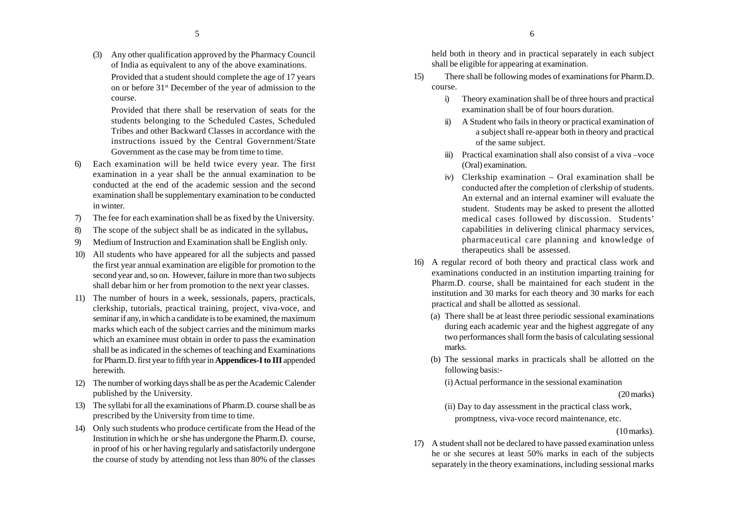(3) Any other qualification approved by the Pharmacy Council of India as equivalent to any of the above examinations.

Provided that a student should complete the age of 17 years on or before 31st December of the year of admission to the course.

Provided that there shall be reservation of seats for the students belonging to the Scheduled Castes, Scheduled Tribes and other Backward Classes in accordance with the instructions issued by the Central Government/State Government as the case may be from time to time.

6) Each examination will be held twice every year. The first examination in a year shall be the annual examination to be conducted at the end of the academic session and the second examination shall be supplementary examination to be conducted in winter.

7) The fee for each examination shall be as fixed by the University.

8) The scope of the subject shall be as indicated in the syllabus**.**

9) Medium of Instruction and Examination shall be English only.

10) All students who have appeared for all the subjects and passed the first year annual examination are eligible for promotion to the second year and, so on. However, failure in more than two subjects shall debar him or her from promotion to the next year classes.

11) The number of hours in a week, sessionals, papers, practicals, clerkship, tutorials, practical training, project, viva-voce, and seminar if any, in which a candidate is to be examined, the maximum marks which each of the subject carries and the minimum marks which an examinee must obtain in order to pass the examination shall be as indicated in the schemes of teaching and Examinations for Pharm.D. first year to fifth year in **Appendices-I to III** appended herewith.

12) The number of working days shall be as per the Academic Calender published by the University.

13) The syllabi for all the examinations of Pharm.D. course shall be as prescribed by the University from time to time.

14) Only such students who produce certificate from the Head of the Institution in which he or she has undergone the Pharm.D. course, in proof of his or her having regularly and satisfactorily undergone the course of study by attending not less than 80% of the classes held both in theory and in practical separately in each subject shall be eligible for appearing at examination.

15) There shall be following modes of examinations for Pharm.D. course.

   i) Theory examination shall be of three hours and practical examination shall be of four hours duration.

   ii) A Student who fails in theory or practical examination of a subject shall re-appear both in theory and practical of the same subject.

   iii) Practical examination shall also consist of a viva –voce (Oral) examination.

   iv) Clerkship examination – Oral examination shall be conducted after the completion of clerkship of students. An external and an internal examiner will evaluate the student. Students may be asked to present the allotted medical cases followed by discussion. Students' capabilities in delivering clinical pharmacy services, pharmaceutical care planning and knowledge of therapeutics shall be assessed.

16) A regular record of both theory and practical class work and examinations conducted in an institution imparting training for Pharm.D. course, shall be maintained for each student in the institution and 30 marks for each theory and 30 marks for each practical and shall be allotted as sessional.

   (a) There shall be at least three periodic sessional examinations during each academic year and the highest aggregate of any two performances shall form the basis of calculating sessional marks.

   (b) The sessional marks in practicals shall be allotted on the following basis:-

   (i) Actual performance in the sessional examination (20 marks)

   (ii) Day to day assessment in the practical class work, promptness, viva-voce record maintenance, etc. (10 marks).

17) A student shall not be declared to have passed examination unless he or she secures at least 50% marks in each of the subjects separately in the theory examinations, including sessional marks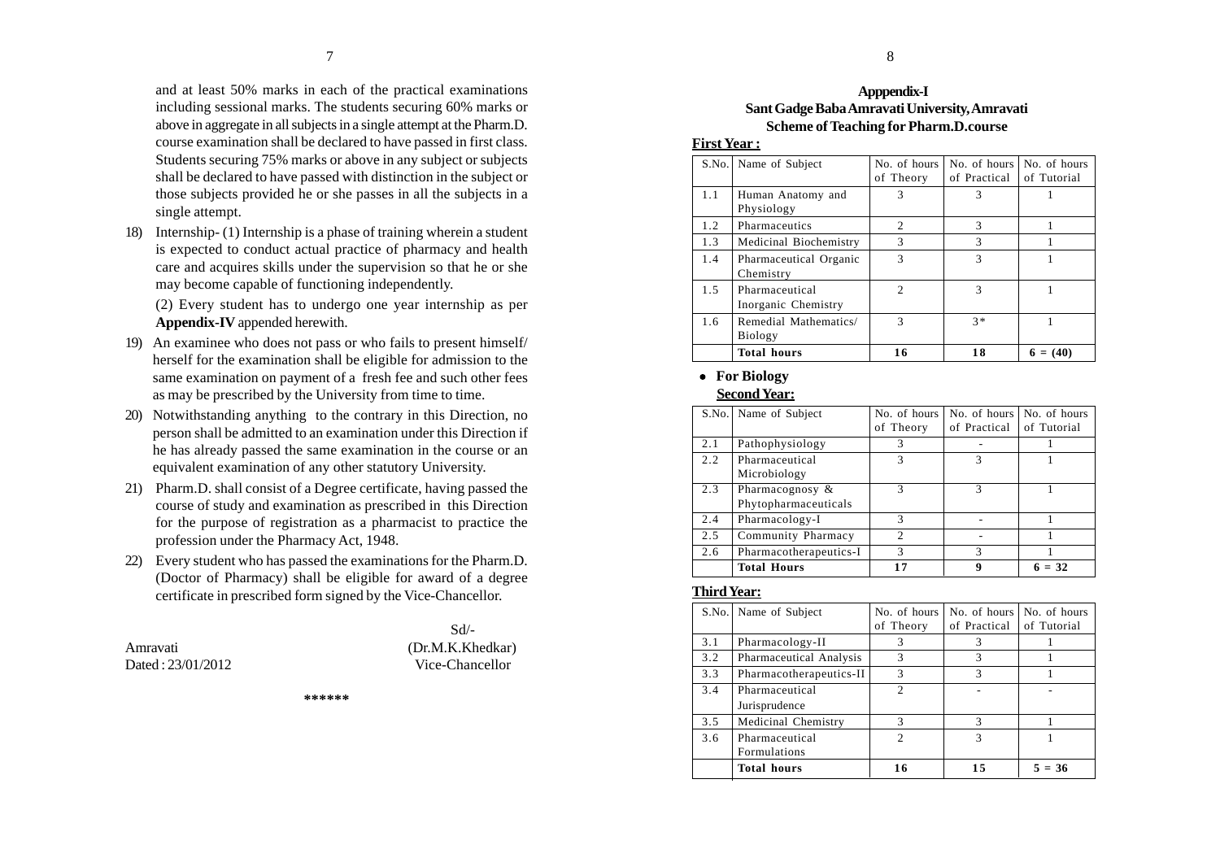and at least 50% marks in each of the practical examinations including sessional marks. The students securing 60% marks or above in aggregate in all subjects in a single attempt at the Pharm.D. course examination shall be declared to have passed in first class. Students securing 75% marks or above in any subject or subjects shall be declared to have passed with distinction in the subject or those subjects provided he or she passes in all the subjects in a single attempt.

18) Internship- (1) Internship is a phase of training wherein a student is expected to conduct actual practice of pharmacy and health care and acquires skills under the supervision so that he or she may become capable of functioning independently.

    (2) Every student has to undergo one year internship as per **Appendix-IV** appended herewith.

19) An examinee who does not pass or who fails to present himself/ herself for the examination shall be eligible for admission to the same examination on payment of a fresh fee and such other fees as may be prescribed by the University from time to time.

20) Notwithstanding anything to the contrary in this Direction, no person shall be admitted to an examination under this Direction if he has already passed the same examination in the course or an equivalent examination of any other statutory University.

21) Pharm.D. shall consist of a Degree certificate, having passed the course of study and examination as prescribed in this Direction for the purpose of registration as a pharmacist to practice the profession under the Pharmacy Act, 1948.

22) Every student who has passed the examinations for the Pharm.D. (Doctor of Pharmacy) shall be eligible for award of a degree certificate in prescribed form signed by the Vice-Chancellor.

Amravati
Dated : 23/01/2012

Sd/-
(Dr.M.K.Khedkar)
Vice-Chancellor

\*\*\*\*\*\*

## Apppendix-I
## Sant Gadge Baba Amravati University, Amravati
## Scheme of Teaching for Pharm.D.course

**First Year :**

| S.No. | Name of Subject | No. of hours of Theory | No. of hours of Practical | No. of hours of Tutorial |
|---|---|---|---|---|
| 1.1 | Human Anatomy and Physiology | 3 | 3 | 1 |
| 1.2 | Pharmaceutics | 2 | 3 | 1 |
| 1.3 | Medicinal Biochemistry | 3 | 3 | 1 |
| 1.4 | Pharmaceutical Organic Chemistry | 3 | 3 | 1 |
| 1.5 | Pharmaceutical Inorganic Chemistry | 2 | 3 | 1 |
| 1.6 | Remedial Mathematics/ Biology | 3 | 3* | 1 |
| | **Total hours** | **16** | **18** | **6 = (40)** |

- **For Biology**

**Second Year:**

| S.No. | Name of Subject | No. of hours of Theory | No. of hours of Practical | No. of hours of Tutorial |
|---|---|---|---|---|
| 2.1 | Pathophysiology | 3 | - | 1 |
| 2.2 | Pharmaceutical Microbiology | 3 | 3 | 1 |
| 2.3 | Pharmacognosy & Phytopharmaceuticals | 3 | 3 | 1 |
| 2.4 | Pharmacology-I | 3 | - | 1 |
| 2.5 | Community Pharmacy | 2 | - | 1 |
| 2.6 | Pharmacotherapeutics-I | 3 | 3 | 1 |
| | **Total Hours** | **17** | **9** | **6 = 32** |

**Third Year:**

| S.No. | Name of Subject | No. of hours of Theory | No. of hours of Practical | No. of hours of Tutorial |
|---|---|---|---|---|
| 3.1 | Pharmacology-II | 3 | 3 | 1 |
| 3.2 | Pharmaceutical Analysis | 3 | 3 | 1 |
| 3.3 | Pharmacotherapeutics-II | 3 | 3 | 1 |
| 3.4 | Pharmaceutical Jurisprudence | 2 | - | - |
| 3.5 | Medicinal Chemistry | 3 | 3 | 1 |
| 3.6 | Pharmaceutical Formulations | 2 | 3 | 1 |
| | **Total hours** | **16** | **15** | **5 = 36** |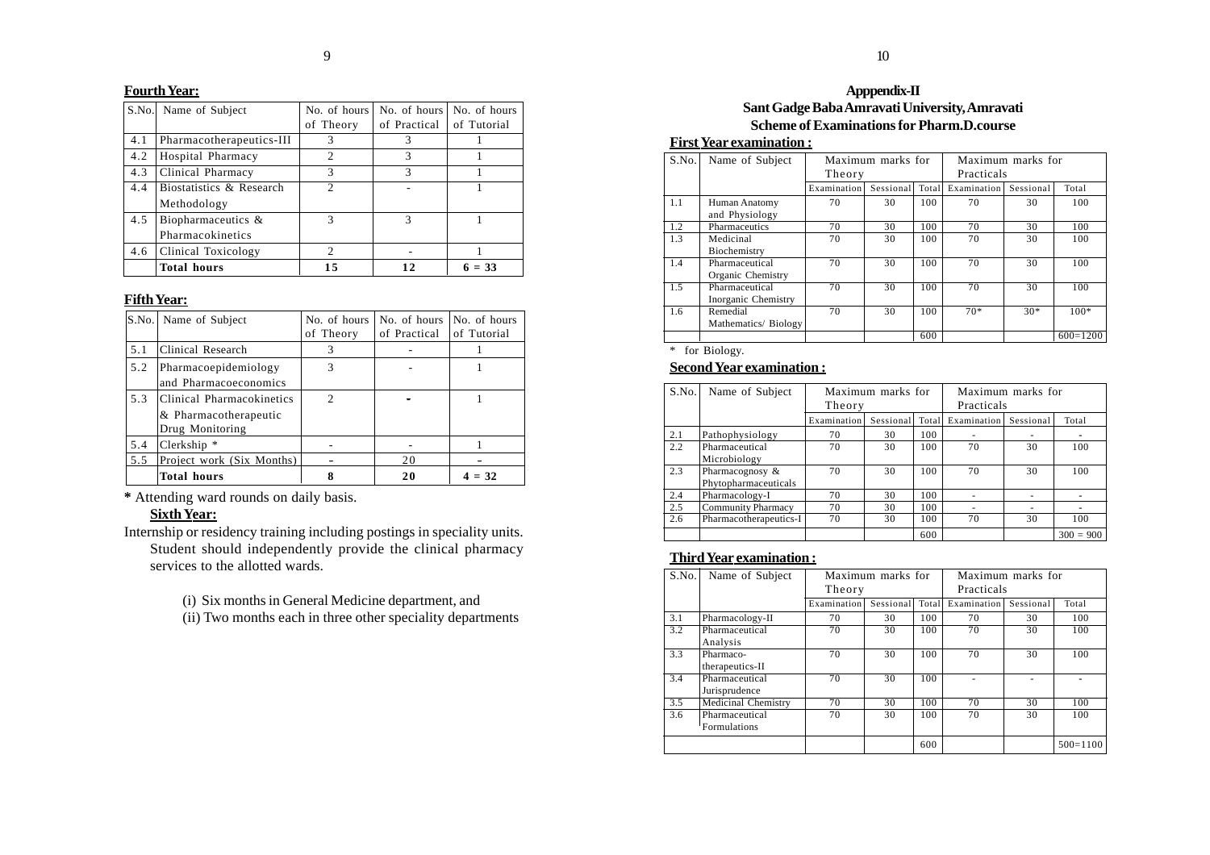**Fourth Year:**

| S.No. | Name of Subject | No. of hours of Theory | No. of hours of Practical | No. of hours of Tutorial |
|---|---|---|---|---|
| 4.1 | Pharmacotherapeutics-III | 3 | 3 | 1 |
| 4.2 | Hospital Pharmacy | 2 | 3 | 1 |
| 4.3 | Clinical Pharmacy | 3 | 3 | 1 |
| 4.4 | Biostatistics & Research Methodology | 2 | - | 1 |
| 4.5 | Biopharmaceutics & Pharmacokinetics | 3 | 3 | 1 |
| 4.6 | Clinical Toxicology | 2 | - | 1 |
| | **Total hours** | **15** | **12** | **6 = 33** |

**Fifth Year:**

| S.No. | Name of Subject | No. of hours of Theory | No. of hours of Practical | No. of hours of Tutorial |
|---|---|---|---|---|
| 5.1 | Clinical Research | 3 | - | 1 |
| 5.2 | Pharmacoepidemiology and Pharmacoeconomics | 3 | - | 1 |
| 5.3 | Clinical Pharmacokinetics & Pharmacotherapeutic Drug Monitoring | 2 | - | 1 |
| 5.4 | Clerkship * | - | - | 1 |
| 5.5 | Project work (Six Months) | – | 20 | – |
| | **Total hours** | **8** | **20** | **4 = 32** |

**\*** Attending ward rounds on daily basis.

**Sixth Year:**

Internship or residency training including postings in speciality units. Student should independently provide the clinical pharmacy services to the allotted wards.

(i) Six months in General Medicine department, and

(ii) Two months each in three other speciality departments

## Apppendix-II

## Sant Gadge Baba Amravati University, Amravati

## Scheme of Examinations for Pharm.D.course

**First Year examination :**

| S.No. | Name of Subject | Maximum marks for Theory | | | Maximum marks for Practicals | | |
|---|---|---|---|---|---|---|---|
| | | Examination | Sessional | Total | Examination | Sessional | Total |
| 1.1 | Human Anatomy and Physiology | 70 | 30 | 100 | 70 | 30 | 100 |
| 1.2 | Pharmaceutics | 70 | 30 | 100 | 70 | 30 | 100 |
| 1.3 | Medicinal Biochemistry | 70 | 30 | 100 | 70 | 30 | 100 |
| 1.4 | Pharmaceutical Organic Chemistry | 70 | 30 | 100 | 70 | 30 | 100 |
| 1.5 | Pharmaceutical Inorganic Chemistry | 70 | 30 | 100 | 70 | 30 | 100 |
| 1.6 | Remedial Mathematics/ Biology | 70 | 30 | 100 | 70* | 30* | 100* |
| | | | | 600 | | | 600=1200 |

\* for Biology.

**Second Year examination :**

| S.No. | Name of Subject | Maximum marks for Theory | | | Maximum marks for Practicals | | |
|---|---|---|---|---|---|---|---|
| | | Examination | Sessional | Total | Examination | Sessional | Total |
| 2.1 | Pathophysiology | 70 | 30 | 100 | - | - | - |
| 2.2 | Pharmaceutical Microbiology | 70 | 30 | 100 | 70 | 30 | 100 |
| 2.3 | Pharmacognosy & Phytopharmaceuticals | 70 | 30 | 100 | 70 | 30 | 100 |
| 2.4 | Pharmacology-I | 70 | 30 | 100 | - | - | - |
| 2.5 | Community Pharmacy | 70 | 30 | 100 | - | - | - |
| 2.6 | Pharmacotherapeutics-I | 70 | 30 | 100 | 70 | 30 | 100 |
| | | | | 600 | | | 300 = 900 |

**Third Year examination :**

| S.No. | Name of Subject | Maximum marks for Theory | | | Maximum marks for Practicals | | |
|---|---|---|---|---|---|---|---|
| | | Examination | Sessional | Total | Examination | Sessional | Total |
| 3.1 | Pharmacology-II | 70 | 30 | 100 | 70 | 30 | 100 |
| 3.2 | Pharmaceutical Analysis | 70 | 30 | 100 | 70 | 30 | 100 |
| 3.3 | Pharmaco-therapeutics-II | 70 | 30 | 100 | 70 | 30 | 100 |
| 3.4 | Pharmaceutical Jurisprudence | 70 | 30 | 100 | - | - | - |
| 3.5 | Medicinal Chemistry | 70 | 30 | 100 | 70 | 30 | 100 |
| 3.6 | Pharmaceutical Formulations | 70 | 30 | 100 | 70 | 30 | 100 |
| | | | | 600 | | | 500=1100 |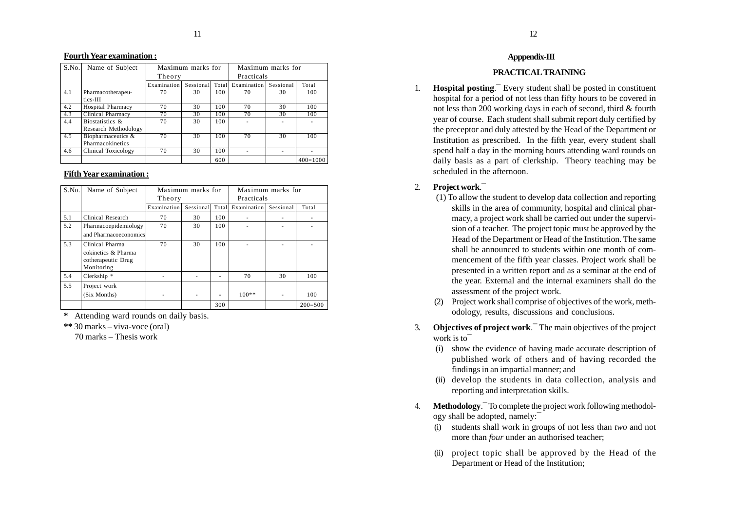**Fourth Year examination :**

| S.No. | Name of Subject | Maximum marks for Theory | | | Maximum marks for Practicals | | |
|---|---|---|---|---|---|---|---|
| | | Examination | Sessional | Total | Examination | Sessional | Total |
| 4.1 | Pharmacotherapeu-tics-III | 70 | 30 | 100 | 70 | 30 | 100 |
| 4.2 | Hospital Pharmacy | 70 | 30 | 100 | 70 | 30 | 100 |
| 4.3 | Clinical Pharmacy | 70 | 30 | 100 | 70 | 30 | 100 |
| 4.4 | Biostatistics & Research Methodology | 70 | 30 | 100 | - | - | - |
| 4.5 | Biopharmaceutics & Pharmacokinetics | 70 | 30 | 100 | 70 | 30 | 100 |
| 4.6 | Clinical Toxicology | 70 | 30 | 100 | - | - | - |
| | | | | 600 | | | 400=1000 |

**Fifth Year examination :**

| S.No. | Name of Subject | Maximum marks for Theory | | | Maximum marks for Practicals | | |
|---|---|---|---|---|---|---|---|
| | | Examination | Sessional | Total | Examination | Sessional | Total |
| 5.1 | Clinical Research | 70 | 30 | 100 | - | - | - |
| 5.2 | Pharmacoepidemiology and Pharmacoeconomics | 70 | 30 | 100 | - | - | - |
| 5.3 | Clinical Pharma cokinetics & Pharma cotherapeutic Drug Monitoring | 70 | 30 | 100 | - | - | - |
| 5.4 | Clerkship * | - | - | - | 70 | 30 | 100 |
| 5.5 | Project work (Six Months) | - | - | - | 100** | - | 100 |
| | | | | 300 | | | 200=500 |

**\*** Attending ward rounds on daily basis.

**\*\*** 30 marks – viva-voce (oral)
70 marks – Thesis work

## Apppendix-III

### PRACTICAL TRAINING

1. **Hospital posting**.¯ Every student shall be posted in constituent hospital for a period of not less than fifty hours to be covered in not less than 200 working days in each of second, third & fourth year of course. Each student shall submit report duly certified by the preceptor and duly attested by the Head of the Department or Institution as prescribed. In the fifth year, every student shall spend half a day in the morning hours attending ward rounds on daily basis as a part of clerkship. Theory teaching may be scheduled in the afternoon.

2. **Project work**.¯
   (1) To allow the student to develop data collection and reporting skills in the area of community, hospital and clinical pharmacy, a project work shall be carried out under the supervision of a teacher. The project topic must be approved by the Head of the Department or Head of the Institution. The same shall be announced to students within one month of commencement of the fifth year classes. Project work shall be presented in a written report and as a seminar at the end of the year. External and the internal examiners shall do the assessment of the project work.
   (2) Project work shall comprise of objectives of the work, methodology, results, discussions and conclusions.

3. **Objectives of project work**.¯ The main objectives of the project work is to¯
   (i) show the evidence of having made accurate description of published work of others and of having recorded the findings in an impartial manner; and
   (ii) develop the students in data collection, analysis and reporting and interpretation skills.

4. **Methodology**.¯ To complete the project work following methodology shall be adopted, namely:¯
   (i) students shall work in groups of not less than *two* and not more than *four* under an authorised teacher;
   (ii) project topic shall be approved by the Head of the Department or Head of the Institution;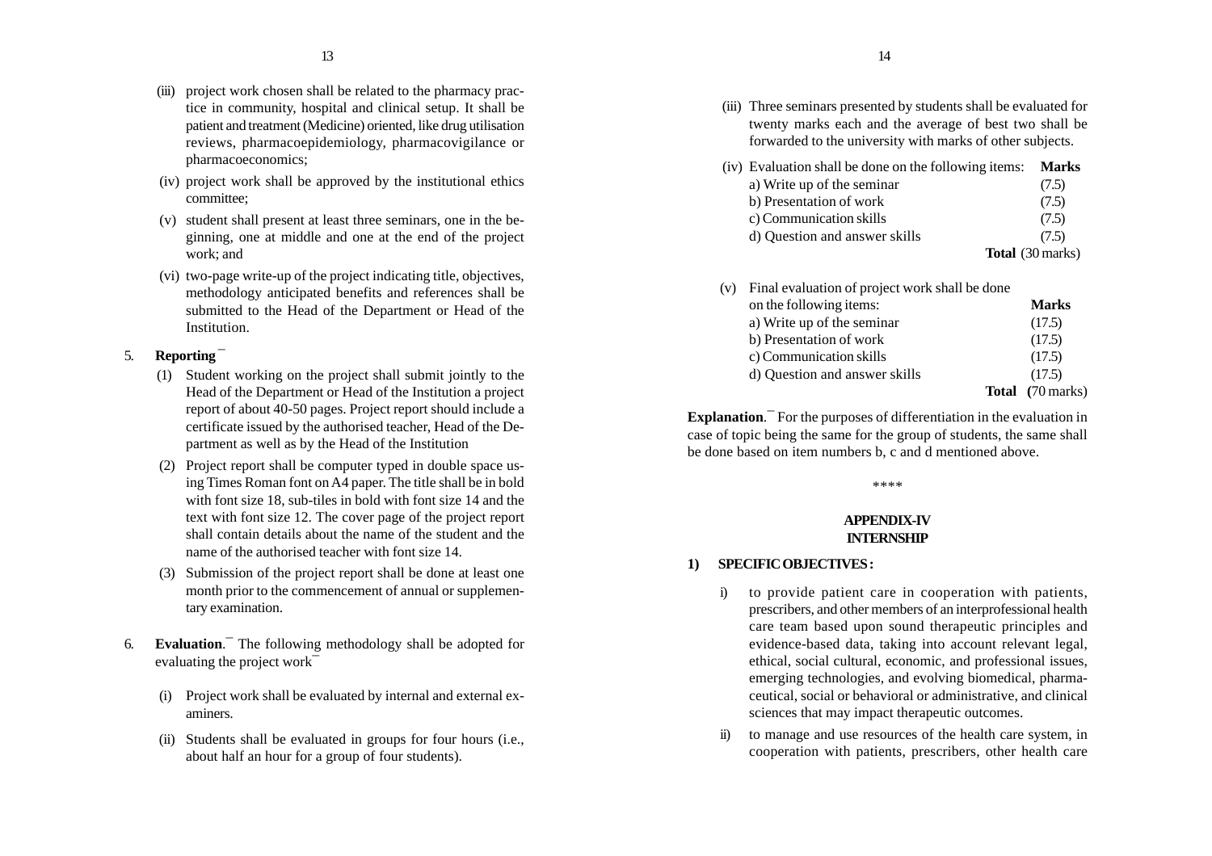(iii) project work chosen shall be related to the pharmacy practice in community, hospital and clinical setup. It shall be patient and treatment (Medicine) oriented, like drug utilisation reviews, pharmacoepidemiology, pharmacovigilance or pharmacoeconomics;

(iv) project work shall be approved by the institutional ethics committee;

(v) student shall present at least three seminars, one in the beginning, one at middle and one at the end of the project work; and

(vi) two-page write-up of the project indicating title, objectives, methodology anticipated benefits and references shall be submitted to the Head of the Department or Head of the Institution.

5. **Reporting**¯

(1) Student working on the project shall submit jointly to the Head of the Department or Head of the Institution a project report of about 40-50 pages. Project report should include a certificate issued by the authorised teacher, Head of the Department as well as by the Head of the Institution

(2) Project report shall be computer typed in double space using Times Roman font on A4 paper. The title shall be in bold with font size 18, sub-tiles in bold with font size 14 and the text with font size 12. The cover page of the project report shall contain details about the name of the student and the name of the authorised teacher with font size 14.

(3) Submission of the project report shall be done at least one month prior to the commencement of annual or supplementary examination.

6. **Evaluation**.¯ The following methodology shall be adopted for evaluating the project work¯

(i) Project work shall be evaluated by internal and external examiners.

(ii) Students shall be evaluated in groups for four hours (i.e., about half an hour for a group of four students).

(iii) Three seminars presented by students shall be evaluated for twenty marks each and the average of best two shall be forwarded to the university with marks of other subjects.

(iv) Evaluation shall be done on the following items:

| Items | **Marks** |
|---|---|
| a) Write up of the seminar | (7.5) |
| b) Presentation of work | (7.5) |
| c) Communication skills | (7.5) |
| d) Question and answer skills | (7.5) |
| | **Total** (30 marks) |

(v) Final evaluation of project work shall be done on the following items:

| Items | **Marks** |
|---|---|
| a) Write up of the seminar | (17.5) |
| b) Presentation of work | (17.5) |
| c) Communication skills | (17.5) |
| d) Question and answer skills | (17.5) |
| | **Total** (70 marks) |

**Explanation**.¯ For the purposes of differentiation in the evaluation in case of topic being the same for the group of students, the same shall be done based on item numbers b, c and d mentioned above.

\*\*\*\*

## APPENDIX-IV
## INTERNSHIP

**1) SPECIFIC OBJECTIVES :**

i) to provide patient care in cooperation with patients, prescribers, and other members of an interprofessional health care team based upon sound therapeutic principles and evidence-based data, taking into account relevant legal, ethical, social cultural, economic, and professional issues, emerging technologies, and evolving biomedical, pharmaceutical, social or behavioral or administrative, and clinical sciences that may impact therapeutic outcomes.

ii) to manage and use resources of the health care system, in cooperation with patients, prescribers, other health care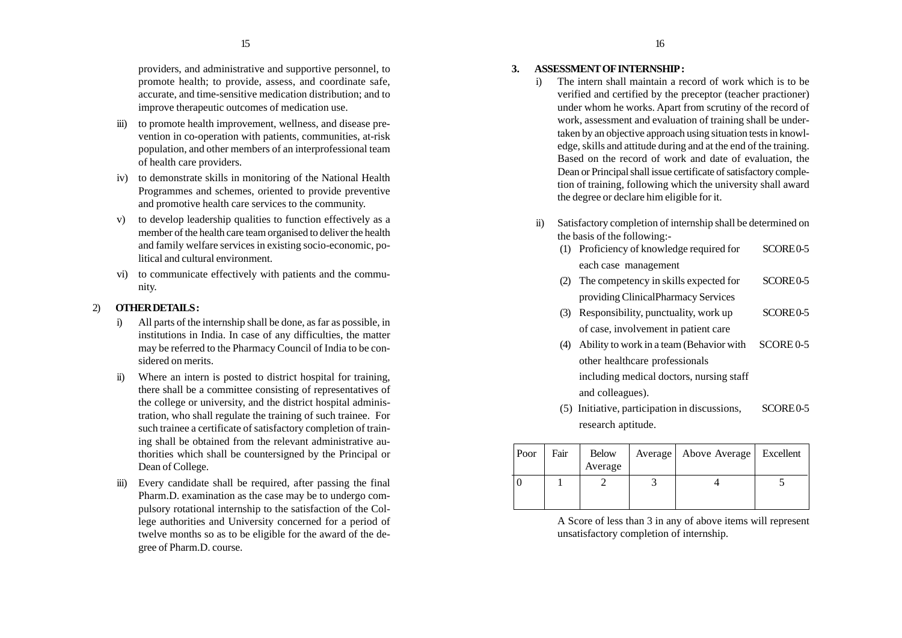providers, and administrative and supportive personnel, to promote health; to provide, assess, and coordinate safe, accurate, and time-sensitive medication distribution; and to improve therapeutic outcomes of medication use.

iii) to promote health improvement, wellness, and disease prevention in co-operation with patients, communities, at-risk population, and other members of an interprofessional team of health care providers.

iv) to demonstrate skills in monitoring of the National Health Programmes and schemes, oriented to provide preventive and promotive health care services to the community.

v) to develop leadership qualities to function effectively as a member of the health care team organised to deliver the health and family welfare services in existing socio-economic, political and cultural environment.

vi) to communicate effectively with patients and the community.

## 2) OTHER DETAILS :

i) All parts of the internship shall be done, as far as possible, in institutions in India. In case of any difficulties, the matter may be referred to the Pharmacy Council of India to be considered on merits.

ii) Where an intern is posted to district hospital for training, there shall be a committee consisting of representatives of the college or university, and the district hospital administration, who shall regulate the training of such trainee. For such trainee a certificate of satisfactory completion of training shall be obtained from the relevant administrative authorities which shall be countersigned by the Principal or Dean of College.

iii) Every candidate shall be required, after passing the final Pharm.D. examination as the case may be to undergo compulsory rotational internship to the satisfaction of the College authorities and University concerned for a period of twelve months so as to be eligible for the award of the degree of Pharm.D. course.

## 3. ASSESSMENT OF INTERNSHIP :

i) The intern shall maintain a record of work which is to be verified and certified by the preceptor (teacher practioner) under whom he works. Apart from scrutiny of the record of work, assessment and evaluation of training shall be undertaken by an objective approach using situation tests in knowledge, skills and attitude during and at the end of the training. Based on the record of work and date of evaluation, the Dean or Principal shall issue certificate of satisfactory completion of training, following which the university shall award the degree or declare him eligible for it.

ii) Satisfactory completion of internship shall be determined on the basis of the following:-

(1) Proficiency of knowledge required for each case management — SCORE 0-5

(2) The competency in skills expected for providing ClinicalPharmacy Services — SCORE 0-5

(3) Responsibility, punctuality, work up of case, involvement in patient care — SCORE 0-5

(4) Ability to work in a team (Behavior with other healthcare professionals including medical doctors, nursing staff and colleagues). — SCORE 0-5

(5) Initiative, participation in discussions, research aptitude. — SCORE 0-5

| Poor | Fair | Below Average | Average | Above Average | Excellent |
|---|---|---|---|---|---|
| 0 | 1 | 2 | 3 | 4 | 5 |

A Score of less than 3 in any of above items will represent unsatisfactory completion of internship.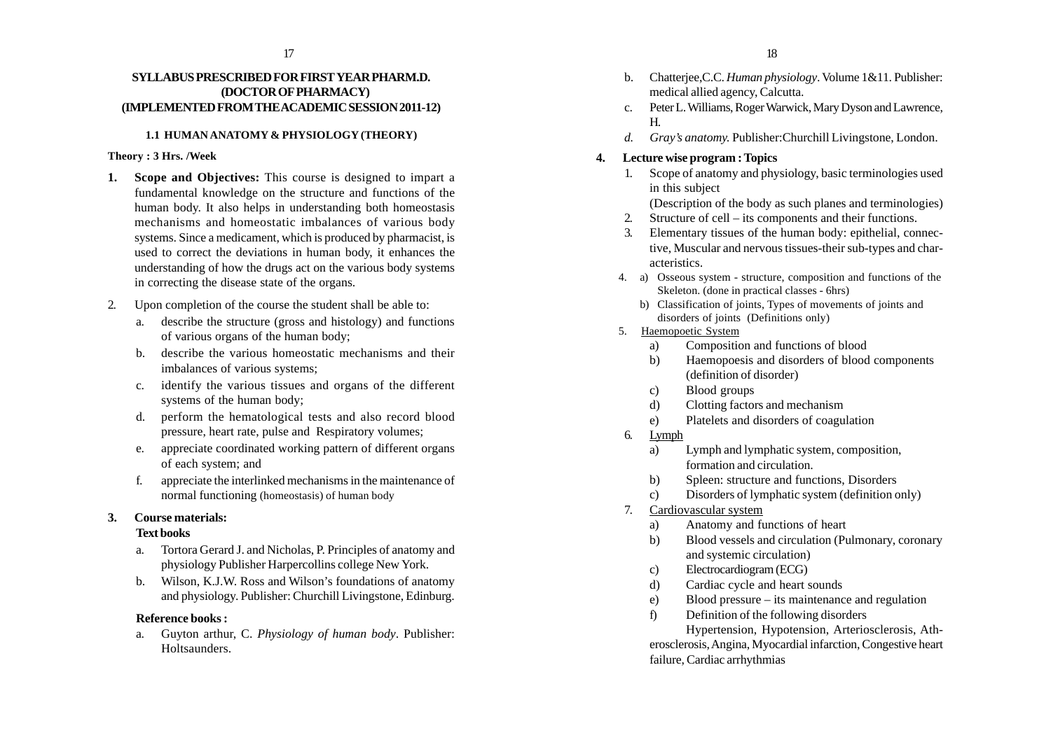## SYLLABUS PRESCRIBED FOR FIRST YEAR PHARM.D. (DOCTOR OF PHARMACY) (IMPLEMENTED FROM THE ACADEMIC SESSION 2011-12)

### 1.1 HUMAN ANATOMY & PHYSIOLOGY (THEORY)

**Theory : 3 Hrs. /Week**

1. **Scope and Objectives:** This course is designed to impart a fundamental knowledge on the structure and functions of the human body. It also helps in understanding both homeostasis mechanisms and homeostatic imbalances of various body systems. Since a medicament, which is produced by pharmacist, is used to correct the deviations in human body, it enhances the understanding of how the drugs act on the various body systems in correcting the disease state of the organs.

2. Upon completion of the course the student shall be able to:
   a. describe the structure (gross and histology) and functions of various organs of the human body;
   b. describe the various homeostatic mechanisms and their imbalances of various systems;
   c. identify the various tissues and organs of the different systems of the human body;
   d. perform the hematological tests and also record blood pressure, heart rate, pulse and Respiratory volumes;
   e. appreciate coordinated working pattern of different organs of each system; and
   f. appreciate the interlinked mechanisms in the maintenance of normal functioning (homeostasis) of human body

3. **Course materials:**

   **Text books**

   a. Tortora Gerard J. and Nicholas, P. Principles of anatomy and physiology Publisher Harpercollins college New York.
   b. Wilson, K.J.W. Ross and Wilson's foundations of anatomy and physiology. Publisher: Churchill Livingstone, Edinburg.

   **Reference books :**

   a. Guyton arthur, C. *Physiology of human body*. Publisher: Holtsaunders.
   b. Chatterjee,C.C. *Human physiology*. Volume 1&11. Publisher: medical allied agency, Calcutta.
   c. Peter L. Williams, Roger Warwick, Mary Dyson and Lawrence, H.
   d. *Gray's anatomy.* Publisher:Churchill Livingstone, London.

4. **Lecture wise program : Topics**

   1. Scope of anatomy and physiology, basic terminologies used in this subject
      (Description of the body as such planes and terminologies)
   2. Structure of cell – its components and their functions.
   3. Elementary tissues of the human body: epithelial, connective, Muscular and nervous tissues-their sub-types and characteristics.
   4. a) Osseous system - structure, composition and functions of the Skeleton. (done in practical classes - 6hrs)
      b) Classification of joints, Types of movements of joints and disorders of joints (Definitions only)
   5. Haemopoetic System
      a) Composition and functions of blood
      b) Haemopoesis and disorders of blood components (definition of disorder)
      c) Blood groups
      d) Clotting factors and mechanism
      e) Platelets and disorders of coagulation
   6. Lymph
      a) Lymph and lymphatic system, composition, formation and circulation.
      b) Spleen: structure and functions, Disorders
      c) Disorders of lymphatic system (definition only)
   7. Cardiovascular system
      a) Anatomy and functions of heart
      b) Blood vessels and circulation (Pulmonary, coronary and systemic circulation)
      c) Electrocardiogram (ECG)
      d) Cardiac cycle and heart sounds
      e) Blood pressure – its maintenance and regulation
      f) Definition of the following disorders
         Hypertension, Hypotension, Arteriosclerosis, Atherosclerosis, Angina, Myocardial infarction, Congestive heart failure, Cardiac arrhythmias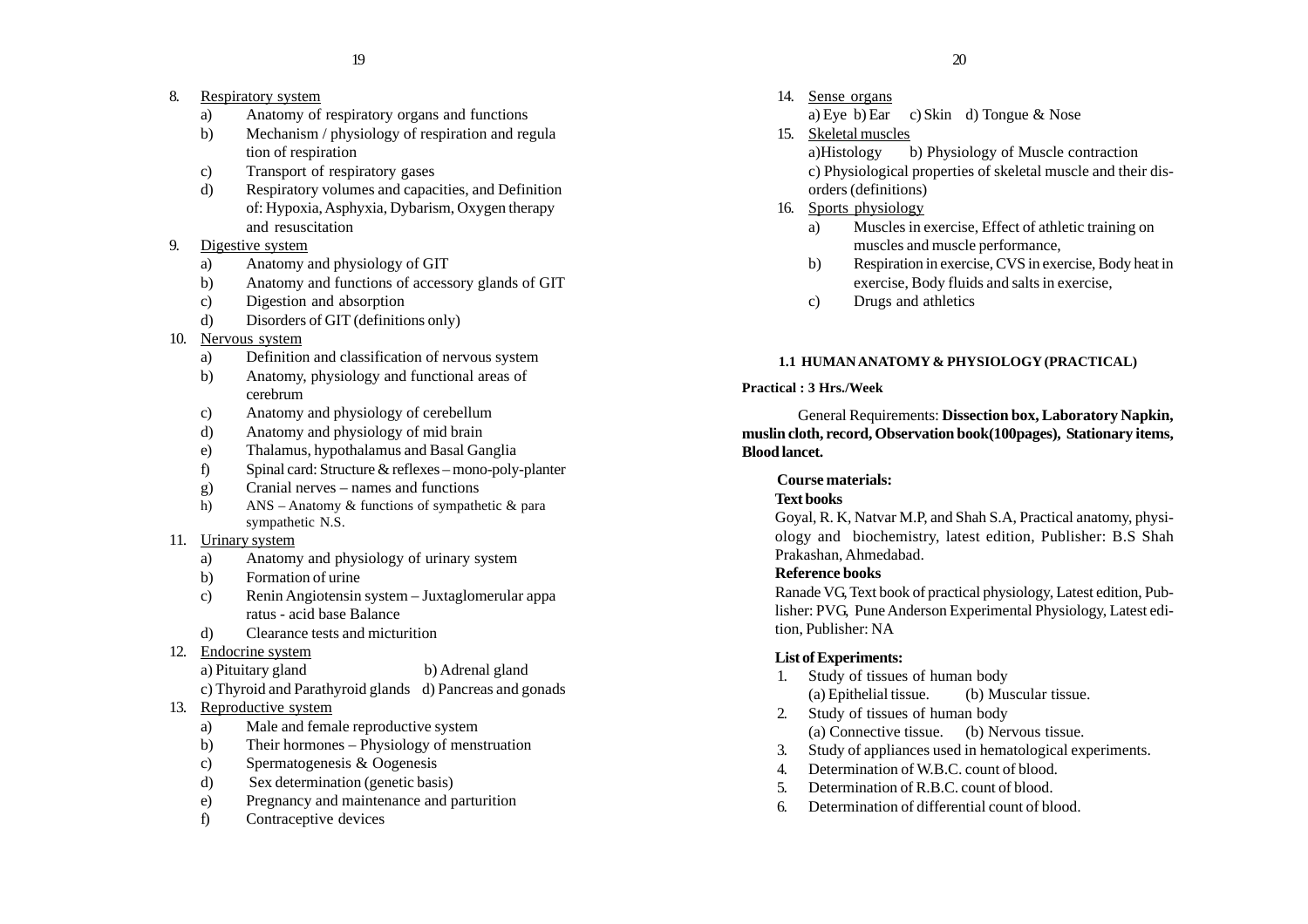8. Respiratory system
   a) Anatomy of respiratory organs and functions
   b) Mechanism / physiology of respiration and regulation of respiration
   c) Transport of respiratory gases
   d) Respiratory volumes and capacities, and Definition of: Hypoxia, Asphyxia, Dybarism, Oxygen therapy and resuscitation
9. Digestive system
   a) Anatomy and physiology of GIT
   b) Anatomy and functions of accessory glands of GIT
   c) Digestion and absorption
   d) Disorders of GIT (definitions only)
10. Nervous system
    a) Definition and classification of nervous system
    b) Anatomy, physiology and functional areas of cerebrum
    c) Anatomy and physiology of cerebellum
    d) Anatomy and physiology of mid brain
    e) Thalamus, hypothalamus and Basal Ganglia
    f) Spinal card: Structure & reflexes – mono-poly-planter
    g) Cranial nerves – names and functions
    h) ANS – Anatomy & functions of sympathetic & para sympathetic N.S.
11. Urinary system
    a) Anatomy and physiology of urinary system
    b) Formation of urine
    c) Renin Angiotensin system – Juxtaglomerular apparatus - acid base Balance
    d) Clearance tests and micturition
12. Endocrine system
    a) Pituitary gland b) Adrenal gland
    c) Thyroid and Parathyroid glands d) Pancreas and gonads
13. Reproductive system
    a) Male and female reproductive system
    b) Their hormones – Physiology of menstruation
    c) Spermatogenesis & Oogenesis
    d) Sex determination (genetic basis)
    e) Pregnancy and maintenance and parturition
    f) Contraceptive devices
14. Sense organs
    a) Eye b) Ear c) Skin d) Tongue & Nose
15. Skeletal muscles
    a) Histology b) Physiology of Muscle contraction
    c) Physiological properties of skeletal muscle and their disorders (definitions)
16. Sports physiology
    a) Muscles in exercise, Effect of athletic training on muscles and muscle performance,
    b) Respiration in exercise, CVS in exercise, Body heat in exercise, Body fluids and salts in exercise,
    c) Drugs and athletics

#### 1.1 HUMAN ANATOMY & PHYSIOLOGY (PRACTICAL)

**Practical : 3 Hrs./Week**

General Requirements: **Dissection box, Laboratory Napkin, muslin cloth, record, Observation book(100pages), Stationary items, Blood lancet.**

**Course materials:**

**Text books**

Goyal, R. K, Natvar M.P, and Shah S.A, Practical anatomy, physiology and biochemistry, latest edition, Publisher: B.S Shah Prakashan, Ahmedabad.

**Reference books**

Ranade VG, Text book of practical physiology, Latest edition, Publisher: PVG, Pune Anderson Experimental Physiology, Latest edition, Publisher: NA

**List of Experiments:**

1. Study of tissues of human body
   (a) Epithelial tissue. (b) Muscular tissue.
2. Study of tissues of human body
   (a) Connective tissue. (b) Nervous tissue.
3. Study of appliances used in hematological experiments.
4. Determination of W.B.C. count of blood.
5. Determination of R.B.C. count of blood.
6. Determination of differential count of blood.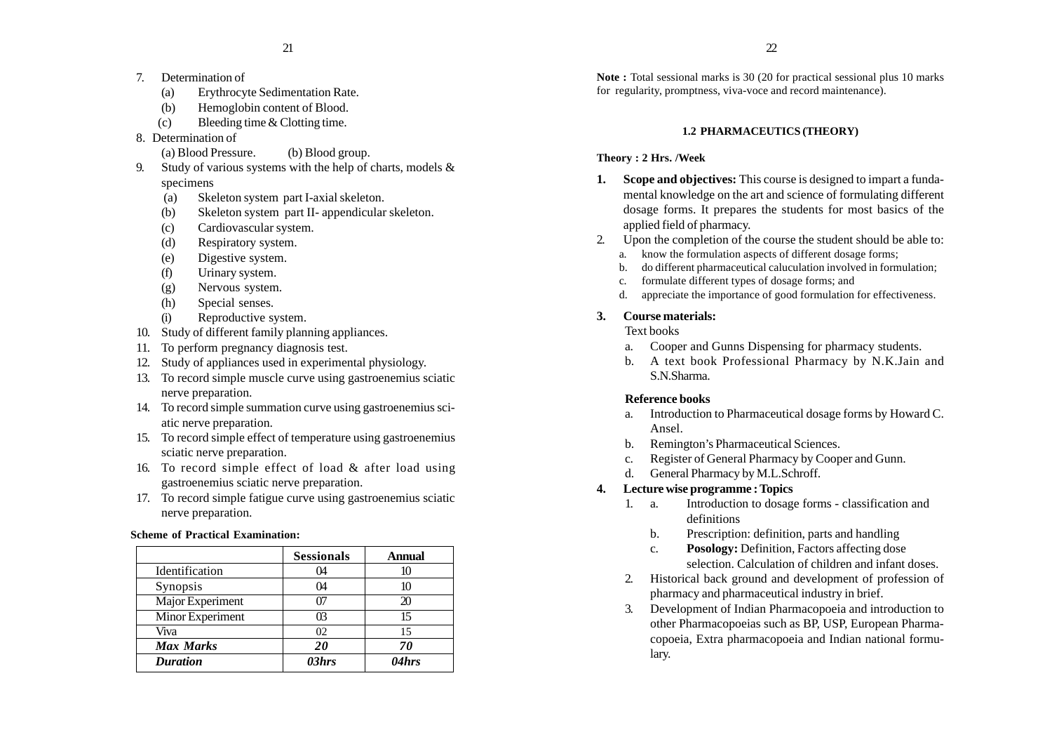7. Determination of
   (a) Erythrocyte Sedimentation Rate.
   (b) Hemoglobin content of Blood.
   (c) Bleeding time & Clotting time.
8. Determination of
   (a) Blood Pressure. (b) Blood group.
9. Study of various systems with the help of charts, models & specimens
   (a) Skeleton system part I-axial skeleton.
   (b) Skeleton system part II- appendicular skeleton.
   (c) Cardiovascular system.
   (d) Respiratory system.
   (e) Digestive system.
   (f) Urinary system.
   (g) Nervous system.
   (h) Special senses.
   (i) Reproductive system.
10. Study of different family planning appliances.
11. To perform pregnancy diagnosis test.
12. Study of appliances used in experimental physiology.
13. To record simple muscle curve using gastroenemius sciatic nerve preparation.
14. To record simple summation curve using gastroenemius sciatic nerve preparation.
15. To record simple effect of temperature using gastroenemius sciatic nerve preparation.
16. To record simple effect of load & after load using gastroenemius sciatic nerve preparation.
17. To record simple fatigue curve using gastroenemius sciatic nerve preparation.

**Scheme of Practical Examination:**

| | Sessionals | Annual |
|---|---|---|
| Identification | 04 | 10 |
| Synopsis | 04 | 10 |
| Major Experiment | 07 | 20 |
| Minor Experiment | 03 | 15 |
| Viva | 02 | 15 |
| ***Max Marks*** | ***20*** | ***70*** |
| ***Duration*** | ***03hrs*** | ***04hrs*** |

**Note :** Total sessional marks is 30 (20 for practical sessional plus 10 marks for regularity, promptness, viva-voce and record maintenance).

## 1.2 PHARMACEUTICS (THEORY)

**Theory : 2 Hrs. /Week**

1. **Scope and objectives:** This course is designed to impart a fundamental knowledge on the art and science of formulating different dosage forms. It prepares the students for most basics of the applied field of pharmacy.
2. Upon the completion of the course the student should be able to:
   a. know the formulation aspects of different dosage forms;
   b. do different pharmaceutical caluculation involved in formulation;
   c. formulate different types of dosage forms; and
   d. appreciate the importance of good formulation for effectiveness.
3. **Course materials:**

   Text books
   a. Cooper and Gunns Dispensing for pharmacy students.
   b. A text book Professional Pharmacy by N.K.Jain and S.N.Sharma.

   **Reference books**
   a. Introduction to Pharmaceutical dosage forms by Howard C. Ansel.
   b. Remington's Pharmaceutical Sciences.
   c. Register of General Pharmacy by Cooper and Gunn.
   d. General Pharmacy by M.L.Schroff.
4. **Lecture wise programme : Topics**
   1. a. Introduction to dosage forms - classification and definitions
      b. Prescription: definition, parts and handling
      c. **Posology:** Definition, Factors affecting dose selection. Calculation of children and infant doses.
   2. Historical back ground and development of profession of pharmacy and pharmaceutical industry in brief.
   3. Development of Indian Pharmacopoeia and introduction to other Pharmacopoeias such as BP, USP, European Pharmacopoeia, Extra pharmacopoeia and Indian national formulary.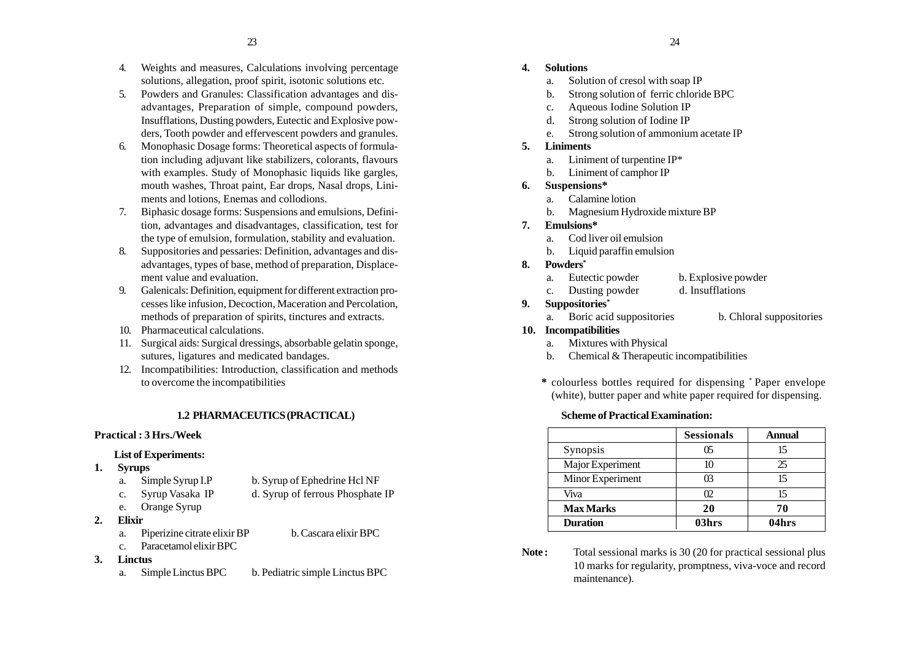4. Weights and measures, Calculations involving percentage solutions, allegation, proof spirit, isotonic solutions etc.
5. Powders and Granules: Classification advantages and disadvantages, Preparation of simple, compound powders, Insufflations, Dusting powders, Eutectic and Explosive powders, Tooth powder and effervescent powders and granules.
6. Monophasic Dosage forms: Theoretical aspects of formulation including adjuvant like stabilizers, colorants, flavours with examples. Study of Monophasic liquids like gargles, mouth washes, Throat paint, Ear drops, Nasal drops, Liniments and lotions, Enemas and collodions.
7. Biphasic dosage forms: Suspensions and emulsions, Definition, advantages and disadvantages, classification, test for the type of emulsion, formulation, stability and evaluation.
8. Suppositories and pessaries: Definition, advantages and disadvantages, types of base, method of preparation, Displacement value and evaluation.
9. Galenicals: Definition, equipment for different extraction processes like infusion, Decoction, Maceration and Percolation, methods of preparation of spirits, tinctures and extracts.
10. Pharmaceutical calculations.
11. Surgical aids: Surgical dressings, absorbable gelatin sponge, sutures, ligatures and medicated bandages.
12. Incompatibilities: Introduction, classification and methods to overcome the incompatibilities

## 1.2 PHARMACEUTICS (PRACTICAL)

**Practical : 3 Hrs./Week**

**List of Experiments:**

1. **Syrups**
   a. Simple Syrup I.P
   b. Syrup of Ephedrine Hcl NF
   c. Syrup Vasaka IP
   d. Syrup of ferrous Phosphate IP
   e. Orange Syrup
2. **Elixir**
   a. Piperizine citrate elixir BP
   b. Cascara elixir BPC
   c. Paracetamol elixir BPC
3. **Linctus**
   a. Simple Linctus BPC
   b. Pediatric simple Linctus BPC
4. **Solutions**
   a. Solution of cresol with soap IP
   b. Strong solution of ferric chloride BPC
   c. Aqueous Iodine Solution IP
   d. Strong solution of Iodine IP
   e. Strong solution of ammonium acetate IP
5. **Liniments**
   a. Liniment of turpentine IP*
   b. Liniment of camphor IP
6. **Suspensions***
   a. Calamine lotion
   b. Magnesium Hydroxide mixture BP
7. **Emulsions***
   a. Cod liver oil emulsion
   b. Liquid paraffin emulsion
8. **Powders***
   a. Eutectic powder
   b. Explosive powder
   c. Dusting powder
   d. Insufflations
9. **Suppositories***
   a. Boric acid suppositories
   b. Chloral suppositories
10. **Incompatibilities**
    a. Mixtures with Physical
    b. Chemical & Therapeutic incompatibilities

**\*** colourless bottles required for dispensing * Paper envelope (white), butter paper and white paper required for dispensing.

**Scheme of Practical Examination:**

| | **Sessionals** | **Annual** |
|---|---|---|
| Synopsis | 05 | 15 |
| Major Experiment | 10 | 25 |
| Minor Experiment | 03 | 15 |
| Viva | 02 | 15 |
| **Max Marks** | **20** | **70** |
| **Duration** | **03hrs** | **04hrs** |

**Note :** Total sessional marks is 30 (20 for practical sessional plus 10 marks for regularity, promptness, viva-voce and record maintenance).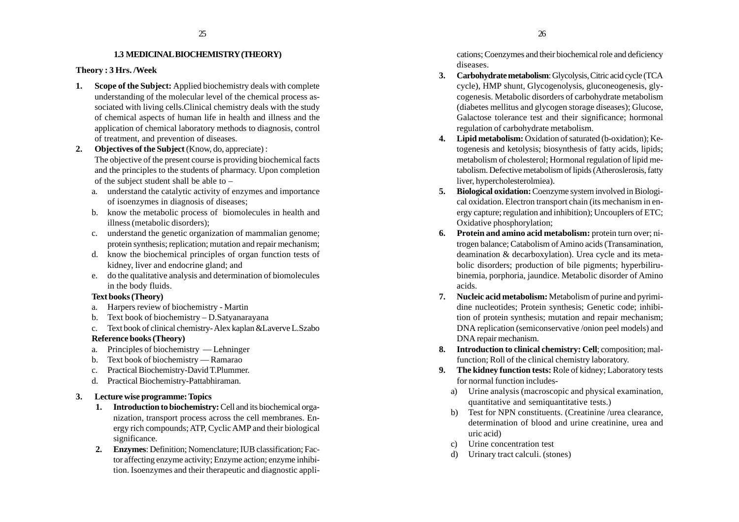## 1.3 MEDICINAL BIOCHEMISTRY (THEORY)

**Theory : 3 Hrs. /Week**

1. **Scope of the Subject:** Applied biochemistry deals with complete understanding of the molecular level of the chemical process associated with living cells.Clinical chemistry deals with the study of chemical aspects of human life in health and illness and the application of chemical laboratory methods to diagnosis, control of treatment, and prevention of diseases.

2. **Objectives of the Subject** (Know, do, appreciate) :
   The objective of the present course is providing biochemical facts and the principles to the students of pharmacy. Upon completion of the subject student shall be able to –
   a. understand the catalytic activity of enzymes and importance of isoenzymes in diagnosis of diseases;
   b. know the metabolic process of biomolecules in health and illness (metabolic disorders);
   c. understand the genetic organization of mammalian genome; protein synthesis; replication; mutation and repair mechanism;
   d. know the biochemical principles of organ function tests of kidney, liver and endocrine gland; and
   e. do the qualitative analysis and determination of biomolecules in the body fluids.

   **Text books (Theory)**
   a. Harpers review of biochemistry - Martin
   b. Text book of biochemistry – D.Satyanarayana
   c. Text book of clinical chemistry- Alex kaplan &Laverve L.Szabo

   **Reference books (Theory)**
   a. Principles of biochemistry — Lehninger
   b. Text book of biochemistry — Ramarao
   c. Practical Biochemistry-David T.Plummer.
   d. Practical Biochemistry-Pattabhiraman.

3. **Lecture wise programme: Topics**
   1. **Introduction to biochemistry:** Cell and its biochemical organization, transport process across the cell membranes. Energy rich compounds; ATP, Cyclic AMP and their biological significance.
   2. **Enzymes**: Definition; Nomenclature; IUB classification; Factor affecting enzyme activity; Enzyme action; enzyme inhibition. Isoenzymes and their therapeutic and diagnostic applications; Coenzymes and their biochemical role and deficiency diseases.
   3. **Carbohydrate metabolism**: Glycolysis, Citric acid cycle (TCA cycle), HMP shunt, Glycogenolysis, gluconeogenesis, glycogenesis. Metabolic disorders of carbohydrate metabolism (diabetes mellitus and glycogen storage diseases); Glucose, Galactose tolerance test and their significance; hormonal regulation of carbohydrate metabolism.
   4. **Lipid metabolism:** Oxidation of saturated (b-oxidation); Ketogenesis and ketolysis; biosynthesis of fatty acids, lipids; metabolism of cholesterol; Hormonal regulation of lipid metabolism. Defective metabolism of lipids (Atherosclerosis, fatty liver, hypercholesterolmiea).
   5. **Biological oxidation:** Coenzyme system involved in Biological oxidation. Electron transport chain (its mechanism in energy capture; regulation and inhibition); Uncouplers of ETC; Oxidative phosphorylation;
   6. **Protein and amino acid metabolism:** protein turn over; nitrogen balance; Catabolism of Amino acids (Transamination, deamination & decarboxylation). Urea cycle and its metabolic disorders; production of bile pigments; hyperbilirubinemia, porphoria, jaundice. Metabolic disorder of Amino acids.
   7. **Nucleic acid metabolism:** Metabolism of purine and pyrimidine nucleotides; Protein synthesis; Genetic code; inhibition of protein synthesis; mutation and repair mechanism; DNA replication (semiconservative /onion peel models) and DNA repair mechanism.
   8. **Introduction to clinical chemistry: Cell**; composition; malfunction; Roll of the clinical chemistry laboratory.
   9. **The kidney function tests:** Role of kidney; Laboratory tests for normal function includes-
      a) Urine analysis (macroscopic and physical examination, quantitative and semiquantitative tests.)
      b) Test for NPN constituents. (Creatinine /urea clearance, determination of blood and urine creatinine, urea and uric acid)
      c) Urine concentration test
      d) Urinary tract calculi. (stones)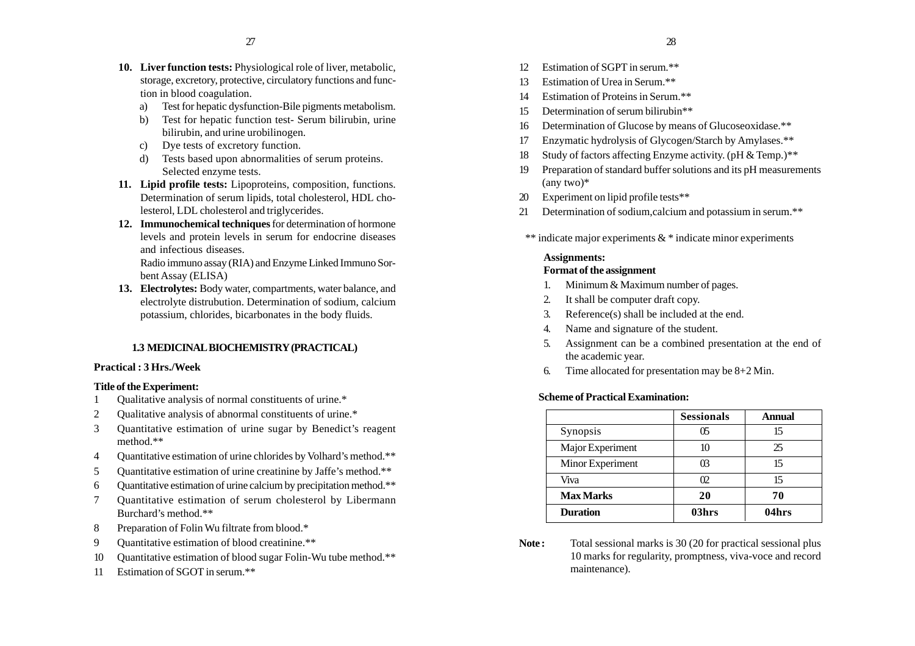10. **Liver function tests:** Physiological role of liver, metabolic, storage, excretory, protective, circulatory functions and function in blood coagulation.
    - a) Test for hepatic dysfunction-Bile pigments metabolism.
    - b) Test for hepatic function test- Serum bilirubin, urine bilirubin, and urine urobilinogen.
    - c) Dye tests of excretory function.
    - d) Tests based upon abnormalities of serum proteins. Selected enzyme tests.
11. **Lipid profile tests:** Lipoproteins, composition, functions. Determination of serum lipids, total cholesterol, HDL cholesterol, LDL cholesterol and triglycerides.
12. **Immunochemical techniques** for determination of hormone levels and protein levels in serum for endocrine diseases and infectious diseases.
    Radio immuno assay (RIA) and Enzyme Linked Immuno Sorbent Assay (ELISA)
13. **Electrolytes:** Body water, compartments, water balance, and electrolyte distrubution. Determination of sodium, calcium potassium, chlorides, bicarbonates in the body fluids.

## 1.3 MEDICINAL BIOCHEMISTRY (PRACTICAL)

**Practical : 3 Hrs./Week**

**Title of the Experiment:**

1. Qualitative analysis of normal constituents of urine.*
2. Qualitative analysis of abnormal constituents of urine.*
3. Quantitative estimation of urine sugar by Benedict's reagent method.**
4. Quantitative estimation of urine chlorides by Volhard's method.**
5. Quantitative estimation of urine creatinine by Jaffe's method.**
6. Quantitative estimation of urine calcium by precipitation method.**
7. Quantitative estimation of serum cholesterol by Libermann Burchard's method.**
8. Preparation of Folin Wu filtrate from blood.*
9. Quantitative estimation of blood creatinine.**
10. Quantitative estimation of blood sugar Folin-Wu tube method.**
11. Estimation of SGOT in serum.**
12. Estimation of SGPT in serum.**
13. Estimation of Urea in Serum.**
14. Estimation of Proteins in Serum.**
15. Determination of serum bilirubin**
16. Determination of Glucose by means of Glucoseoxidase.**
17. Enzymatic hydrolysis of Glycogen/Starch by Amylases.**
18. Study of factors affecting Enzyme activity. (pH & Temp.)**
19. Preparation of standard buffer solutions and its pH measurements (any two)*
20. Experiment on lipid profile tests**
21. Determination of sodium,calcium and potassium in serum.**

** indicate major experiments & * indicate minor experiments

**Assignments:**

**Format of the assignment**

1. Minimum & Maximum number of pages.
2. It shall be computer draft copy.
3. Reference(s) shall be included at the end.
4. Name and signature of the student.
5. Assignment can be a combined presentation at the end of the academic year.
6. Time allocated for presentation may be 8+2 Min.

**Scheme of Practical Examination:**

| | Sessionals | Annual |
|---|---|---|
| Synopsis | 05 | 15 |
| Major Experiment | 10 | 25 |
| Minor Experiment | 03 | 15 |
| Viva | 02 | 15 |
| **Max Marks** | **20** | **70** |
| **Duration** | **03hrs** | **04hrs** |

**Note :** Total sessional marks is 30 (20 for practical sessional plus 10 marks for regularity, promptness, viva-voce and record maintenance).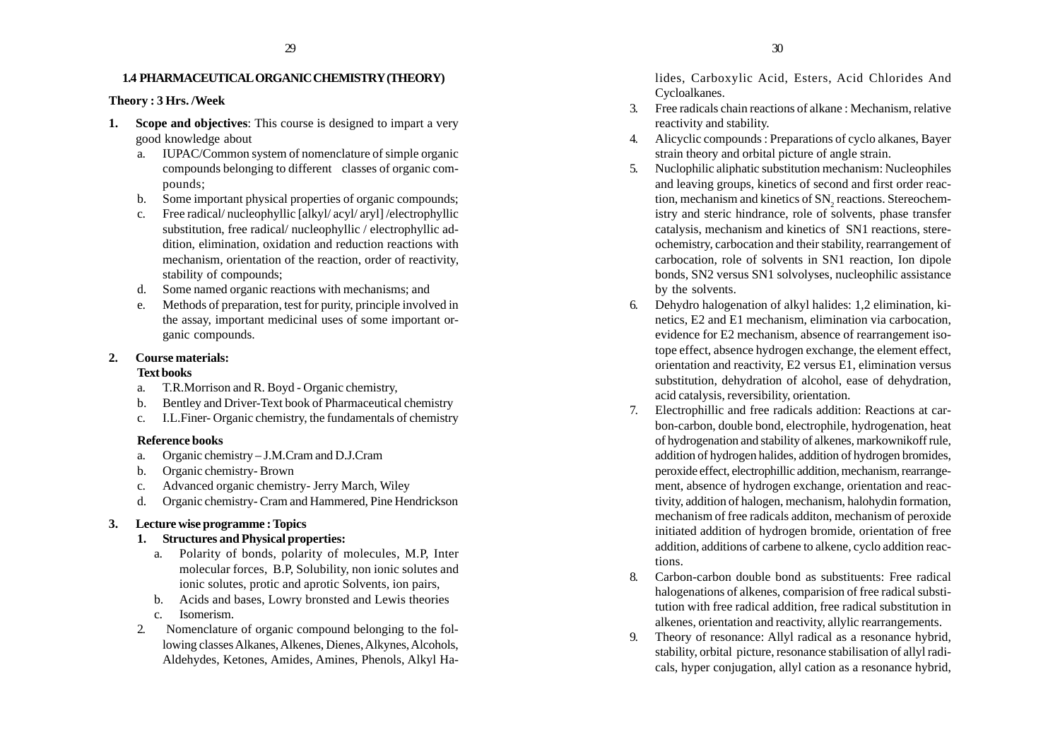### 1.4 PHARMACEUTICAL ORGANIC CHEMISTRY (THEORY)

**Theory : 3 Hrs. /Week**

1. **Scope and objectives**: This course is designed to impart a very good knowledge about
   a. IUPAC/Common system of nomenclature of simple organic compounds belonging to different classes of organic compounds;
   b. Some important physical properties of organic compounds;
   c. Free radical/ nucleophyllic [alkyl/ acyl/ aryl] /electrophyllic substitution, free radical/ nucleophyllic / electrophyllic addition, elimination, oxidation and reduction reactions with mechanism, orientation of the reaction, order of reactivity, stability of compounds;
   d. Some named organic reactions with mechanisms; and
   e. Methods of preparation, test for purity, principle involved in the assay, important medicinal uses of some important organic compounds.

2. **Course materials:**

   **Text books**
   a. T.R.Morrison and R. Boyd - Organic chemistry,
   b. Bentley and Driver-Text book of Pharmaceutical chemistry
   c. I.L.Finer- Organic chemistry, the fundamentals of chemistry

   **Reference books**
   a. Organic chemistry – J.M.Cram and D.J.Cram
   b. Organic chemistry- Brown
   c. Advanced organic chemistry- Jerry March, Wiley
   d. Organic chemistry- Cram and Hammered, Pine Hendrickson

3. **Lecture wise programme : Topics**

   1. **Structures and Physical properties:**
      a. Polarity of bonds, polarity of molecules, M.P, Inter molecular forces, B.P, Solubility, non ionic solutes and ionic solutes, protic and aprotic Solvents, ion pairs,
      b. Acids and bases, Lowry bronsted and Lewis theories
      c. Isomerism.
   2. Nomenclature of organic compound belonging to the following classes Alkanes, Alkenes, Dienes, Alkynes, Alcohols, Aldehydes, Ketones, Amides, Amines, Phenols, Alkyl Halides, Carboxylic Acid, Esters, Acid Chlorides And Cycloalkanes.
   3. Free radicals chain reactions of alkane : Mechanism, relative reactivity and stability.
   4. Alicyclic compounds : Preparations of cyclo alkanes, Bayer strain theory and orbital picture of angle strain.
   5. Nuclophilic aliphatic substitution mechanism: Nucleophiles and leaving groups, kinetics of second and first order reaction, mechanism and kinetics of $SN_2$ reactions. Stereochemistry and steric hindrance, role of solvents, phase transfer catalysis, mechanism and kinetics of SN1 reactions, stereochemistry, carbocation and their stability, rearrangement of carbocation, role of solvents in SN1 reaction, Ion dipole bonds, SN2 versus SN1 solvolyses, nucleophilic assistance by the solvents.
   6. Dehydro halogenation of alkyl halides: 1,2 elimination, kinetics, E2 and E1 mechanism, elimination via carbocation, evidence for E2 mechanism, absence of rearrangement isotope effect, absence hydrogen exchange, the element effect, orientation and reactivity, E2 versus E1, elimination versus substitution, dehydration of alcohol, ease of dehydration, acid catalysis, reversibility, orientation.
   7. Electrophillic and free radicals addition: Reactions at carbon-carbon, double bond, electrophile, hydrogenation, heat of hydrogenation and stability of alkenes, markownikoff rule, addition of hydrogen halides, addition of hydrogen bromides, peroxide effect, electrophillic addition, mechanism, rearrangement, absence of hydrogen exchange, orientation and reactivity, addition of halogen, mechanism, halohydin formation, mechanism of free radicals additon, mechanism of peroxide initiated addition of hydrogen bromide, orientation of free addition, additions of carbene to alkene, cyclo addition reactions.
   8. Carbon-carbon double bond as substituents: Free radical halogenations of alkenes, comparision of free radical substitution with free radical addition, free radical substitution in alkenes, orientation and reactivity, allylic rearrangements.
   9. Theory of resonance: Allyl radical as a resonance hybrid, stability, orbital picture, resonance stabilisation of allyl radicals, hyper conjugation, allyl cation as a resonance hybrid,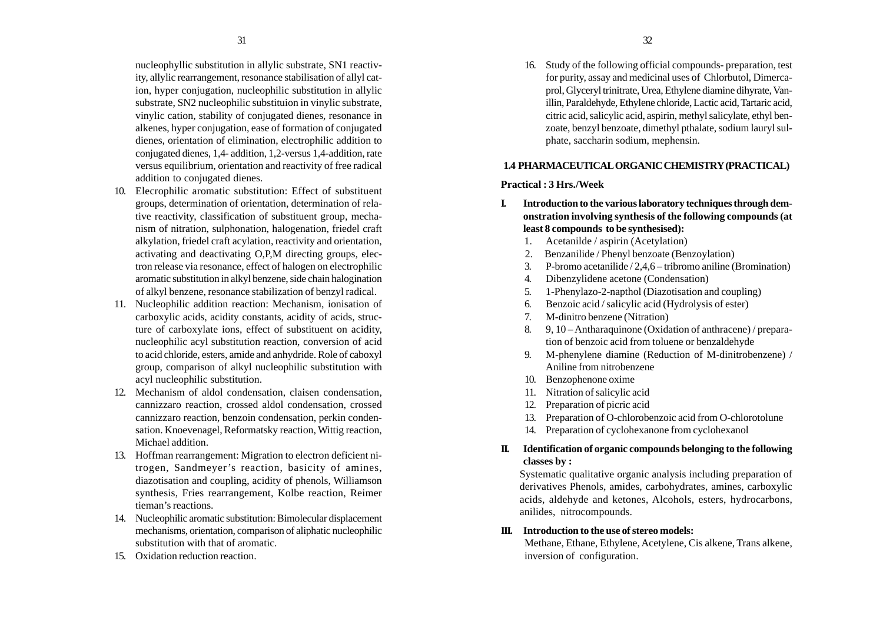nucleophyllic substitution in allylic substrate, SN1 reactivity, allylic rearrangement, resonance stabilisation of allyl cation, hyper conjugation, nucleophilic substitution in allylic substrate, SN2 nucleophilic substituion in vinylic substrate, vinylic cation, stability of conjugated dienes, resonance in alkenes, hyper conjugation, ease of formation of conjugated dienes, orientation of elimination, electrophilic addition to conjugated dienes, 1,4- addition, 1,2-versus 1,4-addition, rate versus equilibrium, orientation and reactivity of free radical addition to conjugated dienes.

10. Elecrophilic aromatic substitution: Effect of substituent groups, determination of orientation, determination of relative reactivity, classification of substituent group, mechanism of nitration, sulphonation, halogenation, friedel craft alkylation, friedel craft acylation, reactivity and orientation, activating and deactivating O,P,M directing groups, electron release via resonance, effect of halogen on electrophilic aromatic substitution in alkyl benzene, side chain halogination of alkyl benzene, resonance stabilization of benzyl radical.
11. Nucleophilic addition reaction: Mechanism, ionisation of carboxylic acids, acidity constants, acidity of acids, structure of carboxylate ions, effect of substituent on acidity, nucleophilic acyl substitution reaction, conversion of acid to acid chloride, esters, amide and anhydride. Role of caboxyl group, comparison of alkyl nucleophilic substitution with acyl nucleophilic substitution.
12. Mechanism of aldol condensation, claisen condensation, cannizzaro reaction, crossed aldol condensation, crossed cannizzaro reaction, benzoin condensation, perkin condensation. Knoevenagel, Reformatsky reaction, Wittig reaction, Michael addition.
13. Hoffman rearrangement: Migration to electron deficient nitrogen, Sandmeyer's reaction, basicity of amines, diazotisation and coupling, acidity of phenols, Williamson synthesis, Fries rearrangement, Kolbe reaction, Reimer tieman's reactions.
14. Nucleophilic aromatic substitution: Bimolecular displacement mechanisms, orientation, comparison of aliphatic nucleophilic substitution with that of aromatic.
15. Oxidation reduction reaction.
16. Study of the following official compounds- preparation, test for purity, assay and medicinal uses of Chlorbutol, Dimercaprol, Glyceryl trinitrate, Urea, Ethylene diamine dihyrate, Vanillin, Paraldehyde, Ethylene chloride, Lactic acid, Tartaric acid, citric acid, salicylic acid, aspirin, methyl salicylate, ethyl benzoate, benzyl benzoate, dimethyl pthalate, sodium lauryl sulphate, saccharin sodium, mephensin.

## 1.4 PHARMACEUTICAL ORGANIC CHEMISTRY (PRACTICAL)

**Practical : 3 Hrs./Week**

**I. Introduction to the various laboratory techniques through demonstration involving synthesis of the following compounds (at least 8 compounds to be synthesised):**

1. Acetanilde / aspirin (Acetylation)
2. Benzanilide / Phenyl benzoate (Benzoylation)
3. P-bromo acetanilide / 2,4,6 – tribromo aniline (Bromination)
4. Dibenzylidene acetone (Condensation)
5. 1-Phenylazo-2-napthol (Diazotisation and coupling)
6. Benzoic acid / salicylic acid (Hydrolysis of ester)
7. M-dinitro benzene (Nitration)
8. 9, 10 – Antharaquinone (Oxidation of anthracene) / preparation of benzoic acid from toluene or benzaldehyde
9. M-phenylene diamine (Reduction of M-dinitrobenzene) / Aniline from nitrobenzene
10. Benzophenone oxime
11. Nitration of salicylic acid
12. Preparation of picric acid
13. Preparation of O-chlorobenzoic acid from O-chlorotolune
14. Preparation of cyclohexanone from cyclohexanol

**II. Identification of organic compounds belonging to the following classes by :**

Systematic qualitative organic analysis including preparation of derivatives Phenols, amides, carbohydrates, amines, carboxylic acids, aldehyde and ketones, Alcohols, esters, hydrocarbons, anilides, nitrocompounds.

**III. Introduction to the use of stereo models:**

Methane, Ethane, Ethylene, Acetylene, Cis alkene, Trans alkene, inversion of configuration.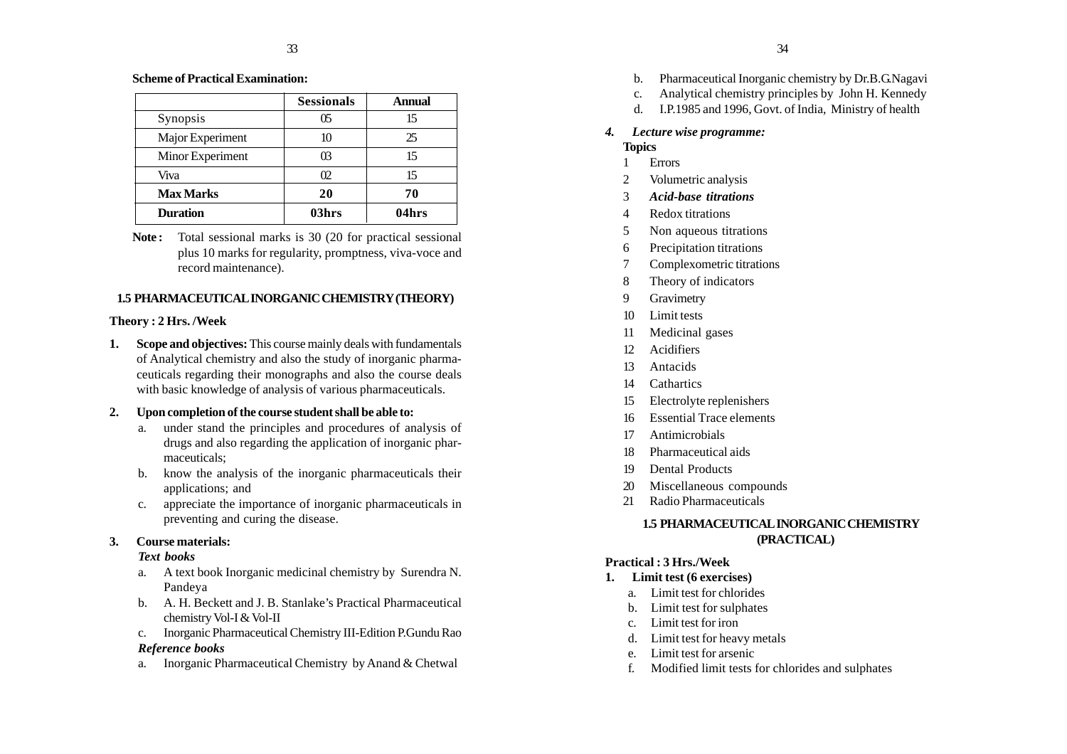**Scheme of Practical Examination:**

| | Sessionals | Annual |
|---|---|---|
| Synopsis | 05 | 15 |
| Major Experiment | 10 | 25 |
| Minor Experiment | 03 | 15 |
| Viva | 02 | 15 |
| **Max Marks** | **20** | **70** |
| **Duration** | **03hrs** | **04hrs** |

**Note :** Total sessional marks is 30 (20 for practical sessional plus 10 marks for regularity, promptness, viva-voce and record maintenance).

## 1.5 PHARMACEUTICAL INORGANIC CHEMISTRY (THEORY)

**Theory : 2 Hrs. /Week**

1. **Scope and objectives:** This course mainly deals with fundamentals of Analytical chemistry and also the study of inorganic pharmaceuticals regarding their monographs and also the course deals with basic knowledge of analysis of various pharmaceuticals.

2. **Upon completion of the course student shall be able to:**
   a. under stand the principles and procedures of analysis of drugs and also regarding the application of inorganic pharmaceuticals;
   b. know the analysis of the inorganic pharmaceuticals their applications; and
   c. appreciate the importance of inorganic pharmaceuticals in preventing and curing the disease.

3. **Course materials:**

   ***Text books***
   a. A text book Inorganic medicinal chemistry by Surendra N. Pandeya
   b. A. H. Beckett and J. B. Stanlake's Practical Pharmaceutical chemistry Vol-I & Vol-II
   c. Inorganic Pharmaceutical Chemistry III-Edition P.Gundu Rao

   ***Reference books***
   a. Inorganic Pharmaceutical Chemistry by Anand & Chetwal
   b. Pharmaceutical Inorganic chemistry by Dr.B.G.Nagavi
   c. Analytical chemistry principles by John H. Kennedy
   d. I.P.1985 and 1996, Govt. of India, Ministry of health

4. ***Lecture wise programme:***

   **Topics**
   1 Errors
   2 Volumetric analysis
   3 ***Acid-base titrations***
   4 Redox titrations
   5 Non aqueous titrations
   6 Precipitation titrations
   7 Complexometric titrations
   8 Theory of indicators
   9 Gravimetry
   10 Limit tests
   11 Medicinal gases
   12 Acidifiers
   13 Antacids
   14 Cathartics
   15 Electrolyte replenishers
   16 Essential Trace elements
   17 Antimicrobials
   18 Pharmaceutical aids
   19 Dental Products
   20 Miscellaneous compounds
   21 Radio Pharmaceuticals

## 1.5 PHARMACEUTICAL INORGANIC CHEMISTRY (PRACTICAL)

**Practical : 3 Hrs./Week**

1. **Limit test (6 exercises)**
   a. Limit test for chlorides
   b. Limit test for sulphates
   c. Limit test for iron
   d. Limit test for heavy metals
   e. Limit test for arsenic
   f. Modified limit tests for chlorides and sulphates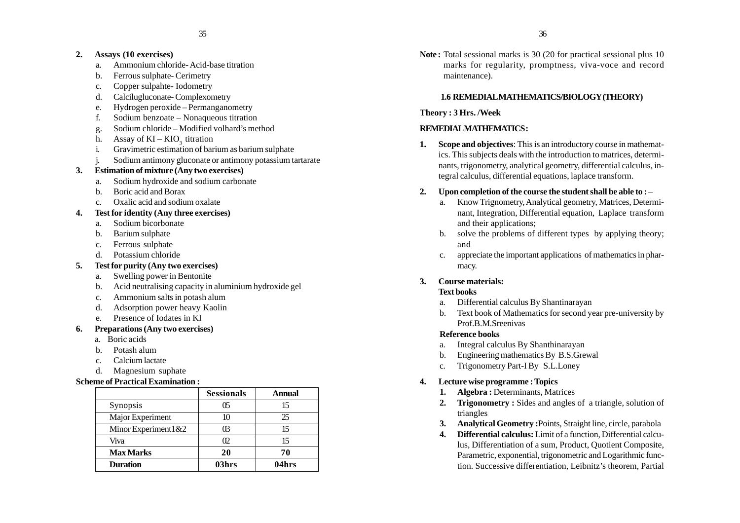2. **Assays (10 exercises)**
   a. Ammonium chloride- Acid-base titration
   b. Ferrous sulphate- Cerimetry
   c. Copper sulpahte- Iodometry
   d. Calcilugluconate- Complexometry
   e. Hydrogen peroxide – Permanganometry
   f. Sodium benzoate – Nonaqueous titration
   g. Sodium chloride – Modified volhard's method
   h. Assay of KI – $KIO_3$ titration
   i. Gravimetric estimation of barium as barium sulphate
   j. Sodium antimony gluconate or antimony potassium tartarate

3. **Estimation of mixture (Any two exercises)**
   a. Sodium hydroxide and sodium carbonate
   b. Boric acid and Borax
   c. Oxalic acid and sodium oxalate

4. **Test for identity (Any three exercises)**
   a. Sodium bicorbonate
   b. Barium sulphate
   c. Ferrous sulphate
   d. Potassium chloride

5. **Test for purity (Any two exercises)**
   a. Swelling power in Bentonite
   b. Acid neutralising capacity in aluminium hydroxide gel
   c. Ammonium salts in potash alum
   d. Adsorption power heavy Kaolin
   e. Presence of Iodates in KI

6. **Preparations (Any two exercises)**
   a. Boric acids
   b. Potash alum
   c. Calcium lactate
   d. Magnesium suphate

**Scheme of Practical Examination :**

| | Sessionals | Annual |
|---|---|---|
| Synopsis | 05 | 15 |
| Major Experiment | 10 | 25 |
| Minor Experiment1&2 | 03 | 15 |
| Viva | 02 | 15 |
| **Max Marks** | **20** | **70** |
| **Duration** | **03hrs** | **04hrs** |

**Note :** Total sessional marks is 30 (20 for practical sessional plus 10 marks for regularity, promptness, viva-voce and record maintenance).

## 1.6 REMEDIAL MATHEMATICS/BIOLOGY (THEORY)

**Theory : 3 Hrs. /Week**

### REMEDIAL MATHEMATICS :

1. **Scope and objectives**: This is an introductory course in mathematics. This subjects deals with the introduction to matrices, determinants, trigonometry, analytical geometry, differential calculus, integral calculus, differential equations, laplace transform.

2. **Upon completion of the course the student shall be able to :** –
   a. Know Trignometry, Analytical geometry, Matrices, Determinant, Integration, Differential equation, Laplace transform and their applications;
   b. solve the problems of different types by applying theory; and
   c. appreciate the important applications of mathematics in pharmacy.

3. **Course materials:**

   **Text books**
   a. Differential calculus By Shantinarayan
   b. Text book of Mathematics for second year pre-university by Prof.B.M.Sreenivas

   **Reference books**
   a. Integral calculus By Shanthinarayan
   b. Engineering mathematics By B.S.Grewal
   c. Trigonometry Part-I By S.L.Loney

4. **Lecture wise programme : Topics**
   1. **Algebra :** Determinants, Matrices
   2. **Trigonometry :** Sides and angles of a triangle, solution of triangles
   3. **Analytical Geometry :**Points, Straight line, circle, parabola
   4. **Differential calculus:** Limit of a function, Differential calculus, Differentiation of a sum, Product, Quotient Composite, Parametric, exponential, trigonometric and Logarithmic function. Successive differentiation, Leibnitz's theorem, Partial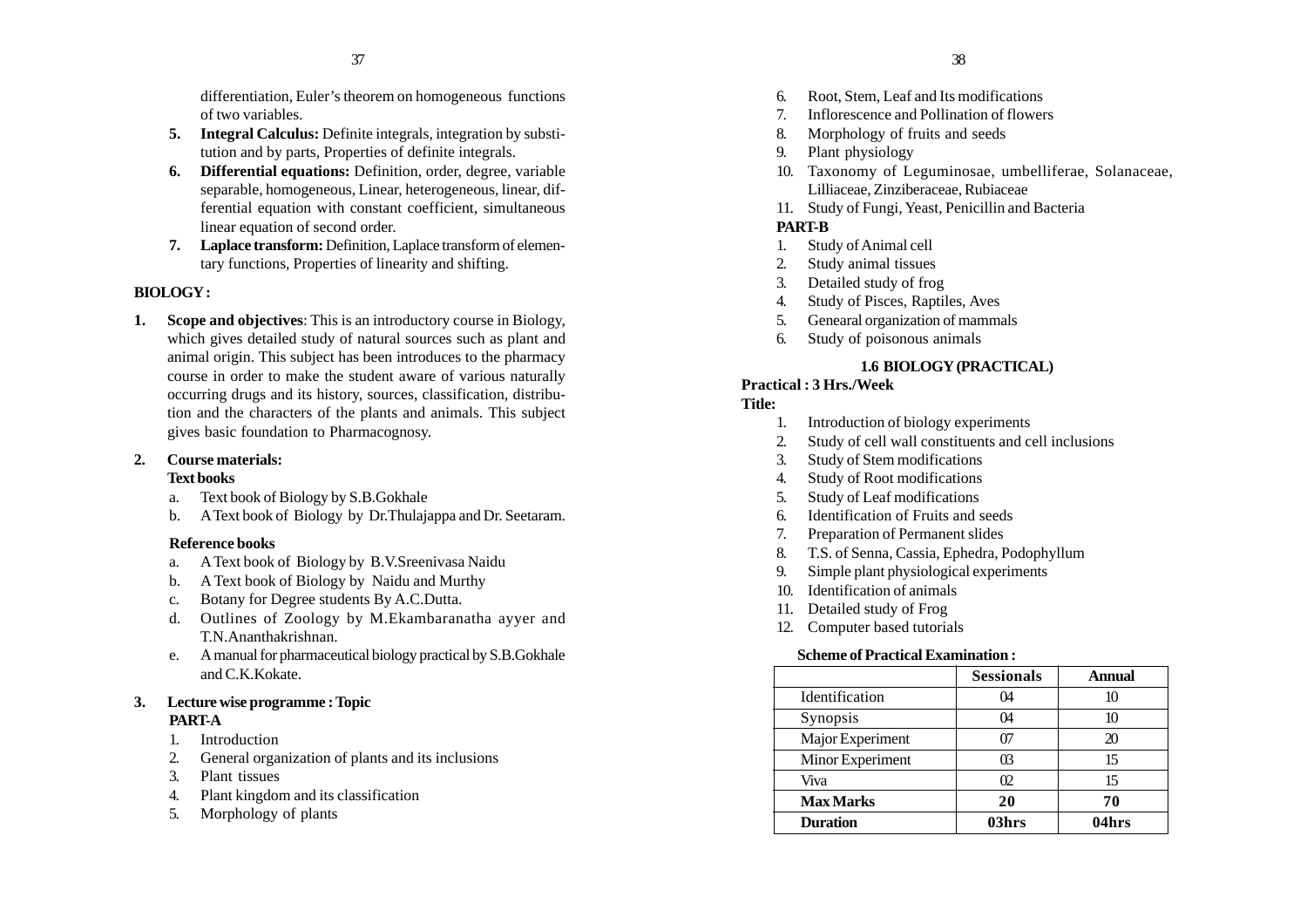differentiation, Euler's theorem on homogeneous functions of two variables.

5. **Integral Calculus:** Definite integrals, integration by substitution and by parts, Properties of definite integrals.
6. **Differential equations:** Definition, order, degree, variable separable, homogeneous, Linear, heterogeneous, linear, differential equation with constant coefficient, simultaneous linear equation of second order.
7. **Laplace transform:** Definition, Laplace transform of elementary functions, Properties of linearity and shifting.

## BIOLOGY :

1. **Scope and objectives**: This is an introductory course in Biology, which gives detailed study of natural sources such as plant and animal origin. This subject has been introduces to the pharmacy course in order to make the student aware of various naturally occurring drugs and its history, sources, classification, distribution and the characters of the plants and animals. This subject gives basic foundation to Pharmacognosy.

2. **Course materials:**

   **Text books**

   a. Text book of Biology by S.B.Gokhale
   b. A Text book of Biology by Dr.Thulajappa and Dr. Seetaram.

   **Reference books**

   a. A Text book of Biology by B.V.Sreenivasa Naidu
   b. A Text book of Biology by Naidu and Murthy
   c. Botany for Degree students By A.C.Dutta.
   d. Outlines of Zoology by M.Ekambaranatha ayyer and T.N.Ananthakrishnan.
   e. A manual for pharmaceutical biology practical by S.B.Gokhale and C.K.Kokate.

3. **Lecture wise programme : Topic**

   **PART-A**

   1. Introduction
   2. General organization of plants and its inclusions
   3. Plant tissues
   4. Plant kingdom and its classification
   5. Morphology of plants
   6. Root, Stem, Leaf and Its modifications
   7. Inflorescence and Pollination of flowers
   8. Morphology of fruits and seeds
   9. Plant physiology
   10. Taxonomy of Leguminosae, umbelliferae, Solanaceae, Lilliaceae, Zinziberaceae, Rubiaceae
   11. Study of Fungi, Yeast, Penicillin and Bacteria

   **PART-B**

   1. Study of Animal cell
   2. Study animal tissues
   3. Detailed study of frog
   4. Study of Pisces, Raptiles, Aves
   5. Genearal organization of mammals
   6. Study of poisonous animals

### 1.6 BIOLOGY (PRACTICAL)

**Practical : 3 Hrs./Week**

**Title:**

1. Introduction of biology experiments
2. Study of cell wall constituents and cell inclusions
3. Study of Stem modifications
4. Study of Root modifications
5. Study of Leaf modifications
6. Identification of Fruits and seeds
7. Preparation of Permanent slides
8. T.S. of Senna, Cassia, Ephedra, Podophyllum
9. Simple plant physiological experiments
10. Identification of animals
11. Detailed study of Frog
12. Computer based tutorials

**Scheme of Practical Examination :**

| | **Sessionals** | **Annual** |
|---|---|---|
| Identification | 04 | 10 |
| Synopsis | 04 | 10 |
| Major Experiment | 07 | 20 |
| Minor Experiment | 03 | 15 |
| Viva | 02 | 15 |
| **Max Marks** | **20** | **70** |
| **Duration** | **03hrs** | **04hrs** |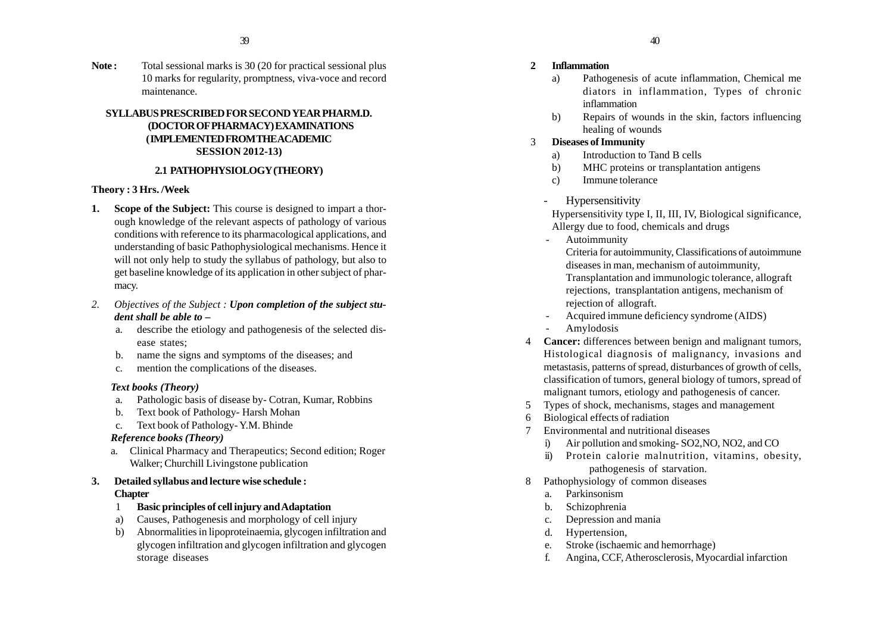**Note :** Total sessional marks is 30 (20 for practical sessional plus 10 marks for regularity, promptness, viva-voce and record maintenance.

## SYLLABUS PRESCRIBED FOR SECOND YEAR PHARM.D. (DOCTOR OF PHARMACY) EXAMINATIONS (IMPLEMENTED FROM THE ACADEMIC SESSION 2012-13)

### 2.1 PATHOPHYSIOLOGY (THEORY)

**Theory : 3 Hrs. /Week**

1. **Scope of the Subject:** This course is designed to impart a thorough knowledge of the relevant aspects of pathology of various conditions with reference to its pharmacological applications, and understanding of basic Pathophysiological mechanisms. Hence it will not only help to study the syllabus of pathology, but also to get baseline knowledge of its application in other subject of pharmacy.

2. *Objectives of the Subject :* ***Upon completion of the subject student shall be able to –***
   a. describe the etiology and pathogenesis of the selected disease states;
   b. name the signs and symptoms of the diseases; and
   c. mention the complications of the diseases.

   ***Text books (Theory)***
   a. Pathologic basis of disease by- Cotran, Kumar, Robbins
   b. Text book of Pathology- Harsh Mohan
   c. Text book of Pathology- Y.M. Bhinde

   ***Reference books (Theory)***
   a. Clinical Pharmacy and Therapeutics; Second edition; Roger Walker; Churchill Livingstone publication

3. **Detailed syllabus and lecture wise schedule :**
   **Chapter**
   1 **Basic principles of cell injury and Adaptation**
   a) Causes, Pathogenesis and morphology of cell injury
   b) Abnormalities in lipoproteinaemia, glycogen infiltration and glycogen infiltration and glycogen infiltration and glycogen storage diseases

   2 **Inflammation**
   a) Pathogenesis of acute inflammation, Chemical me diators in inflammation, Types of chronic inflammation
   b) Repairs of wounds in the skin, factors influencing healing of wounds

   3 **Diseases of Immunity**
   a) Introduction to Tand B cells
   b) MHC proteins or transplantation antigens
   c) Immune tolerance

   - Hypersensitivity
     Hypersensitivity type I, II, III, IV, Biological significance, Allergy due to food, chemicals and drugs
   - Autoimmunity
     Criteria for autoimmunity, Classifications of autoimmune diseases in man, mechanism of autoimmunity, Transplantation and immunologic tolerance, allograft rejections, transplantation antigens, mechanism of rejection of allograft.
   - Acquired immune deficiency syndrome (AIDS)
   - Amylodosis

   4 **Cancer:** differences between benign and malignant tumors, Histological diagnosis of malignancy, invasions and metastasis, patterns of spread, disturbances of growth of cells, classification of tumors, general biology of tumors, spread of malignant tumors, etiology and pathogenesis of cancer.

   5 Types of shock, mechanisms, stages and management

   6 Biological effects of radiation

   7 Environmental and nutritional diseases
   i) Air pollution and smoking- $SO_2$,NO, $NO_2$, and CO
   ii) Protein calorie malnutrition, vitamins, obesity, pathogenesis of starvation.

   8 Pathophysiology of common diseases
   a. Parkinsonism
   b. Schizophrenia
   c. Depression and mania
   d. Hypertension,
   e. Stroke (ischaemic and hemorrhage)
   f. Angina, CCF, Atherosclerosis, Myocardial infarction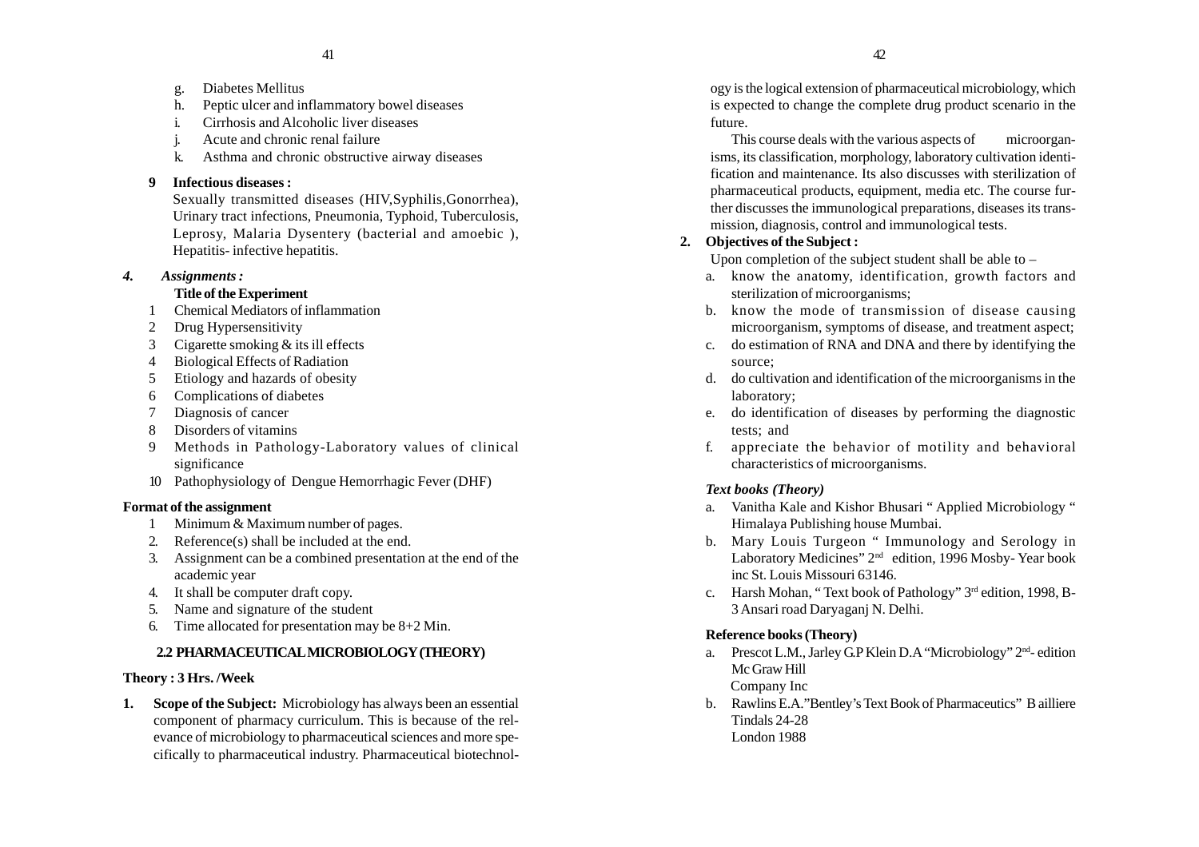g. Diabetes Mellitus
h. Peptic ulcer and inflammatory bowel diseases
i. Cirrhosis and Alcoholic liver diseases
j. Acute and chronic renal failure
k. Asthma and chronic obstructive airway diseases

**9 Infectious diseases :**

Sexually transmitted diseases (HIV,Syphilis,Gonorrhea), Urinary tract infections, Pneumonia, Typhoid, Tuberculosis, Leprosy, Malaria Dysentery (bacterial and amoebic ), Hepatitis- infective hepatitis.

***4. Assignments :***

**Title of the Experiment**

1 Chemical Mediators of inflammation
2 Drug Hypersensitivity
3 Cigarette smoking & its ill effects
4 Biological Effects of Radiation
5 Etiology and hazards of obesity
6 Complications of diabetes
7 Diagnosis of cancer
8 Disorders of vitamins
9 Methods in Pathology-Laboratory values of clinical significance
10 Pathophysiology of Dengue Hemorrhagic Fever (DHF)

**Format of the assignment**

1 Minimum & Maximum number of pages.
2. Reference(s) shall be included at the end.
3. Assignment can be a combined presentation at the end of the academic year
4. It shall be computer draft copy.
5. Name and signature of the student
6. Time allocated for presentation may be 8+2 Min.

## 2.2 PHARMACEUTICAL MICROBIOLOGY (THEORY)

**Theory : 3 Hrs. /Week**

**1. Scope of the Subject:** Microbiology has always been an essential component of pharmacy curriculum. This is because of the relevance of microbiology to pharmaceutical sciences and more specifically to pharmaceutical industry. Pharmaceutical biotechnology is the logical extension of pharmaceutical microbiology, which is expected to change the complete drug product scenario in the future.

This course deals with the various aspects of microorganisms, its classification, morphology, laboratory cultivation identification and maintenance. Its also discusses with sterilization of pharmaceutical products, equipment, media etc. The course further discusses the immunological preparations, diseases its transmission, diagnosis, control and immunological tests.

**2. Objectives of the Subject :**

Upon completion of the subject student shall be able to –

a. know the anatomy, identification, growth factors and sterilization of microorganisms;
b. know the mode of transmission of disease causing microorganism, symptoms of disease, and treatment aspect;
c. do estimation of RNA and DNA and there by identifying the source;
d. do cultivation and identification of the microorganisms in the laboratory;
e. do identification of diseases by performing the diagnostic tests; and
f. appreciate the behavior of motility and behavioral characteristics of microorganisms.

***Text books (Theory)***

a. Vanitha Kale and Kishor Bhusari " Applied Microbiology " Himalaya Publishing house Mumbai.
b. Mary Louis Turgeon " Immunology and Serology in Laboratory Medicines" 2nd edition, 1996 Mosby- Year book inc St. Louis Missouri 63146.
c. Harsh Mohan, " Text book of Pathology" 3rd edition, 1998, B-3 Ansari road Daryaganj N. Delhi.

**Reference books (Theory)**

a. Prescot L.M., Jarley G.P Klein D.A "Microbiology" 2nd- edition Mc Graw Hill Company Inc
b. Rawlins E.A."Bentley's Text Book of Pharmaceutics" B ailliere Tindals 24-28 London 1988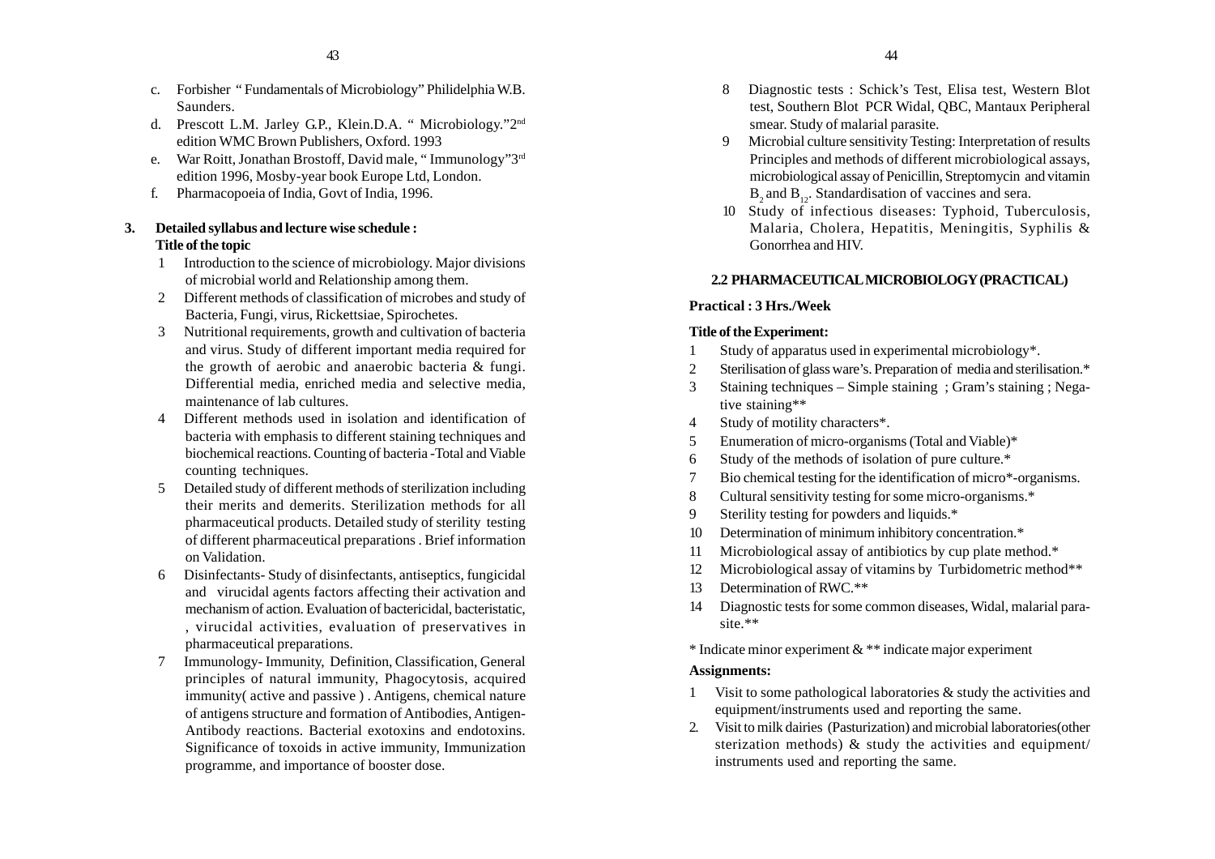c. Forbisher " Fundamentals of Microbiology" Philidelphia W.B. Saunders.

d. Prescott L.M. Jarley G.P., Klein.D.A. " Microbiology."2[nd] edition WMC Brown Publishers, Oxford. 1993

e. War Roitt, Jonathan Brostoff, David male, " Immunology"3[rd] edition 1996, Mosby-year book Europe Ltd, London.

f. Pharmacopoeia of India, Govt of India, 1996.

**3. Detailed syllabus and lecture wise schedule :**

**Title of the topic**

1 Introduction to the science of microbiology. Major divisions of microbial world and Relationship among them.

2 Different methods of classification of microbes and study of Bacteria, Fungi, virus, Rickettsiae, Spirochetes.

3 Nutritional requirements, growth and cultivation of bacteria and virus. Study of different important media required for the growth of aerobic and anaerobic bacteria & fungi. Differential media, enriched media and selective media, maintenance of lab cultures.

4 Different methods used in isolation and identification of bacteria with emphasis to different staining techniques and biochemical reactions. Counting of bacteria -Total and Viable counting techniques.

5 Detailed study of different methods of sterilization including their merits and demerits. Sterilization methods for all pharmaceutical products. Detailed study of sterility testing of different pharmaceutical preparations . Brief information on Validation.

6 Disinfectants- Study of disinfectants, antiseptics, fungicidal and virucidal agents factors affecting their activation and mechanism of action. Evaluation of bactericidal, bacteristatic, , virucidal activities, evaluation of preservatives in pharmaceutical preparations.

7 Immunology- Immunity, Definition, Classification, General principles of natural immunity, Phagocytosis, acquired immunity( active and passive ) . Antigens, chemical nature of antigens structure and formation of Antibodies, Antigen-Antibody reactions. Bacterial exotoxins and endotoxins. Significance of toxoids in active immunity, Immunization programme, and importance of booster dose.

8 Diagnostic tests : Schick's Test, Elisa test, Western Blot test, Southern Blot PCR Widal, QBC, Mantaux Peripheral smear. Study of malarial parasite.

9 Microbial culture sensitivity Testing: Interpretation of results Principles and methods of different microbiological assays, microbiological assay of Penicillin, Streptomycin and vitamin $B_2$ and $B_{12}$. Standardisation of vaccines and sera.

10 Study of infectious diseases: Typhoid, Tuberculosis, Malaria, Cholera, Hepatitis, Meningitis, Syphilis & Gonorrhea and HIV.

**2.2 PHARMACEUTICAL MICROBIOLOGY (PRACTICAL)**

**Practical : 3 Hrs./Week**

**Title of the Experiment:**

1 Study of apparatus used in experimental microbiology*.

2 Sterilisation of glass ware's. Preparation of media and sterilisation.*

3 Staining techniques – Simple staining ; Gram's staining ; Negative staining**

4 Study of motility characters*.

5 Enumeration of micro-organisms (Total and Viable)*

6 Study of the methods of isolation of pure culture.*

7 Bio chemical testing for the identification of micro*-organisms.

8 Cultural sensitivity testing for some micro-organisms.*

9 Sterility testing for powders and liquids.*

10 Determination of minimum inhibitory concentration.*

11 Microbiological assay of antibiotics by cup plate method.*

12 Microbiological assay of vitamins by Turbidometric method**

13 Determination of RWC.**

14 Diagnostic tests for some common diseases, Widal, malarial parasite.**

* Indicate minor experiment & ** indicate major experiment

**Assignments:**

1 Visit to some pathological laboratories & study the activities and equipment/instruments used and reporting the same.

2. Visit to milk dairies (Pasturization) and microbial laboratories(other sterization methods) & study the activities and equipment/ instruments used and reporting the same.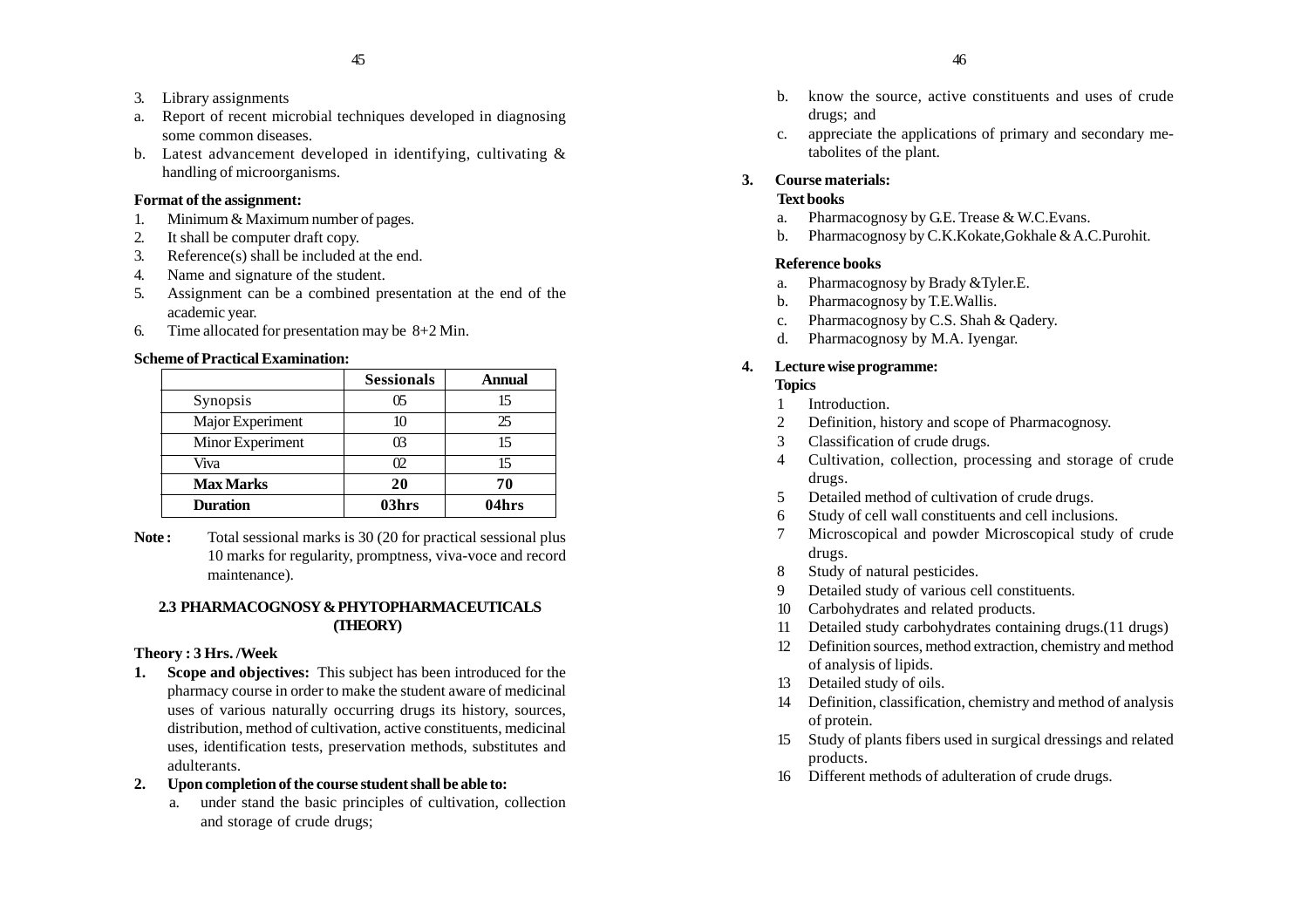3. Library assignments

a. Report of recent microbial techniques developed in diagnosing some common diseases.

b. Latest advancement developed in identifying, cultivating & handling of microorganisms.

**Format of the assignment:**

1. Minimum & Maximum number of pages.
2. It shall be computer draft copy.
3. Reference(s) shall be included at the end.
4. Name and signature of the student.
5. Assignment can be a combined presentation at the end of the academic year.
6. Time allocated for presentation may be 8+2 Min.

**Scheme of Practical Examination:**

| | Sessionals | Annual |
|---|---|---|
| Synopsis | 05 | 15 |
| Major Experiment | 10 | 25 |
| Minor Experiment | 03 | 15 |
| Viva | 02 | 15 |
| **Max Marks** | **20** | **70** |
| **Duration** | **03hrs** | **04hrs** |

**Note :** Total sessional marks is 30 (20 for practical sessional plus 10 marks for regularity, promptness, viva-voce and record maintenance).

## 2.3 PHARMACOGNOSY & PHYTOPHARMACEUTICALS (THEORY)

**Theory : 3 Hrs. /Week**

**1. Scope and objectives:** This subject has been introduced for the pharmacy course in order to make the student aware of medicinal uses of various naturally occurring drugs its history, sources, distribution, method of cultivation, active constituents, medicinal uses, identification tests, preservation methods, substitutes and adulterants.

**2. Upon completion of the course student shall be able to:**

a. under stand the basic principles of cultivation, collection and storage of crude drugs;

b. know the source, active constituents and uses of crude drugs; and

c. appreciate the applications of primary and secondary metabolites of the plant.

**3. Course materials:**

**Text books**

a. Pharmacognosy by G.E. Trease & W.C.Evans.

b. Pharmacognosy by C.K.Kokate,Gokhale & A.C.Purohit.

**Reference books**

a. Pharmacognosy by Brady &Tyler.E.

b. Pharmacognosy by T.E.Wallis.

c. Pharmacognosy by C.S. Shah & Qadery.

d. Pharmacognosy by M.A. Iyengar.

**4. Lecture wise programme:**

**Topics**

1. Introduction.
2. Definition, history and scope of Pharmacognosy.
3. Classification of crude drugs.
4. Cultivation, collection, processing and storage of crude drugs.
5. Detailed method of cultivation of crude drugs.
6. Study of cell wall constituents and cell inclusions.
7. Microscopical and powder Microscopical study of crude drugs.
8. Study of natural pesticides.
9. Detailed study of various cell constituents.
10. Carbohydrates and related products.
11. Detailed study carbohydrates containing drugs.(11 drugs)
12. Definition sources, method extraction, chemistry and method of analysis of lipids.
13. Detailed study of oils.
14. Definition, classification, chemistry and method of analysis of protein.
15. Study of plants fibers used in surgical dressings and related products.
16. Different methods of adulteration of crude drugs.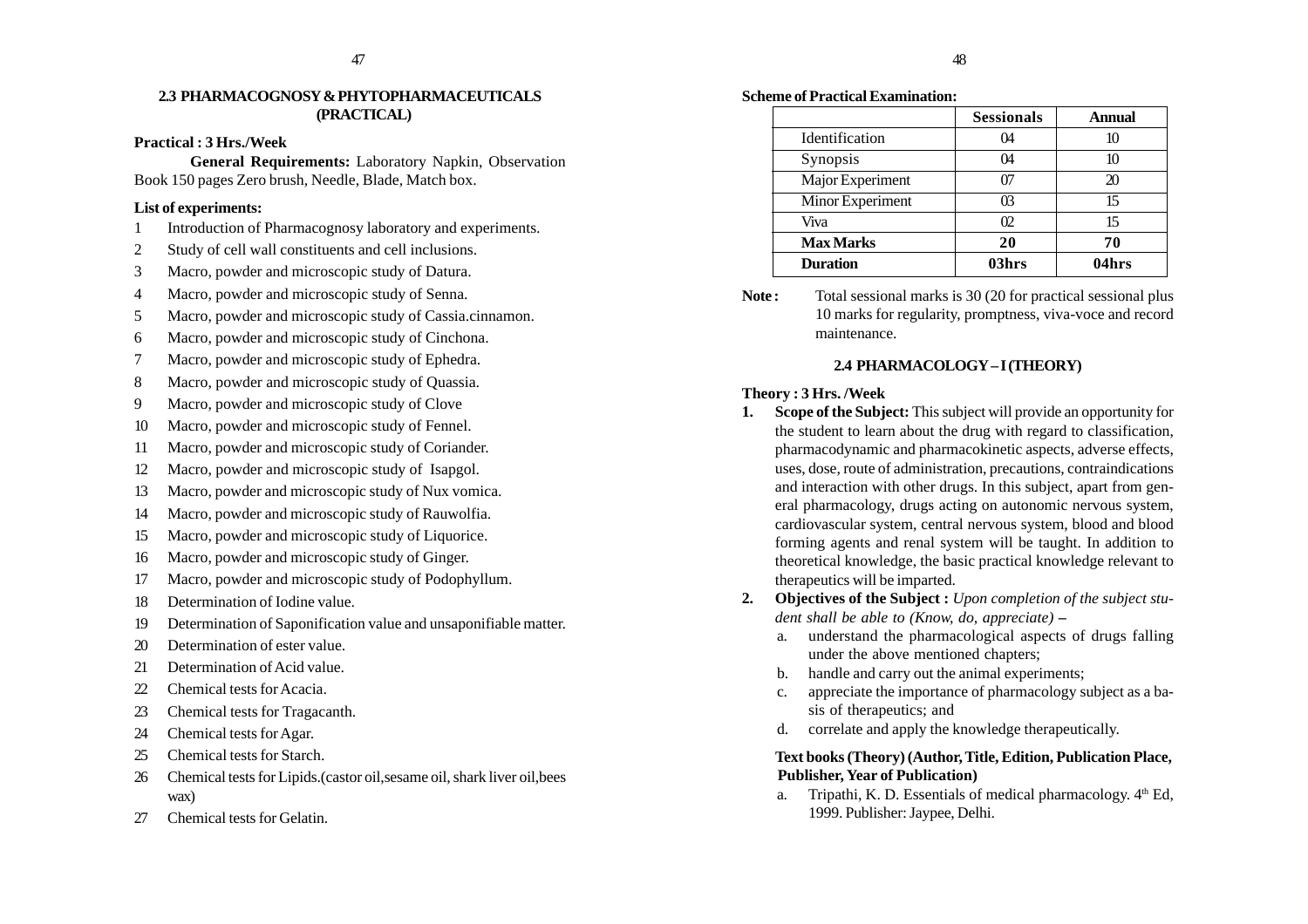## 2.3 PHARMACOGNOSY & PHYTOPHARMACEUTICALS (PRACTICAL)

**Practical : 3 Hrs./Week**

**General Requirements:** Laboratory Napkin, Observation Book 150 pages Zero brush, Needle, Blade, Match box.

**List of experiments:**

1 Introduction of Pharmacognosy laboratory and experiments.
2 Study of cell wall constituents and cell inclusions.
3 Macro, powder and microscopic study of Datura.
4 Macro, powder and microscopic study of Senna.
5 Macro, powder and microscopic study of Cassia.cinnamon.
6 Macro, powder and microscopic study of Cinchona.
7 Macro, powder and microscopic study of Ephedra.
8 Macro, powder and microscopic study of Quassia.
9 Macro, powder and microscopic study of Clove
10 Macro, powder and microscopic study of Fennel.
11 Macro, powder and microscopic study of Coriander.
12 Macro, powder and microscopic study of Isapgol.
13 Macro, powder and microscopic study of Nux vomica.
14 Macro, powder and microscopic study of Rauwolfia.
15 Macro, powder and microscopic study of Liquorice.
16 Macro, powder and microscopic study of Ginger.
17 Macro, powder and microscopic study of Podophyllum.
18 Determination of Iodine value.
19 Determination of Saponification value and unsaponifiable matter.
20 Determination of ester value.
21 Determination of Acid value.
22 Chemical tests for Acacia.
23 Chemical tests for Tragacanth.
24 Chemical tests for Agar.
25 Chemical tests for Starch.
26 Chemical tests for Lipids.(castor oil,sesame oil, shark liver oil,bees wax)
27 Chemical tests for Gelatin.

**Scheme of Practical Examination:**

| | Sessionals | Annual |
|---|---|---|
| Identification | 04 | 10 |
| Synopsis | 04 | 10 |
| Major Experiment | 07 | 20 |
| Minor Experiment | 03 | 15 |
| Viva | 02 | 15 |
| **Max Marks** | **20** | **70** |
| **Duration** | **03hrs** | **04hrs** |

**Note :** Total sessional marks is 30 (20 for practical sessional plus 10 marks for regularity, promptness, viva-voce and record maintenance.

## 2.4 PHARMACOLOGY – I (THEORY)

**Theory : 3 Hrs. /Week**

1. **Scope of the Subject:** This subject will provide an opportunity for the student to learn about the drug with regard to classification, pharmacodynamic and pharmacokinetic aspects, adverse effects, uses, dose, route of administration, precautions, contraindications and interaction with other drugs. In this subject, apart from general pharmacology, drugs acting on autonomic nervous system, cardiovascular system, central nervous system, blood and blood forming agents and renal system will be taught. In addition to theoretical knowledge, the basic practical knowledge relevant to therapeutics will be imparted.
2. **Objectives of the Subject :** *Upon completion of the subject student shall be able to (Know, do, appreciate)* **–**
   a. understand the pharmacological aspects of drugs falling under the above mentioned chapters;
   b. handle and carry out the animal experiments;
   c. appreciate the importance of pharmacology subject as a basis of therapeutics; and
   d. correlate and apply the knowledge therapeutically.

**Text books (Theory) (Author, Title, Edition, Publication Place, Publisher, Year of Publication)**

a. Tripathi, K. D. Essentials of medical pharmacology. 4th Ed, 1999. Publisher: Jaypee, Delhi.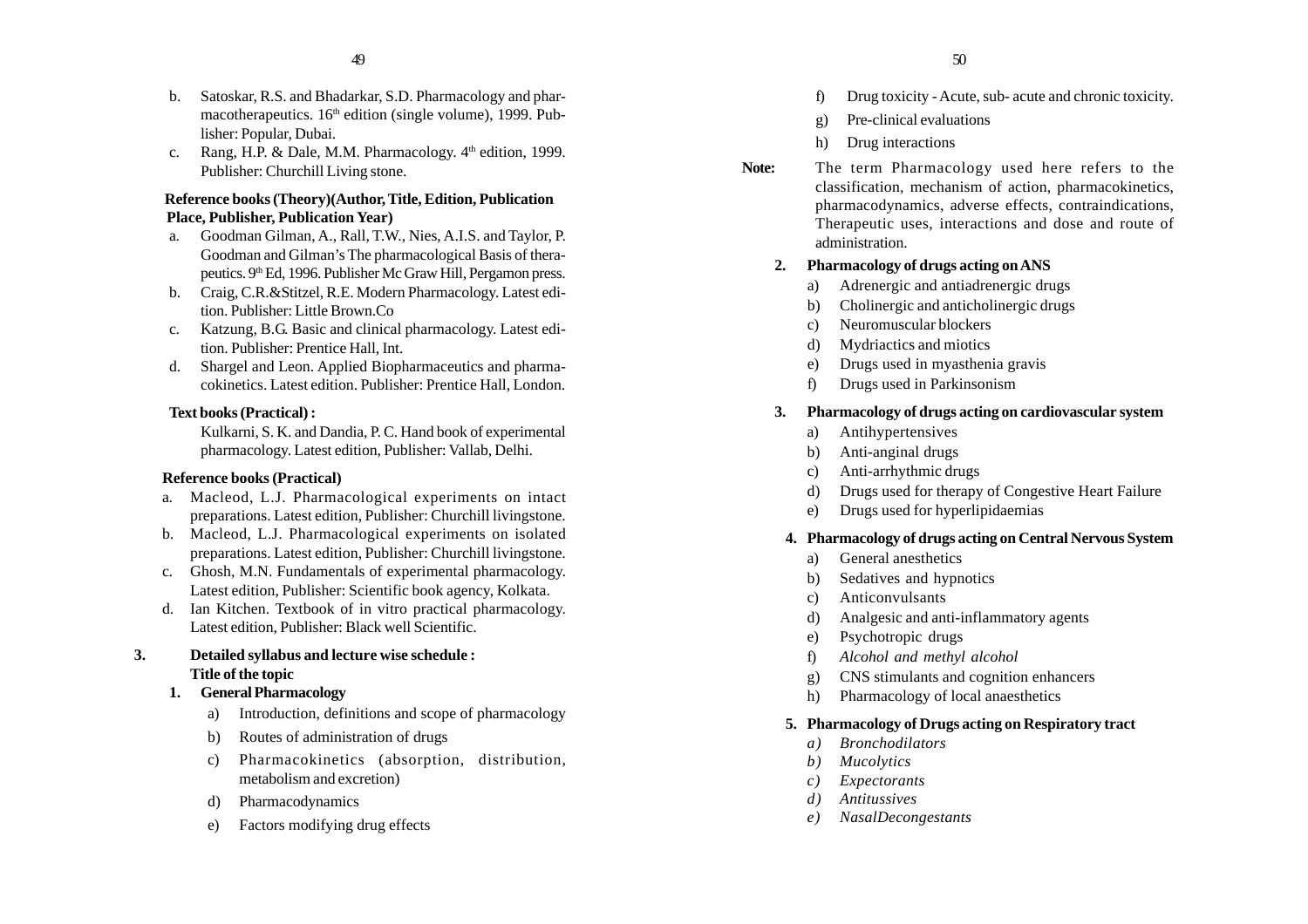b. Satoskar, R.S. and Bhadarkar, S.D. Pharmacology and pharmacotherapeutics. 16th edition (single volume), 1999. Publisher: Popular, Dubai.

c. Rang, H.P. & Dale, M.M. Pharmacology. 4th edition, 1999. Publisher: Churchill Living stone.

**Reference books (Theory)(Author, Title, Edition, Publication Place, Publisher, Publication Year)**

a. Goodman Gilman, A., Rall, T.W., Nies, A.I.S. and Taylor, P. Goodman and Gilman's The pharmacological Basis of therapeutics. 9th Ed, 1996. Publisher Mc Graw Hill, Pergamon press.

b. Craig, C.R.&Stitzel, R.E. Modern Pharmacology. Latest edition. Publisher: Little Brown.Co

c. Katzung, B.G. Basic and clinical pharmacology. Latest edition. Publisher: Prentice Hall, Int.

d. Shargel and Leon. Applied Biopharmaceutics and pharmacokinetics. Latest edition. Publisher: Prentice Hall, London.

**Text books (Practical) :**

Kulkarni, S. K. and Dandia, P. C. Hand book of experimental pharmacology. Latest edition, Publisher: Vallab, Delhi.

**Reference books (Practical)**

a. Macleod, L.J. Pharmacological experiments on intact preparations. Latest edition, Publisher: Churchill livingstone.

b. Macleod, L.J. Pharmacological experiments on isolated preparations. Latest edition, Publisher: Churchill livingstone.

c. Ghosh, M.N. Fundamentals of experimental pharmacology. Latest edition, Publisher: Scientific book agency, Kolkata.

d. Ian Kitchen. Textbook of in vitro practical pharmacology. Latest edition, Publisher: Black well Scientific.

**3. Detailed syllabus and lecture wise schedule :**

**Title of the topic**

**1. General Pharmacology**

a) Introduction, definitions and scope of pharmacology

b) Routes of administration of drugs

c) Pharmacokinetics (absorption, distribution, metabolism and excretion)

d) Pharmacodynamics

e) Factors modifying drug effects

f) Drug toxicity - Acute, sub- acute and chronic toxicity.

g) Pre-clinical evaluations

h) Drug interactions

**Note:** The term Pharmacology used here refers to the classification, mechanism of action, pharmacokinetics, pharmacodynamics, adverse effects, contraindications, Therapeutic uses, interactions and dose and route of administration.

**2. Pharmacology of drugs acting on ANS**

a) Adrenergic and antiadrenergic drugs

b) Cholinergic and anticholinergic drugs

c) Neuromuscular blockers

d) Mydriactics and miotics

e) Drugs used in myasthenia gravis

f) Drugs used in Parkinsonism

**3. Pharmacology of drugs acting on cardiovascular system**

a) Antihypertensives

b) Anti-anginal drugs

c) Anti-arrhythmic drugs

d) Drugs used for therapy of Congestive Heart Failure

e) Drugs used for hyperlipidaemias

**4. Pharmacology of drugs acting on Central Nervous System**

a) General anesthetics

b) Sedatives and hypnotics

c) Anticonvulsants

d) Analgesic and anti-inflammatory agents

e) Psychotropic drugs

f) *Alcohol and methyl alcohol*

g) CNS stimulants and cognition enhancers

h) Pharmacology of local anaesthetics

**5. Pharmacology of Drugs acting on Respiratory tract**

*a) Bronchodilators*

*b) Mucolytics*

*c) Expectorants*

*d) Antitussives*

*e) NasalDecongestants*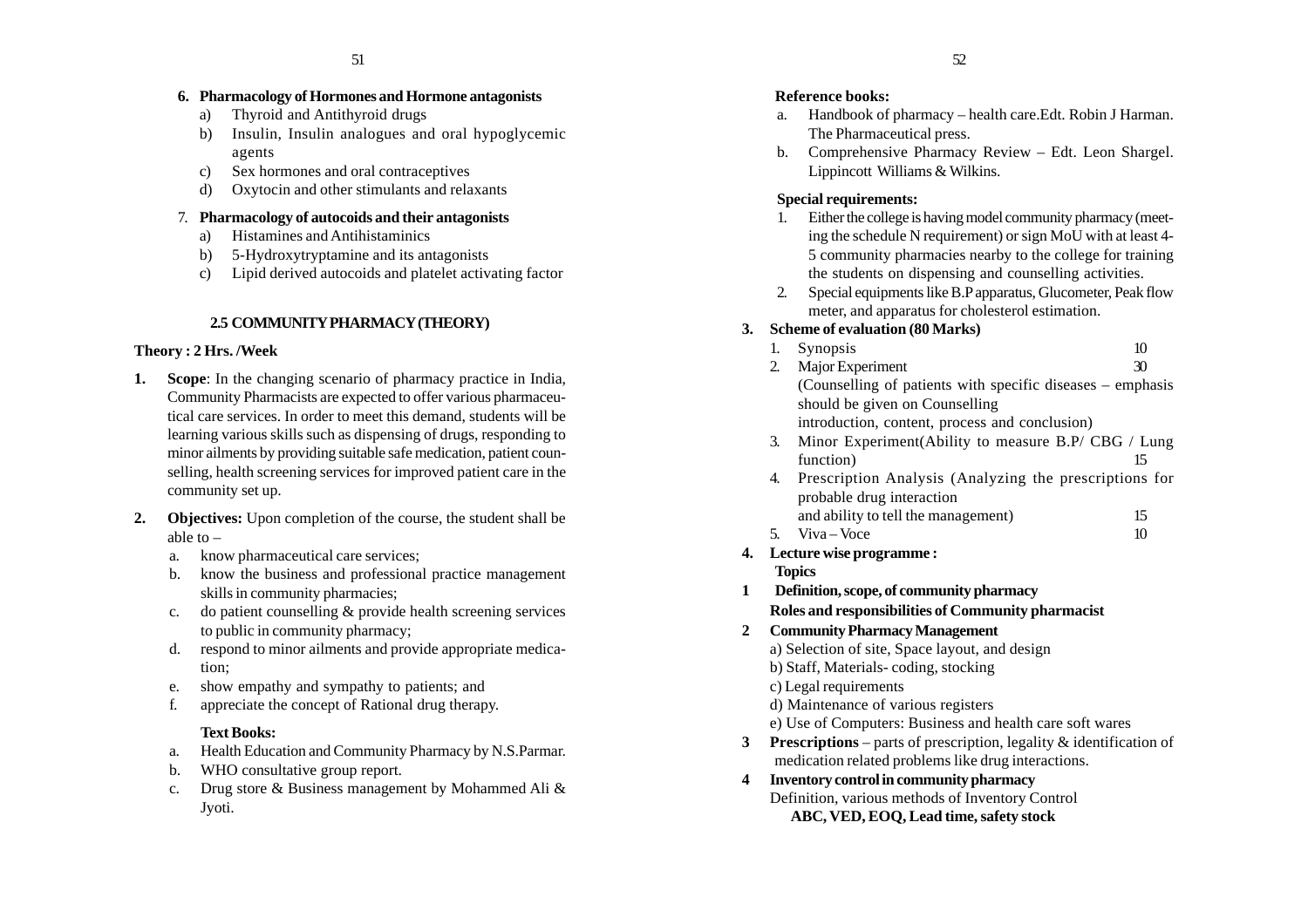**6. Pharmacology of Hormones and Hormone antagonists**

a) Thyroid and Antithyroid drugs
b) Insulin, Insulin analogues and oral hypoglycemic agents
c) Sex hormones and oral contraceptives
d) Oxytocin and other stimulants and relaxants

**7. Pharmacology of autocoids and their antagonists**

a) Histamines and Antihistaminics
b) 5-Hydroxytryptamine and its antagonists
c) Lipid derived autocoids and platelet activating factor

## 2.5 COMMUNITY PHARMACY (THEORY)

**Theory : 2 Hrs. /Week**

1. **Scope**: In the changing scenario of pharmacy practice in India, Community Pharmacists are expected to offer various pharmaceutical care services. In order to meet this demand, students will be learning various skills such as dispensing of drugs, responding to minor ailments by providing suitable safe medication, patient counselling, health screening services for improved patient care in the community set up.

2. **Objectives:** Upon completion of the course, the student shall be able to –
   a. know pharmaceutical care services;
   b. know the business and professional practice management skills in community pharmacies;
   c. do patient counselling & provide health screening services to public in community pharmacy;
   d. respond to minor ailments and provide appropriate medication;
   e. show empathy and sympathy to patients; and
   f. appreciate the concept of Rational drug therapy.

**Text Books:**

a. Health Education and Community Pharmacy by N.S.Parmar.
b. WHO consultative group report.
c. Drug store & Business management by Mohammed Ali & Jyoti.

**Reference books:**

a. Handbook of pharmacy – health care.Edt. Robin J Harman. The Pharmaceutical press.
b. Comprehensive Pharmacy Review – Edt. Leon Shargel. Lippincott Williams & Wilkins.

**Special requirements:**

1. Either the college is having model community pharmacy (meeting the schedule N requirement) or sign MoU with at least 4-5 community pharmacies nearby to the college for training the students on dispensing and counselling activities.
2. Special equipments like B.P apparatus, Glucometer, Peak flow meter, and apparatus for cholesterol estimation.

**3. Scheme of evaluation (80 Marks)**

1. Synopsis — 10
2. Major Experiment — 30
   (Counselling of patients with specific diseases – emphasis should be given on Counselling introduction, content, process and conclusion)
3. Minor Experiment(Ability to measure B.P/ CBG / Lung function) — 15
4. Prescription Analysis (Analyzing the prescriptions for probable drug interaction and ability to tell the management) — 15
5. Viva – Voce — 10

**4. Lecture wise programme :**

**Topics**

**1 Definition, scope, of community pharmacy**
**Roles and responsibilities of Community pharmacist**

**2 Community Pharmacy Management**
a) Selection of site, Space layout, and design
b) Staff, Materials- coding, stocking
c) Legal requirements
d) Maintenance of various registers
e) Use of Computers: Business and health care soft wares

**3 Prescriptions** – parts of prescription, legality & identification of medication related problems like drug interactions.

**4 Inventory control in community pharmacy**
Definition, various methods of Inventory Control
**ABC, VED, EOQ, Lead time, safety stock**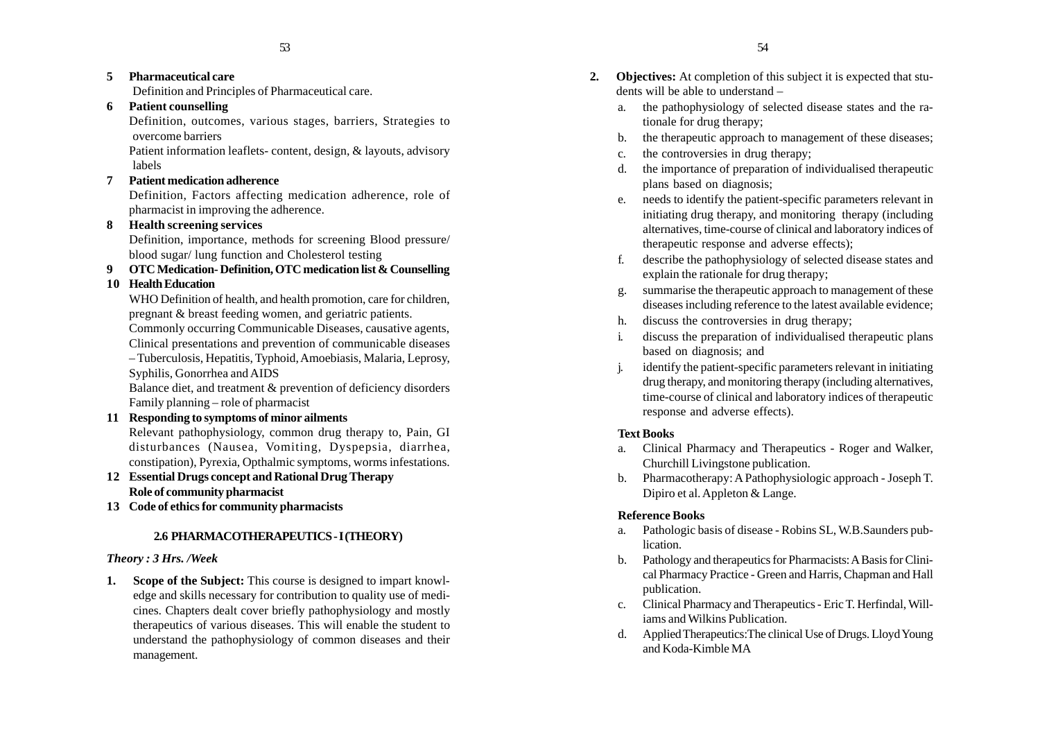**5 Pharmaceutical care**

Definition and Principles of Pharmaceutical care.

**6 Patient counselling**

Definition, outcomes, various stages, barriers, Strategies to overcome barriers

Patient information leaflets- content, design, & layouts, advisory labels

**7 Patient medication adherence**

Definition, Factors affecting medication adherence, role of pharmacist in improving the adherence.

**8 Health screening services**

Definition, importance, methods for screening Blood pressure/ blood sugar/ lung function and Cholesterol testing

**9 OTC Medication- Definition, OTC medication list & Counselling**

**10 Health Education**

WHO Definition of health, and health promotion, care for children, pregnant & breast feeding women, and geriatric patients.

Commonly occurring Communicable Diseases, causative agents, Clinical presentations and prevention of communicable diseases – Tuberculosis, Hepatitis, Typhoid, Amoebiasis, Malaria, Leprosy, Syphilis, Gonorrhea and AIDS

Balance diet, and treatment & prevention of deficiency disorders

Family planning – role of pharmacist

**11 Responding to symptoms of minor ailments**

Relevant pathophysiology, common drug therapy to, Pain, GI disturbances (Nausea, Vomiting, Dyspepsia, diarrhea, constipation), Pyrexia, Opthalmic symptoms, worms infestations.

**12 Essential Drugs concept and Rational Drug Therapy**
**Role of community pharmacist**

**13 Code of ethics for community pharmacists**

## 2.6 PHARMACOTHERAPEUTICS - I (THEORY)

***Theory : 3 Hrs. /Week***

1. **Scope of the Subject:** This course is designed to impart knowledge and skills necessary for contribution to quality use of medicines. Chapters dealt cover briefly pathophysiology and mostly therapeutics of various diseases. This will enable the student to understand the pathophysiology of common diseases and their management.

2. **Objectives:** At completion of this subject it is expected that students will be able to understand –
   a. the pathophysiology of selected disease states and the rationale for drug therapy;
   b. the therapeutic approach to management of these diseases;
   c. the controversies in drug therapy;
   d. the importance of preparation of individualised therapeutic plans based on diagnosis;
   e. needs to identify the patient-specific parameters relevant in initiating drug therapy, and monitoring therapy (including alternatives, time-course of clinical and laboratory indices of therapeutic response and adverse effects);
   f. describe the pathophysiology of selected disease states and explain the rationale for drug therapy;
   g. summarise the therapeutic approach to management of these diseases including reference to the latest available evidence;
   h. discuss the controversies in drug therapy;
   i. discuss the preparation of individualised therapeutic plans based on diagnosis; and
   j. identify the patient-specific parameters relevant in initiating drug therapy, and monitoring therapy (including alternatives, time-course of clinical and laboratory indices of therapeutic response and adverse effects).

**Text Books**

a. Clinical Pharmacy and Therapeutics - Roger and Walker, Churchill Livingstone publication.
b. Pharmacotherapy: A Pathophysiologic approach - Joseph T. Dipiro et al. Appleton & Lange.

**Reference Books**

a. Pathologic basis of disease - Robins SL, W.B.Saunders publication.
b. Pathology and therapeutics for Pharmacists: A Basis for Clinical Pharmacy Practice - Green and Harris, Chapman and Hall publication.
c. Clinical Pharmacy and Therapeutics - Eric T. Herfindal, Williams and Wilkins Publication.
d. Applied Therapeutics:The clinical Use of Drugs. Lloyd Young and Koda-Kimble MA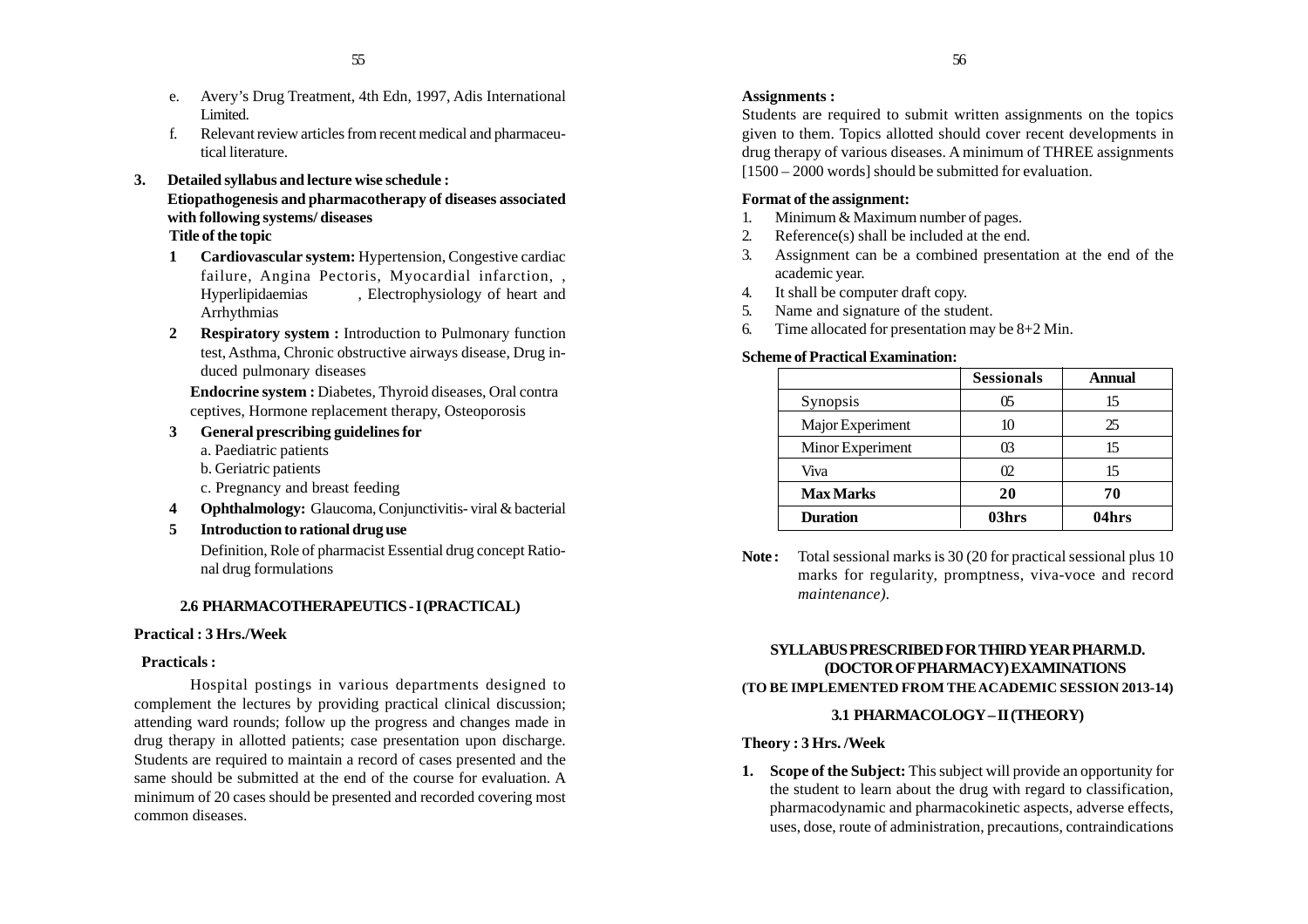e. Avery's Drug Treatment, 4th Edn, 1997, Adis International Limited.

f. Relevant review articles from recent medical and pharmaceutical literature.

**3. Detailed syllabus and lecture wise schedule :**

**Etiopathogenesis and pharmacotherapy of diseases associated with following systems/ diseases**

**Title of the topic**

**1 Cardiovascular system:** Hypertension, Congestive cardiac failure, Angina Pectoris, Myocardial infarction, , Hyperlipidaemias , Electrophysiology of heart and Arrhythmias

**2 Respiratory system :** Introduction to Pulmonary function test, Asthma, Chronic obstructive airways disease, Drug induced pulmonary diseases

**Endocrine system :** Diabetes, Thyroid diseases, Oral contra ceptives, Hormone replacement therapy, Osteoporosis

**3 General prescribing guidelines for**

a. Paediatric patients

b. Geriatric patients

c. Pregnancy and breast feeding

**4 Ophthalmology:** Glaucoma, Conjunctivitis- viral & bacterial

**5 Introduction to rational drug use**

Definition, Role of pharmacist Essential drug concept Rational drug formulations

## 2.6 PHARMACOTHERAPEUTICS - I (PRACTICAL)

**Practical : 3 Hrs./Week**

**Practicals :**

Hospital postings in various departments designed to complement the lectures by providing practical clinical discussion; attending ward rounds; follow up the progress and changes made in drug therapy in allotted patients; case presentation upon discharge. Students are required to maintain a record of cases presented and the same should be submitted at the end of the course for evaluation. A minimum of 20 cases should be presented and recorded covering most common diseases.

**Assignments :**

Students are required to submit written assignments on the topics given to them. Topics allotted should cover recent developments in drug therapy of various diseases. A minimum of THREE assignments [1500 – 2000 words] should be submitted for evaluation.

**Format of the assignment:**

1. Minimum & Maximum number of pages.
2. Reference(s) shall be included at the end.
3. Assignment can be a combined presentation at the end of the academic year.
4. It shall be computer draft copy.
5. Name and signature of the student.
6. Time allocated for presentation may be 8+2 Min.

**Scheme of Practical Examination:**

| | **Sessionals** | **Annual** |
|---|---|---|
| Synopsis | 05 | 15 |
| Major Experiment | 10 | 25 |
| Minor Experiment | 03 | 15 |
| Viva | 02 | 15 |
| **Max Marks** | **20** | **70** |
| **Duration** | **03hrs** | **04hrs** |

**Note :** Total sessional marks is 30 (20 for practical sessional plus 10 marks for regularity, promptness, viva-voce and record *maintenance)*.

## SYLLABUS PRESCRIBED FOR THIRD YEAR PHARM.D. (DOCTOR OF PHARMACY) EXAMINATIONS

**(TO BE IMPLEMENTED FROM THE ACADEMIC SESSION 2013-14)**

## 3.1 PHARMACOLOGY – II (THEORY)

**Theory : 3 Hrs. /Week**

**1. Scope of the Subject:** This subject will provide an opportunity for the student to learn about the drug with regard to classification, pharmacodynamic and pharmacokinetic aspects, adverse effects, uses, dose, route of administration, precautions, contraindications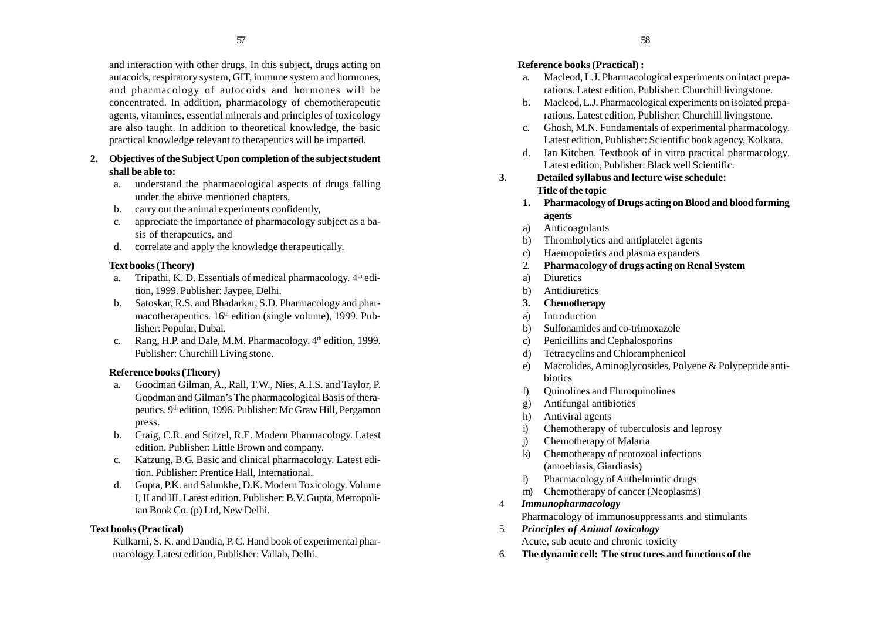and interaction with other drugs. In this subject, drugs acting on autacoids, respiratory system, GIT, immune system and hormones, and pharmacology of autocoids and hormones will be concentrated. In addition, pharmacology of chemotherapeutic agents, vitamines, essential minerals and principles of toxicology are also taught. In addition to theoretical knowledge, the basic practical knowledge relevant to therapeutics will be imparted.

**2. Objectives of the Subject Upon completion of the subject student shall be able to:**

a. understand the pharmacological aspects of drugs falling under the above mentioned chapters,
b. carry out the animal experiments confidently,
c. appreciate the importance of pharmacology subject as a basis of therapeutics, and
d. correlate and apply the knowledge therapeutically.

**Text books (Theory)**

a. Tripathi, K. D. Essentials of medical pharmacology. 4th edition, 1999. Publisher: Jaypee, Delhi.
b. Satoskar, R.S. and Bhadarkar, S.D. Pharmacology and pharmacotherapeutics. 16th edition (single volume), 1999. Publisher: Popular, Dubai.
c. Rang, H.P. and Dale, M.M. Pharmacology. 4th edition, 1999. Publisher: Churchill Living stone.

**Reference books (Theory)**

a. Goodman Gilman, A., Rall, T.W., Nies, A.I.S. and Taylor, P. Goodman and Gilman's The pharmacological Basis of therapeutics. 9th edition, 1996. Publisher: Mc Graw Hill, Pergamon press.
b. Craig, C.R. and Stitzel, R.E. Modern Pharmacology. Latest edition. Publisher: Little Brown and company.
c. Katzung, B.G. Basic and clinical pharmacology. Latest edition. Publisher: Prentice Hall, International.
d. Gupta, P.K. and Salunkhe, D.K. Modern Toxicology. Volume I, II and III. Latest edition. Publisher: B.V. Gupta, Metropolitan Book Co. (p) Ltd, New Delhi.

**Text books (Practical)**

Kulkarni, S. K. and Dandia, P. C. Hand book of experimental pharmacology. Latest edition, Publisher: Vallab, Delhi.

**Reference books (Practical) :**

a. Macleod, L.J. Pharmacological experiments on intact preparations. Latest edition, Publisher: Churchill livingstone.
b. Macleod, L.J. Pharmacological experiments on isolated preparations. Latest edition, Publisher: Churchill livingstone.
c. Ghosh, M.N. Fundamentals of experimental pharmacology. Latest edition, Publisher: Scientific book agency, Kolkata.
d. Ian Kitchen. Textbook of in vitro practical pharmacology. Latest edition, Publisher: Black well Scientific.

**3. Detailed syllabus and lecture wise schedule:**

**Title of the topic**

**1. Pharmacology of Drugs acting on Blood and blood forming agents**

a) Anticoagulants
b) Thrombolytics and antiplatelet agents
c) Haemopoietics and plasma expanders

**2. Pharmacology of drugs acting on Renal System**

a) Diuretics
b) Antidiuretics

**3. Chemotherapy**

a) Introduction
b) Sulfonamides and co-trimoxazole
c) Penicillins and Cephalosporins
d) Tetracyclins and Chloramphenicol
e) Macrolides, Aminoglycosides, Polyene & Polypeptide antibiotics
f) Quinolines and Fluroquinolines
g) Antifungal antibiotics
h) Antiviral agents
i) Chemotherapy of tuberculosis and leprosy
j) Chemotherapy of Malaria
k) Chemotherapy of protozoal infections (amoebiasis, Giardiasis)
l) Pharmacology of Anthelmintic drugs
m) Chemotherapy of cancer (Neoplasms)

4 ***Immunopharmacology***

Pharmacology of immunosuppressants and stimulants

5. ***Principles of Animal toxicology***

Acute, sub acute and chronic toxicity

6. **The dynamic cell: The structures and functions of the**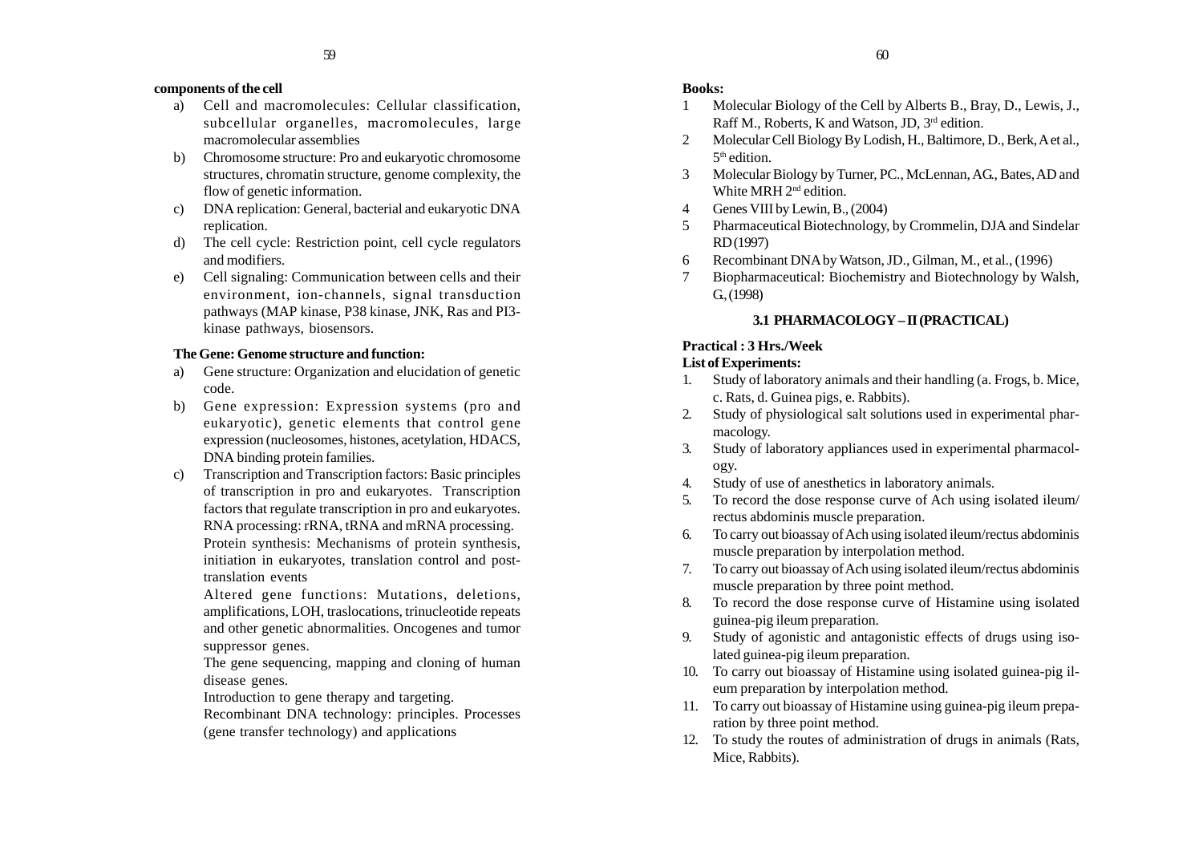**components of the cell**

a) Cell and macromolecules: Cellular classification, subcellular organelles, macromolecules, large macromolecular assemblies

b) Chromosome structure: Pro and eukaryotic chromosome structures, chromatin structure, genome complexity, the flow of genetic information.

c) DNA replication: General, bacterial and eukaryotic DNA replication.

d) The cell cycle: Restriction point, cell cycle regulators and modifiers.

e) Cell signaling: Communication between cells and their environment, ion-channels, signal transduction pathways (MAP kinase, P38 kinase, JNK, Ras and PI3-kinase pathways, biosensors.

**The Gene: Genome structure and function:**

a) Gene structure: Organization and elucidation of genetic code.

b) Gene expression: Expression systems (pro and eukaryotic), genetic elements that control gene expression (nucleosomes, histones, acetylation, HDACS, DNA binding protein families.

c) Transcription and Transcription factors: Basic principles of transcription in pro and eukaryotes. Transcription factors that regulate transcription in pro and eukaryotes. RNA processing: rRNA, tRNA and mRNA processing.

   Protein synthesis: Mechanisms of protein synthesis, initiation in eukaryotes, translation control and post-translation events

   Altered gene functions: Mutations, deletions, amplifications, LOH, traslocations, trinucleotide repeats and other genetic abnormalities. Oncogenes and tumor suppressor genes.

   The gene sequencing, mapping and cloning of human disease genes.

   Introduction to gene therapy and targeting.

   Recombinant DNA technology: principles. Processes (gene transfer technology) and applications

**Books:**

1 Molecular Biology of the Cell by Alberts B., Bray, D., Lewis, J., Raff M., Roberts, K and Watson, JD, 3rd edition.
2 Molecular Cell Biology By Lodish, H., Baltimore, D., Berk, A et al., 5th edition.
3 Molecular Biology by Turner, PC., McLennan, AG., Bates, AD and White MRH 2nd edition.
4 Genes VIII by Lewin, B., (2004)
5 Pharmaceutical Biotechnology, by Crommelin, DJA and Sindelar RD (1997)
6 Recombinant DNA by Watson, JD., Gilman, M., et al., (1996)
7 Biopharmaceutical: Biochemistry and Biotechnology by Walsh, G., (1998)

### 3.1 PHARMACOLOGY – II (PRACTICAL)

**Practical : 3 Hrs./Week**

**List of Experiments:**

1. Study of laboratory animals and their handling (a. Frogs, b. Mice, c. Rats, d. Guinea pigs, e. Rabbits).
2. Study of physiological salt solutions used in experimental pharmacology.
3. Study of laboratory appliances used in experimental pharmacology.
4. Study of use of anesthetics in laboratory animals.
5. To record the dose response curve of Ach using isolated ileum/ rectus abdominis muscle preparation.
6. To carry out bioassay of Ach using isolated ileum/rectus abdominis muscle preparation by interpolation method.
7. To carry out bioassay of Ach using isolated ileum/rectus abdominis muscle preparation by three point method.
8. To record the dose response curve of Histamine using isolated guinea-pig ileum preparation.
9. Study of agonistic and antagonistic effects of drugs using isolated guinea-pig ileum preparation.
10. To carry out bioassay of Histamine using isolated guinea-pig ileum preparation by interpolation method.
11. To carry out bioassay of Histamine using guinea-pig ileum preparation by three point method.
12. To study the routes of administration of drugs in animals (Rats, Mice, Rabbits).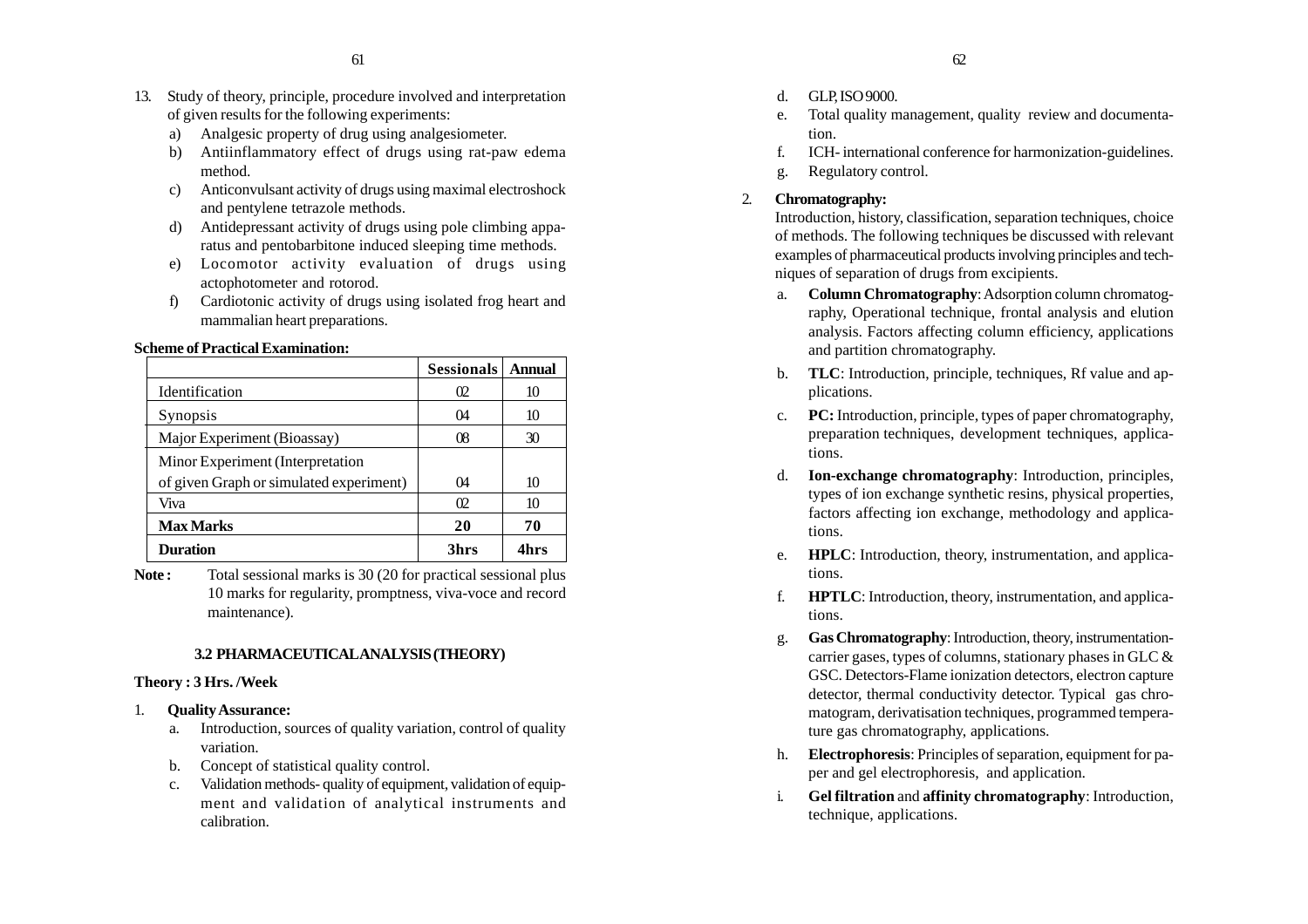13. Study of theory, principle, procedure involved and interpretation of given results for the following experiments:
    a) Analgesic property of drug using analgesiometer.
    b) Antiinflammatory effect of drugs using rat-paw edema method.
    c) Anticonvulsant activity of drugs using maximal electroshock and pentylene tetrazole methods.
    d) Antidepressant activity of drugs using pole climbing apparatus and pentobarbitone induced sleeping time methods.
    e) Locomotor activity evaluation of drugs using actophotometer and rotorod.
    f) Cardiotonic activity of drugs using isolated frog heart and mammalian heart preparations.

**Scheme of Practical Examination:**

| | Sessionals | Annual |
|---|---|---|
| Identification | 02 | 10 |
| Synopsis | 04 | 10 |
| Major Experiment (Bioassay) | 08 | 30 |
| Minor Experiment (Interpretation of given Graph or simulated experiment) | 04 | 10 |
| Viva | 02 | 10 |
| **Max Marks** | **20** | **70** |
| **Duration** | **3hrs** | **4hrs** |

**Note :** Total sessional marks is 30 (20 for practical sessional plus 10 marks for regularity, promptness, viva-voce and record maintenance).

### 3.2 PHARMACEUTICAL ANALYSIS (THEORY)

**Theory : 3 Hrs. /Week**

1. **Quality Assurance:**
   a. Introduction, sources of quality variation, control of quality variation.
   b. Concept of statistical quality control.
   c. Validation methods- quality of equipment, validation of equipment and validation of analytical instruments and calibration.
   d. GLP, ISO 9000.
   e. Total quality management, quality review and documentation.
   f. ICH- international conference for harmonization-guidelines.
   g. Regulatory control.

2. **Chromatography:**
   Introduction, history, classification, separation techniques, choice of methods. The following techniques be discussed with relevant examples of pharmaceutical products involving principles and techniques of separation of drugs from excipients.
   a. **Column Chromatography**: Adsorption column chromatography, Operational technique, frontal analysis and elution analysis. Factors affecting column efficiency, applications and partition chromatography.
   b. **TLC**: Introduction, principle, techniques, Rf value and applications.
   c. **PC:** Introduction, principle, types of paper chromatography, preparation techniques, development techniques, applications.
   d. **Ion-exchange chromatography**: Introduction, principles, types of ion exchange synthetic resins, physical properties, factors affecting ion exchange, methodology and applications.
   e. **HPLC**: Introduction, theory, instrumentation, and applications.
   f. **HPTLC**: Introduction, theory, instrumentation, and applications.
   g. **Gas Chromatography**: Introduction, theory, instrumentation-carrier gases, types of columns, stationary phases in GLC & GSC. Detectors-Flame ionization detectors, electron capture detector, thermal conductivity detector. Typical gas chromatogram, derivatisation techniques, programmed temperature gas chromatography, applications.
   h. **Electrophoresis**: Principles of separation, equipment for paper and gel electrophoresis, and application.
   i. **Gel filtration** and **affinity chromatography**: Introduction, technique, applications.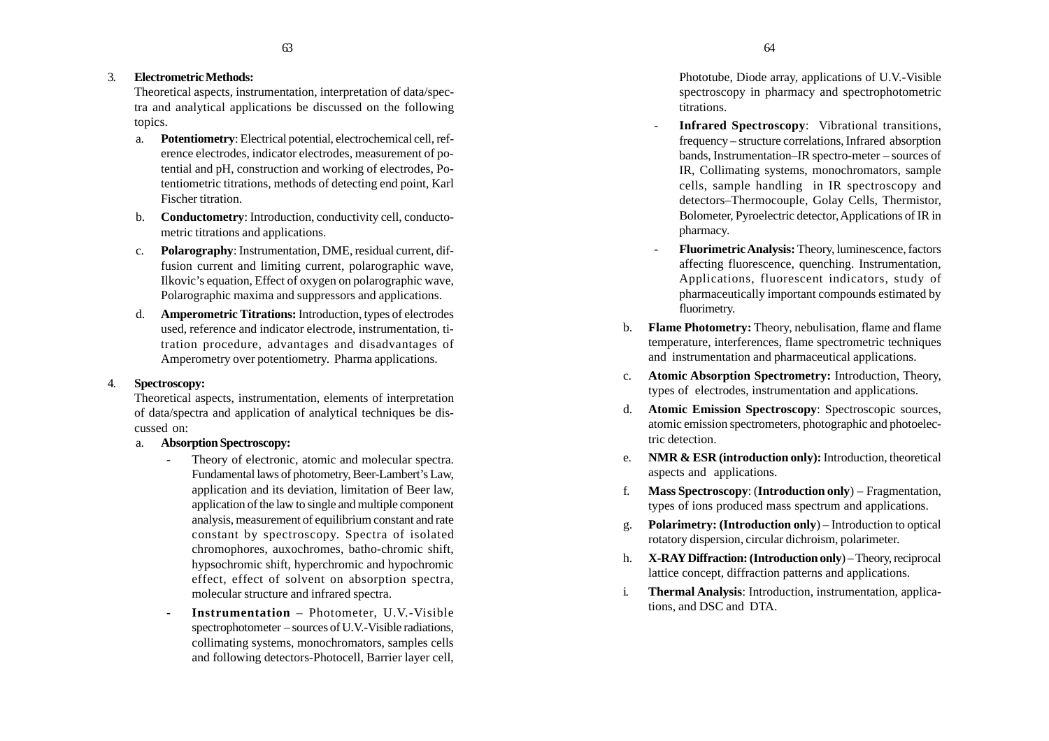3. **Electrometric Methods:**

   Theoretical aspects, instrumentation, interpretation of data/spectra and analytical applications be discussed on the following topics.

   a. **Potentiometry**: Electrical potential, electrochemical cell, reference electrodes, indicator electrodes, measurement of potential and pH, construction and working of electrodes, Potentiometric titrations, methods of detecting end point, Karl Fischer titration.

   b. **Conductometry**: Introduction, conductivity cell, conductometric titrations and applications.

   c. **Polarography**: Instrumentation, DME, residual current, diffusion current and limiting current, polarographic wave, Ilkovic's equation, Effect of oxygen on polarographic wave, Polarographic maxima and suppressors and applications.

   d. **Amperometric Titrations:** Introduction, types of electrodes used, reference and indicator electrode, instrumentation, titration procedure, advantages and disadvantages of Amperometry over potentiometry. Pharma applications.

4. **Spectroscopy:**

   Theoretical aspects, instrumentation, elements of interpretation of data/spectra and application of analytical techniques be discussed on:

   a. **Absorption Spectroscopy:**

      - Theory of electronic, atomic and molecular spectra. Fundamental laws of photometry, Beer-Lambert's Law, application and its deviation, limitation of Beer law, application of the law to single and multiple component analysis, measurement of equilibrium constant and rate constant by spectroscopy. Spectra of isolated chromophores, auxochromes, batho-chromic shift, hypsochromic shift, hyperchromic and hypochromic effect, effect of solvent on absorption spectra, molecular structure and infrared spectra.
      - **Instrumentation** – Photometer, U.V.-Visible spectrophotometer – sources of U.V.-Visible radiations, collimating systems, monochromators, samples cells and following detectors-Photocell, Barrier layer cell, Phototube, Diode array, applications of U.V.-Visible spectroscopy in pharmacy and spectrophotometric titrations.
      - **Infrared Spectroscopy**: Vibrational transitions, frequency – structure correlations, Infrared absorption bands, Instrumentation–IR spectro-meter – sources of IR, Collimating systems, monochromators, sample cells, sample handling in IR spectroscopy and detectors–Thermocouple, Golay Cells, Thermistor, Bolometer, Pyroelectric detector, Applications of IR in pharmacy.
      - **Fluorimetric Analysis:** Theory, luminescence, factors affecting fluorescence, quenching. Instrumentation, Applications, fluorescent indicators, study of pharmaceutically important compounds estimated by fluorimetry.

   b. **Flame Photometry:** Theory, nebulisation, flame and flame temperature, interferences, flame spectrometric techniques and instrumentation and pharmaceutical applications.

   c. **Atomic Absorption Spectrometry:** Introduction, Theory, types of electrodes, instrumentation and applications.

   d. **Atomic Emission Spectroscopy**: Spectroscopic sources, atomic emission spectrometers, photographic and photoelectric detection.

   e. **NMR & ESR (introduction only):** Introduction, theoretical aspects and applications.

   f. **Mass Spectroscopy**: (**Introduction only**) – Fragmentation, types of ions produced mass spectrum and applications.

   g. **Polarimetry: (Introduction only**) – Introduction to optical rotatory dispersion, circular dichroism, polarimeter.

   h. **X-RAY Diffraction: (Introduction only**) – Theory, reciprocal lattice concept, diffraction patterns and applications.

   i. **Thermal Analysis**: Introduction, instrumentation, applications, and DSC and DTA.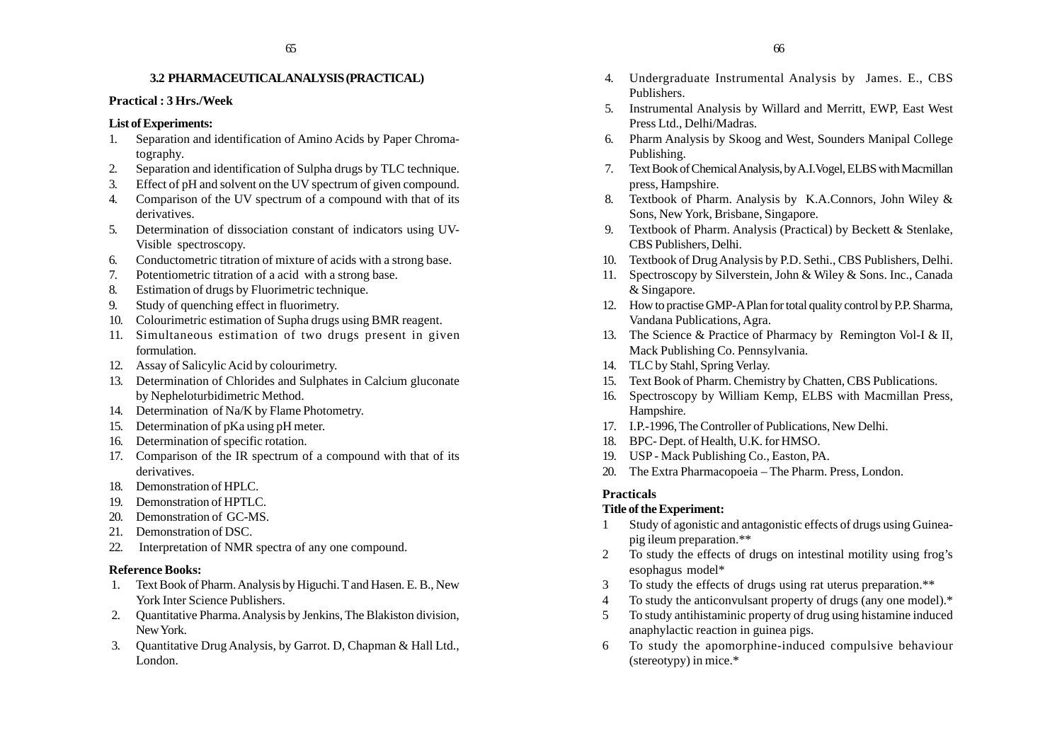### 3.2 PHARMACEUTICALANALYSIS (PRACTICAL)

**Practical : 3 Hrs./Week**

**List of Experiments:**

1. Separation and identification of Amino Acids by Paper Chromatography.
2. Separation and identification of Sulpha drugs by TLC technique.
3. Effect of pH and solvent on the UV spectrum of given compound.
4. Comparison of the UV spectrum of a compound with that of its derivatives.
5. Determination of dissociation constant of indicators using UV-Visible spectroscopy.
6. Conductometric titration of mixture of acids with a strong base.
7. Potentiometric titration of a acid with a strong base.
8. Estimation of drugs by Fluorimetric technique.
9. Study of quenching effect in fluorimetry.
10. Colourimetric estimation of Supha drugs using BMR reagent.
11. Simultaneous estimation of two drugs present in given formulation.
12. Assay of Salicylic Acid by colourimetry.
13. Determination of Chlorides and Sulphates in Calcium gluconate by Nepheloturbidimetric Method.
14. Determination of Na/K by Flame Photometry.
15. Determination of pKa using pH meter.
16. Determination of specific rotation.
17. Comparison of the IR spectrum of a compound with that of its derivatives.
18. Demonstration of HPLC.
19. Demonstration of HPTLC.
20. Demonstration of GC-MS.
21. Demonstration of DSC.
22. Interpretation of NMR spectra of any one compound.

**Reference Books:**

1. Text Book of Pharm. Analysis by Higuchi. T and Hasen. E. B., New York Inter Science Publishers.
2. Quantitative Pharma. Analysis by Jenkins, The Blakiston division, New York.
3. Quantitative Drug Analysis, by Garrot. D, Chapman & Hall Ltd., London.
4. Undergraduate Instrumental Analysis by James. E., CBS Publishers.
5. Instrumental Analysis by Willard and Merritt, EWP, East West Press Ltd., Delhi/Madras.
6. Pharm Analysis by Skoog and West, Sounders Manipal College Publishing.
7. Text Book of Chemical Analysis, by A.I.Vogel, ELBS with Macmillan press, Hampshire.
8. Textbook of Pharm. Analysis by K.A.Connors, John Wiley & Sons, New York, Brisbane, Singapore.
9. Textbook of Pharm. Analysis (Practical) by Beckett & Stenlake, CBS Publishers, Delhi.
10. Textbook of Drug Analysis by P.D. Sethi., CBS Publishers, Delhi.
11. Spectroscopy by Silverstein, John & Wiley & Sons. Inc., Canada & Singapore.
12. How to practise GMP-A Plan for total quality control by P.P. Sharma, Vandana Publications, Agra.
13. The Science & Practice of Pharmacy by Remington Vol-I & II, Mack Publishing Co. Pennsylvania.
14. TLC by Stahl, Spring Verlay.
15. Text Book of Pharm. Chemistry by Chatten, CBS Publications.
16. Spectroscopy by William Kemp, ELBS with Macmillan Press, Hampshire.
17. I.P.-1996, The Controller of Publications, New Delhi.
18. BPC- Dept. of Health, U.K. for HMSO.
19. USP - Mack Publishing Co., Easton, PA.
20. The Extra Pharmacopoeia – The Pharm. Press, London.

**Practicals**

**Title of the Experiment:**

1 Study of agonistic and antagonistic effects of drugs using Guinea-pig ileum preparation.**

2 To study the effects of drugs on intestinal motility using frog's esophagus model*

3 To study the effects of drugs using rat uterus preparation.**

4 To study the anticonvulsant property of drugs (any one model).*

5 To study antihistaminic property of drug using histamine induced anaphylactic reaction in guinea pigs.

6 To study the apomorphine-induced compulsive behaviour (stereotypy) in mice.*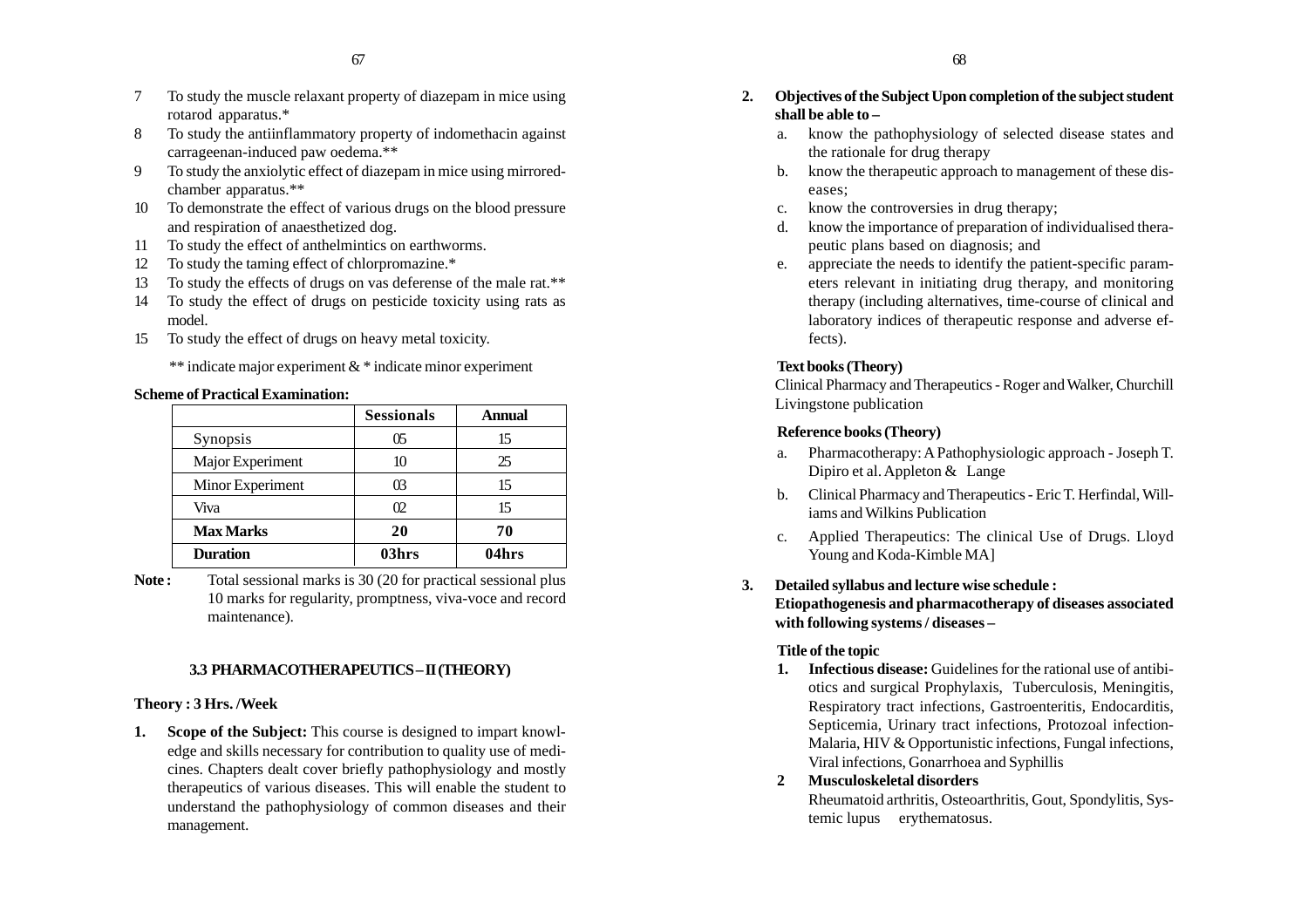7 To study the muscle relaxant property of diazepam in mice using rotarod apparatus.*
8 To study the antiinflammatory property of indomethacin against carrageenan-induced paw oedema.**
9 To study the anxiolytic effect of diazepam in mice using mirrored-chamber apparatus.**
10 To demonstrate the effect of various drugs on the blood pressure and respiration of anaesthetized dog.
11 To study the effect of anthelmintics on earthworms.
12 To study the taming effect of chlorpromazine.*
13 To study the effects of drugs on vas deferense of the male rat.**
14 To study the effect of drugs on pesticide toxicity using rats as model.
15 To study the effect of drugs on heavy metal toxicity.

** indicate major experiment & * indicate minor experiment

**Scheme of Practical Examination:**

| | Sessionals | Annual |
|---|---|---|
| Synopsis | 05 | 15 |
| Major Experiment | 10 | 25 |
| Minor Experiment | 03 | 15 |
| Viva | 02 | 15 |
| **Max Marks** | **20** | **70** |
| **Duration** | **03hrs** | **04hrs** |

**Note :** Total sessional marks is 30 (20 for practical sessional plus 10 marks for regularity, promptness, viva-voce and record maintenance).

## 3.3 PHARMACOTHERAPEUTICS – II (THEORY)

**Theory : 3 Hrs. /Week**

1. **Scope of the Subject:** This course is designed to impart knowledge and skills necessary for contribution to quality use of medicines. Chapters dealt cover briefly pathophysiology and mostly therapeutics of various diseases. This will enable the student to understand the pathophysiology of common diseases and their management.

2. **Objectives of the Subject Upon completion of the subject student shall be able to –**
   a. know the pathophysiology of selected disease states and the rationale for drug therapy
   b. know the therapeutic approach to management of these diseases;
   c. know the controversies in drug therapy;
   d. know the importance of preparation of individualised therapeutic plans based on diagnosis; and
   e. appreciate the needs to identify the patient-specific parameters relevant in initiating drug therapy, and monitoring therapy (including alternatives, time-course of clinical and laboratory indices of therapeutic response and adverse effects).

**Text books (Theory)**

Clinical Pharmacy and Therapeutics - Roger and Walker, Churchill Livingstone publication

**Reference books (Theory)**

a. Pharmacotherapy: A Pathophysiologic approach - Joseph T. Dipiro et al. Appleton & Lange
b. Clinical Pharmacy and Therapeutics - Eric T. Herfindal, Williams and Wilkins Publication
c. Applied Therapeutics: The clinical Use of Drugs. Lloyd Young and Koda-Kimble MA]

3. **Detailed syllabus and lecture wise schedule :**
   **Etiopathogenesis and pharmacotherapy of diseases associated with following systems / diseases –**

**Title of the topic**

1. **Infectious disease:** Guidelines for the rational use of antibiotics and surgical Prophylaxis, Tuberculosis, Meningitis, Respiratory tract infections, Gastroenteritis, Endocarditis, Septicemia, Urinary tract infections, Protozoal infection-Malaria, HIV & Opportunistic infections, Fungal infections, Viral infections, Gonarrhoea and Syphillis
2. **Musculoskeletal disorders**
   Rheumatoid arthritis, Osteoarthritis, Gout, Spondylitis, Systemic lupus erythematosus.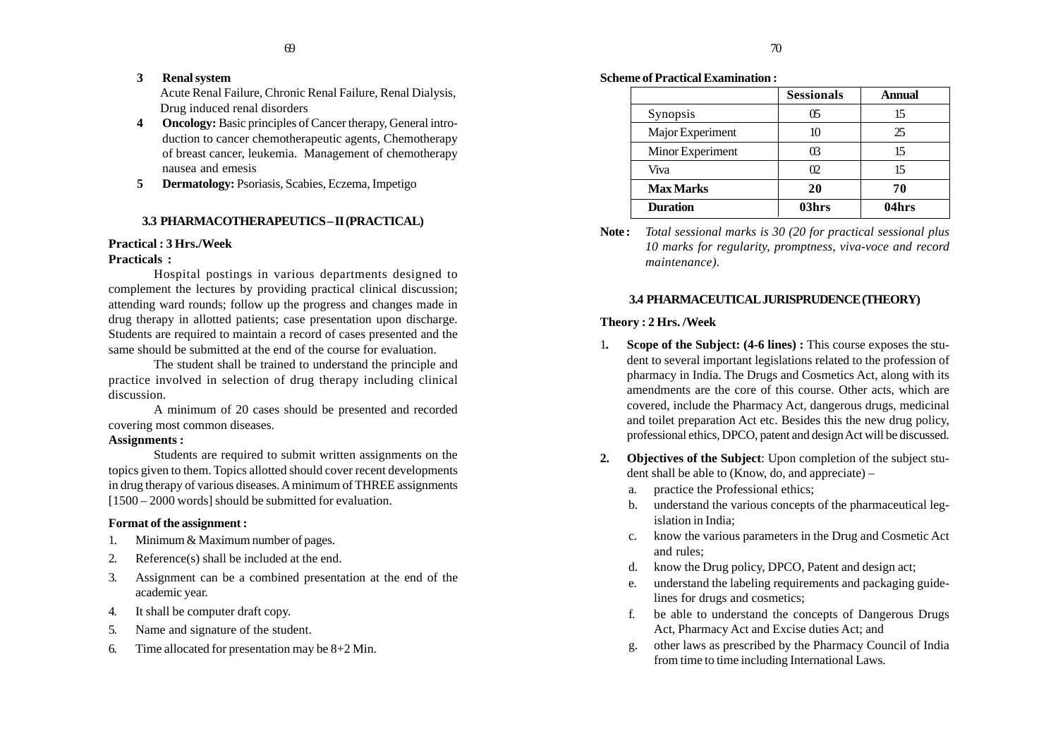**3 Renal system**

Acute Renal Failure, Chronic Renal Failure, Renal Dialysis, Drug induced renal disorders

**4 Oncology:** Basic principles of Cancer therapy, General introduction to cancer chemotherapeutic agents, Chemotherapy of breast cancer, leukemia. Management of chemotherapy nausea and emesis

**5 Dermatology:** Psoriasis, Scabies, Eczema, Impetigo

### 3.3 PHARMACOTHERAPEUTICS – II (PRACTICAL)

**Practical : 3 Hrs./Week**

**Practicals :**

Hospital postings in various departments designed to complement the lectures by providing practical clinical discussion; attending ward rounds; follow up the progress and changes made in drug therapy in allotted patients; case presentation upon discharge. Students are required to maintain a record of cases presented and the same should be submitted at the end of the course for evaluation.

The student shall be trained to understand the principle and practice involved in selection of drug therapy including clinical discussion.

A minimum of 20 cases should be presented and recorded covering most common diseases.

**Assignments :**

Students are required to submit written assignments on the topics given to them. Topics allotted should cover recent developments in drug therapy of various diseases. A minimum of THREE assignments [1500 – 2000 words] should be submitted for evaluation.

**Format of the assignment :**

1. Minimum & Maximum number of pages.
2. Reference(s) shall be included at the end.
3. Assignment can be a combined presentation at the end of the academic year.
4. It shall be computer draft copy.
5. Name and signature of the student.
6. Time allocated for presentation may be 8+2 Min.

**Scheme of Practical Examination :**

| | Sessionals | Annual |
|---|---|---|
| Synopsis | 05 | 15 |
| Major Experiment | 10 | 25 |
| Minor Experiment | 03 | 15 |
| Viva | 02 | 15 |
| **Max Marks** | **20** | **70** |
| **Duration** | **03hrs** | **04hrs** |

**Note :** *Total sessional marks is 30 (20 for practical sessional plus 10 marks for regularity, promptness, viva-voce and record maintenance).*

### 3.4 PHARMACEUTICAL JURISPRUDENCE (THEORY)

**Theory : 2 Hrs. /Week**

1. **Scope of the Subject: (4-6 lines) :** This course exposes the student to several important legislations related to the profession of pharmacy in India. The Drugs and Cosmetics Act, along with its amendments are the core of this course. Other acts, which are covered, include the Pharmacy Act, dangerous drugs, medicinal and toilet preparation Act etc. Besides this the new drug policy, professional ethics, DPCO, patent and design Act will be discussed.

2. **Objectives of the Subject**: Upon completion of the subject student shall be able to (Know, do, and appreciate) –
   a. practice the Professional ethics;
   b. understand the various concepts of the pharmaceutical legislation in India;
   c. know the various parameters in the Drug and Cosmetic Act and rules;
   d. know the Drug policy, DPCO, Patent and design act;
   e. understand the labeling requirements and packaging guidelines for drugs and cosmetics;
   f. be able to understand the concepts of Dangerous Drugs Act, Pharmacy Act and Excise duties Act; and
   g. other laws as prescribed by the Pharmacy Council of India from time to time including International Laws.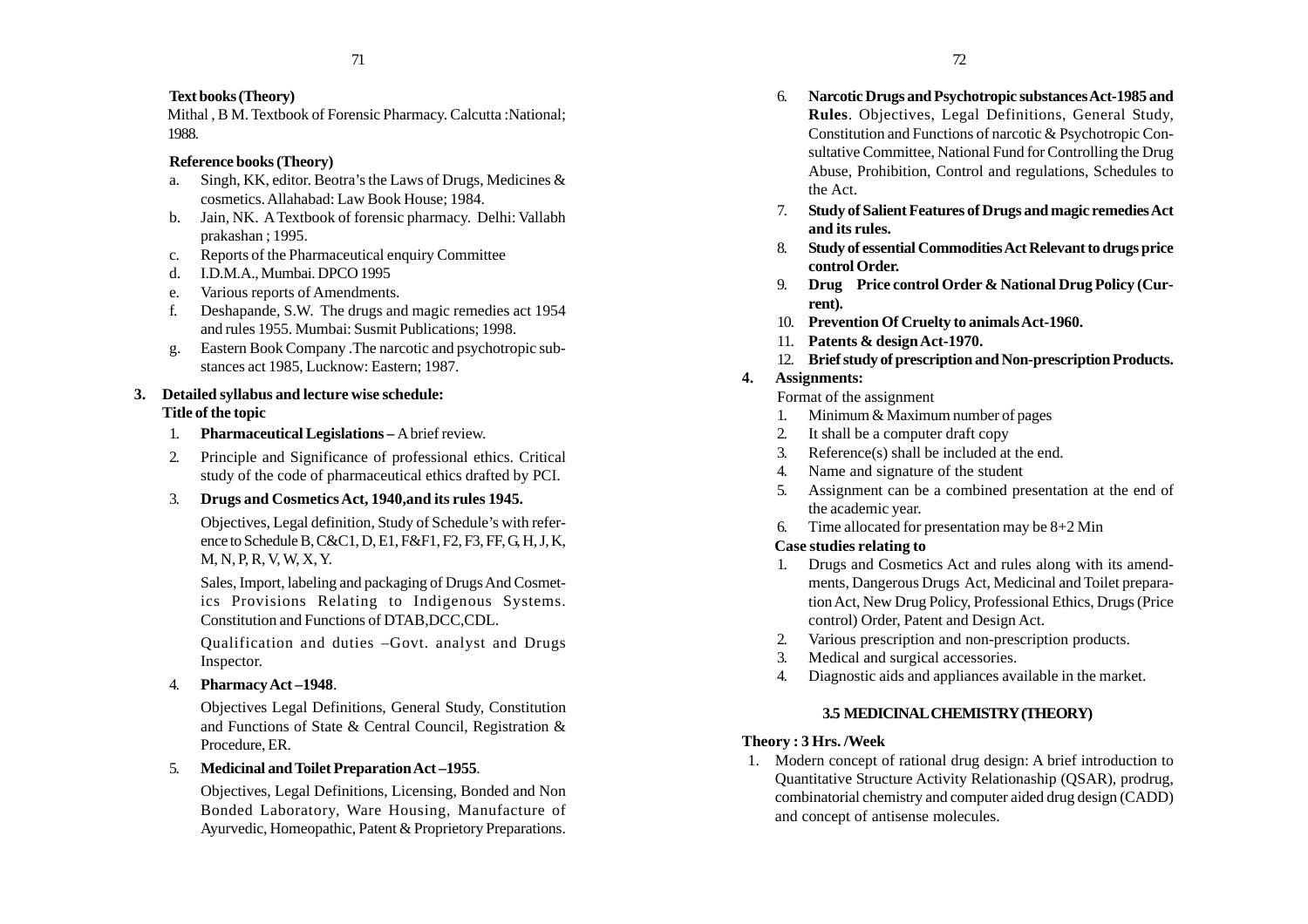**Text books (Theory)**

Mithal , B M. Textbook of Forensic Pharmacy. Calcutta :National; 1988.

**Reference books (Theory)**

a. Singh, KK, editor. Beotra's the Laws of Drugs, Medicines & cosmetics. Allahabad: Law Book House; 1984.
b. Jain, NK. A Textbook of forensic pharmacy. Delhi: Vallabh prakashan ; 1995.
c. Reports of the Pharmaceutical enquiry Committee
d. I.D.M.A., Mumbai. DPCO 1995
e. Various reports of Amendments.
f. Deshapande, S.W. The drugs and magic remedies act 1954 and rules 1955. Mumbai: Susmit Publications; 1998.
g. Eastern Book Company .The narcotic and psychotropic substances act 1985, Lucknow: Eastern; 1987.

**3. Detailed syllabus and lecture wise schedule:**
**Title of the topic**

1. **Pharmaceutical Legislations –** A brief review.
2. Principle and Significance of professional ethics. Critical study of the code of pharmaceutical ethics drafted by PCI.
3. **Drugs and Cosmetics Act, 1940,and its rules 1945.**

   Objectives, Legal definition, Study of Schedule's with reference to Schedule B, C&C1, D, E1, F&F1, F2, F3, FF, G, H, J, K, M, N, P, R, V, W, X, Y.

   Sales, Import, labeling and packaging of Drugs And Cosmetics Provisions Relating to Indigenous Systems. Constitution and Functions of DTAB,DCC,CDL.

   Qualification and duties –Govt. analyst and Drugs Inspector.
4. **Pharmacy Act –1948**.

   Objectives Legal Definitions, General Study, Constitution and Functions of State & Central Council, Registration & Procedure, ER.
5. **Medicinal and Toilet Preparation Act –1955**.

   Objectives, Legal Definitions, Licensing, Bonded and Non Bonded Laboratory, Ware Housing, Manufacture of Ayurvedic, Homeopathic, Patent & Proprietory Preparations.
6. **Narcotic Drugs and Psychotropic substances Act-1985 and Rules**. Objectives, Legal Definitions, General Study, Constitution and Functions of narcotic & Psychotropic Consultative Committee, National Fund for Controlling the Drug Abuse, Prohibition, Control and regulations, Schedules to the Act.
7. **Study of Salient Features of Drugs and magic remedies Act and its rules.**
8. **Study of essential Commodities Act Relevant to drugs price control Order.**
9. **Drug Price control Order & National Drug Policy (Current).**
10. **Prevention Of Cruelty to animals Act-1960.**
11. **Patents & design Act-1970.**
12. **Brief study of prescription and Non-prescription Products.**

**4. Assignments:**

Format of the assignment

1. Minimum & Maximum number of pages
2. It shall be a computer draft copy
3. Reference(s) shall be included at the end.
4. Name and signature of the student
5. Assignment can be a combined presentation at the end of the academic year.
6. Time allocated for presentation may be 8+2 Min

**Case studies relating to**

1. Drugs and Cosmetics Act and rules along with its amendments, Dangerous Drugs Act, Medicinal and Toilet preparation Act, New Drug Policy, Professional Ethics, Drugs (Price control) Order, Patent and Design Act.
2. Various prescription and non-prescription products.
3. Medical and surgical accessories.
4. Diagnostic aids and appliances available in the market.

## 3.5 MEDICINAL CHEMISTRY (THEORY)

**Theory : 3 Hrs. /Week**

1. Modern concept of rational drug design: A brief introduction to Quantitative Structure Activity Relationaship (QSAR), prodrug, combinatorial chemistry and computer aided drug design (CADD) and concept of antisense molecules.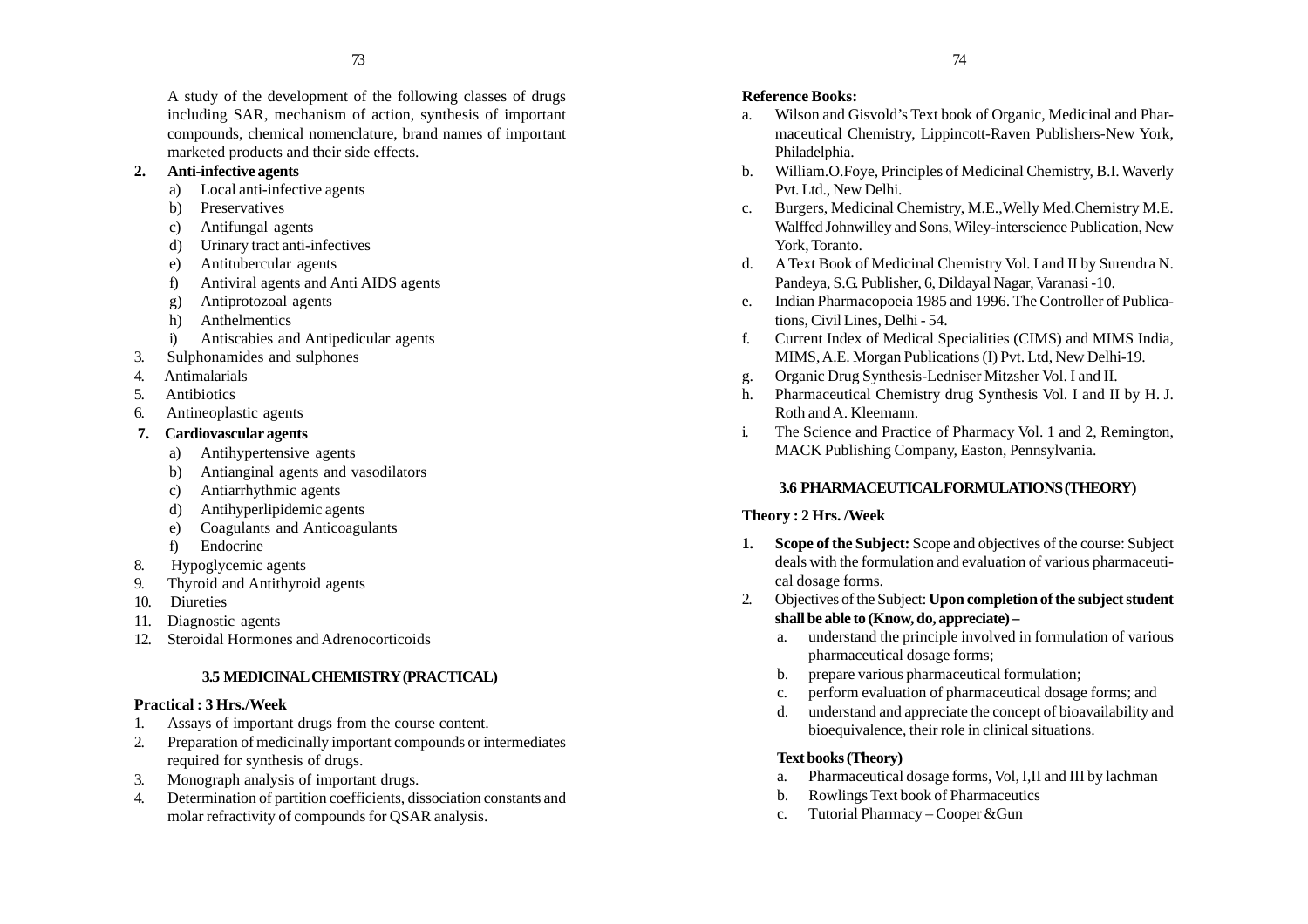A study of the development of the following classes of drugs including SAR, mechanism of action, synthesis of important compounds, chemical nomenclature, brand names of important marketed products and their side effects.

2. **Anti-infective agents**
   a) Local anti-infective agents
   b) Preservatives
   c) Antifungal agents
   d) Urinary tract anti-infectives
   e) Antitubercular agents
   f) Antiviral agents and Anti AIDS agents
   g) Antiprotozoal agents
   h) Anthelmentics
   i) Antiscabies and Antipedicular agents
3. Sulphonamides and sulphones
4. Antimalarials
5. Antibiotics
6. Antineoplastic agents
7. **Cardiovascular agents**
   a) Antihypertensive agents
   b) Antianginal agents and vasodilators
   c) Antiarrhythmic agents
   d) Antihyperlipidemic agents
   e) Coagulants and Anticoagulants
   f) Endocrine
8. Hypoglycemic agents
9. Thyroid and Antithyroid agents
10. Diureties
11. Diagnostic agents
12. Steroidal Hormones and Adrenocorticoids

## 3.5 MEDICINAL CHEMISTRY (PRACTICAL)

**Practical : 3 Hrs./Week**

1. Assays of important drugs from the course content.
2. Preparation of medicinally important compounds or intermediates required for synthesis of drugs.
3. Monograph analysis of important drugs.
4. Determination of partition coefficients, dissociation constants and molar refractivity of compounds for QSAR analysis.

**Reference Books:**

a. Wilson and Gisvold's Text book of Organic, Medicinal and Pharmaceutical Chemistry, Lippincott-Raven Publishers-New York, Philadelphia.

b. William.O.Foye, Principles of Medicinal Chemistry, B.I. Waverly Pvt. Ltd., New Delhi.

c. Burgers, Medicinal Chemistry, M.E.,Welly Med.Chemistry M.E. Walffed Johnwilley and Sons, Wiley-interscience Publication, New York, Toranto.

d. A Text Book of Medicinal Chemistry Vol. I and II by Surendra N. Pandeya, S.G. Publisher, 6, Dildayal Nagar, Varanasi -10.

e. Indian Pharmacopoeia 1985 and 1996. The Controller of Publications, Civil Lines, Delhi - 54.

f. Current Index of Medical Specialities (CIMS) and MIMS India, MIMS, A.E. Morgan Publications (I) Pvt. Ltd, New Delhi-19.

g. Organic Drug Synthesis-Ledniser Mitzsher Vol. I and II.

h. Pharmaceutical Chemistry drug Synthesis Vol. I and II by H. J. Roth and A. Kleemann.

i. The Science and Practice of Pharmacy Vol. 1 and 2, Remington, MACK Publishing Company, Easton, Pennsylvania.

## 3.6 PHARMACEUTICAL FORMULATIONS (THEORY)

**Theory : 2 Hrs. /Week**

1. **Scope of the Subject:** Scope and objectives of the course: Subject deals with the formulation and evaluation of various pharmaceutical dosage forms.
2. Objectives of the Subject: **Upon completion of the subject student shall be able to (Know, do, appreciate) –**
   a. understand the principle involved in formulation of various pharmaceutical dosage forms;
   b. prepare various pharmaceutical formulation;
   c. perform evaluation of pharmaceutical dosage forms; and
   d. understand and appreciate the concept of bioavailability and bioequivalence, their role in clinical situations.

**Text books (Theory)**

a. Pharmaceutical dosage forms, Vol, I,II and III by lachman

b. Rowlings Text book of Pharmaceutics

c. Tutorial Pharmacy – Cooper &Gun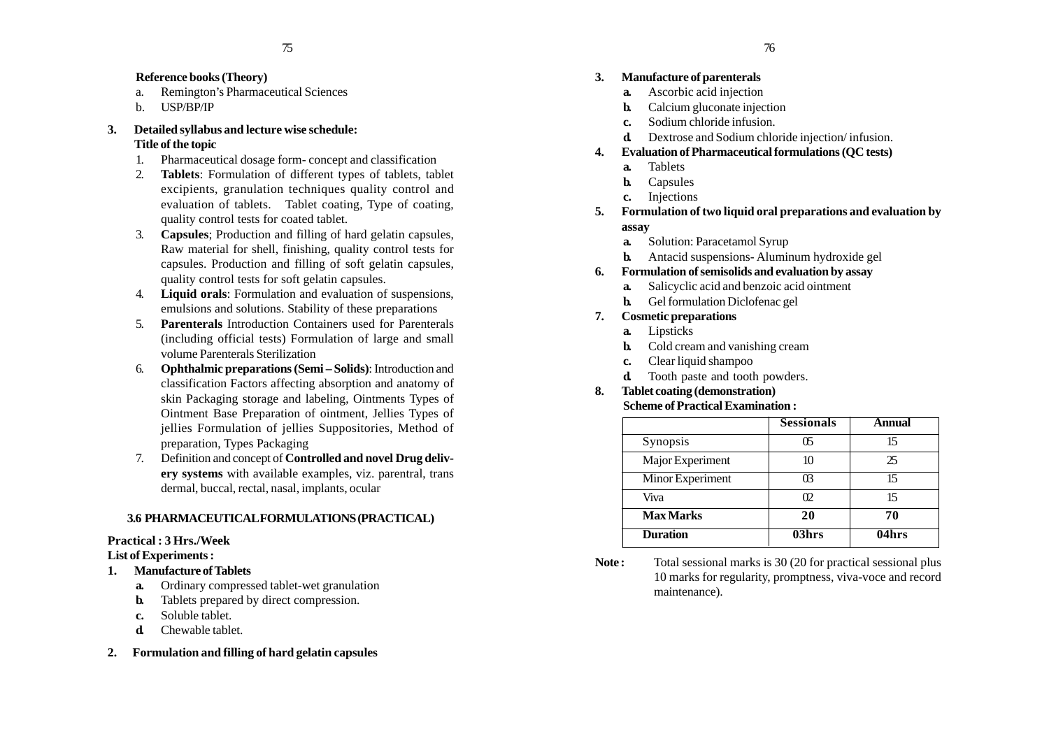**Reference books (Theory)**

a. Remington's Pharmaceutical Sciences
b. USP/BP/IP

**3. Detailed syllabus and lecture wise schedule:**

**Title of the topic**

1. Pharmaceutical dosage form- concept and classification
2. **Tablets**: Formulation of different types of tablets, tablet excipients, granulation techniques quality control and evaluation of tablets. Tablet coating, Type of coating, quality control tests for coated tablet.
3. **Capsules**; Production and filling of hard gelatin capsules, Raw material for shell, finishing, quality control tests for capsules. Production and filling of soft gelatin capsules, quality control tests for soft gelatin capsules.
4. **Liquid orals**: Formulation and evaluation of suspensions, emulsions and solutions. Stability of these preparations
5. **Parenterals** Introduction Containers used for Parenterals (including official tests) Formulation of large and small volume Parenterals Sterilization
6. **Ophthalmic preparations (Semi – Solids)**: Introduction and classification Factors affecting absorption and anatomy of skin Packaging storage and labeling, Ointments Types of Ointment Base Preparation of ointment, Jellies Types of jellies Formulation of jellies Suppositories, Method of preparation, Types Packaging
7. Definition and concept of **Controlled and novel Drug delivery systems** with available examples, viz. parentral, trans dermal, buccal, rectal, nasal, implants, ocular

## 3.6 PHARMACEUTICAL FORMULATIONS (PRACTICAL)

**Practical : 3 Hrs./Week**

**List of Experiments :**

**1. Manufacture of Tablets**

- **a.** Ordinary compressed tablet-wet granulation
- **b.** Tablets prepared by direct compression.
- **c.** Soluble tablet.
- **d.** Chewable tablet.

**2. Formulation and filling of hard gelatin capsules**

**3. Manufacture of parenterals**

- **a.** Ascorbic acid injection
- **b.** Calcium gluconate injection
- **c.** Sodium chloride infusion.
- **d.** Dextrose and Sodium chloride injection/ infusion.

**4. Evaluation of Pharmaceutical formulations (QC tests)**

- **a.** Tablets
- **b.** Capsules
- **c.** Injections

**5. Formulation of two liquid oral preparations and evaluation by assay**

- **a.** Solution: Paracetamol Syrup
- **b.** Antacid suspensions- Aluminum hydroxide gel

**6. Formulation of semisolids and evaluation by assay**

- **a.** Salicyclic acid and benzoic acid ointment
- **b.** Gel formulation Diclofenac gel

**7. Cosmetic preparations**

- **a.** Lipsticks
- **b.** Cold cream and vanishing cream
- **c.** Clear liquid shampoo
- **d.** Tooth paste and tooth powders.

**8. Tablet coating (demonstration)**

**Scheme of Practical Examination :**

| | Sessionals | Annual |
|---|---|---|
| Synopsis | 05 | 15 |
| Major Experiment | 10 | 25 |
| Minor Experiment | 03 | 15 |
| Viva | 02 | 15 |
| **Max Marks** | **20** | **70** |
| **Duration** | **03hrs** | **04hrs** |

**Note :** Total sessional marks is 30 (20 for practical sessional plus 10 marks for regularity, promptness, viva-voce and record maintenance).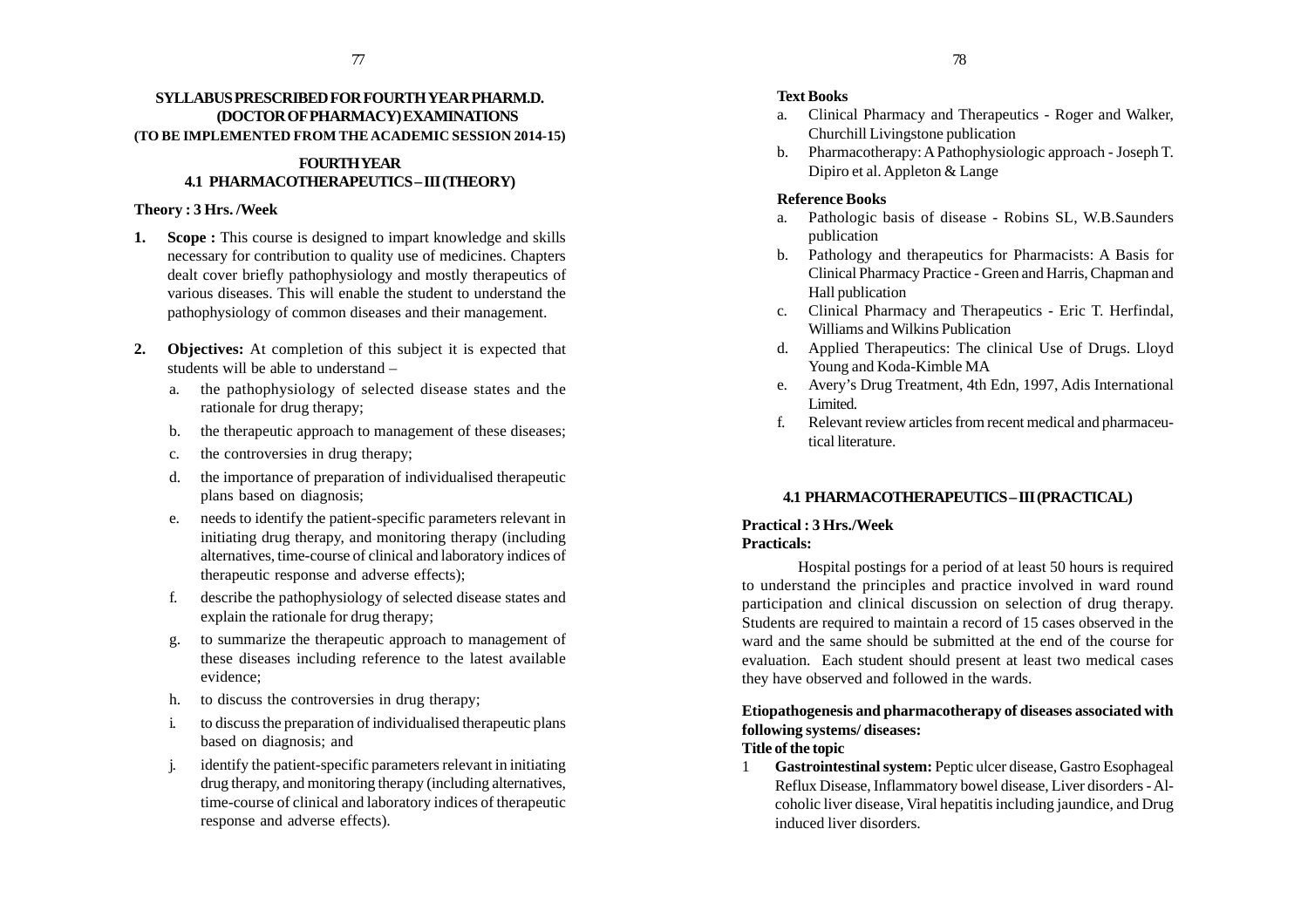## SYLLABUS PRESCRIBED FOR FOURTH YEAR PHARM.D. (DOCTOR OF PHARMACY) EXAMINATIONS

**(TO BE IMPLEMENTED FROM THE ACADEMIC SESSION 2014-15)**

### FOURTH YEAR

### 4.1 PHARMACOTHERAPEUTICS – III (THEORY)

**Theory : 3 Hrs. /Week**

1. **Scope :** This course is designed to impart knowledge and skills necessary for contribution to quality use of medicines. Chapters dealt cover briefly pathophysiology and mostly therapeutics of various diseases. This will enable the student to understand the pathophysiology of common diseases and their management.

2. **Objectives:** At completion of this subject it is expected that students will be able to understand –
   a. the pathophysiology of selected disease states and the rationale for drug therapy;
   b. the therapeutic approach to management of these diseases;
   c. the controversies in drug therapy;
   d. the importance of preparation of individualised therapeutic plans based on diagnosis;
   e. needs to identify the patient-specific parameters relevant in initiating drug therapy, and monitoring therapy (including alternatives, time-course of clinical and laboratory indices of therapeutic response and adverse effects);
   f. describe the pathophysiology of selected disease states and explain the rationale for drug therapy;
   g. to summarize the therapeutic approach to management of these diseases including reference to the latest available evidence;
   h. to discuss the controversies in drug therapy;
   i. to discuss the preparation of individualised therapeutic plans based on diagnosis; and
   j. identify the patient-specific parameters relevant in initiating drug therapy, and monitoring therapy (including alternatives, time-course of clinical and laboratory indices of therapeutic response and adverse effects).

**Text Books**

a. Clinical Pharmacy and Therapeutics - Roger and Walker, Churchill Livingstone publication
b. Pharmacotherapy: A Pathophysiologic approach - Joseph T. Dipiro et al. Appleton & Lange

**Reference Books**

a. Pathologic basis of disease - Robins SL, W.B.Saunders publication
b. Pathology and therapeutics for Pharmacists: A Basis for Clinical Pharmacy Practice - Green and Harris, Chapman and Hall publication
c. Clinical Pharmacy and Therapeutics - Eric T. Herfindal, Williams and Wilkins Publication
d. Applied Therapeutics: The clinical Use of Drugs. Lloyd Young and Koda-Kimble MA
e. Avery's Drug Treatment, 4th Edn, 1997, Adis International Limited.
f. Relevant review articles from recent medical and pharmaceutical literature.

### 4.1 PHARMACOTHERAPEUTICS – III (PRACTICAL)

**Practical : 3 Hrs./Week**

**Practicals:**

Hospital postings for a period of at least 50 hours is required to understand the principles and practice involved in ward round participation and clinical discussion on selection of drug therapy. Students are required to maintain a record of 15 cases observed in the ward and the same should be submitted at the end of the course for evaluation. Each student should present at least two medical cases they have observed and followed in the wards.

**Etiopathogenesis and pharmacotherapy of diseases associated with following systems/ diseases:**

**Title of the topic**

1 **Gastrointestinal system:** Peptic ulcer disease, Gastro Esophageal Reflux Disease, Inflammatory bowel disease, Liver disorders - Alcoholic liver disease, Viral hepatitis including jaundice, and Drug induced liver disorders.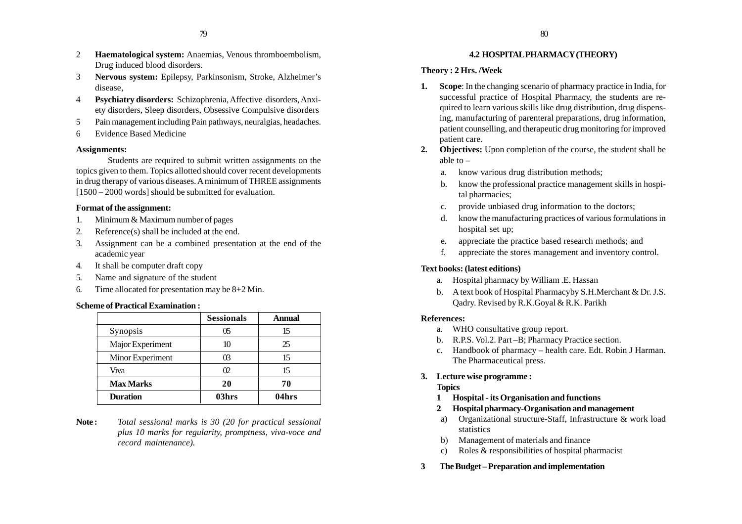2 **Haematological system:** Anaemias, Venous thromboembolism, Drug induced blood disorders.

3 **Nervous system:** Epilepsy, Parkinsonism, Stroke, Alzheimer's disease,

4 **Psychiatry disorders:** Schizophrenia, Affective disorders, Anxiety disorders, Sleep disorders, Obsessive Compulsive disorders

5 Pain management including Pain pathways, neuralgias, headaches.

6 Evidence Based Medicine

**Assignments:**

Students are required to submit written assignments on the topics given to them. Topics allotted should cover recent developments in drug therapy of various diseases. A minimum of THREE assignments [1500 – 2000 words] should be submitted for evaluation.

**Format of the assignment:**

1. Minimum & Maximum number of pages
2. Reference(s) shall be included at the end.
3. Assignment can be a combined presentation at the end of the academic year
4. It shall be computer draft copy
5. Name and signature of the student
6. Time allocated for presentation may be 8+2 Min.

**Scheme of Practical Examination :**

| | Sessionals | Annual |
|---|---|---|
| Synopsis | 05 | 15 |
| Major Experiment | 10 | 25 |
| Minor Experiment | 03 | 15 |
| Viva | 02 | 15 |
| **Max Marks** | **20** | **70** |
| **Duration** | **03hrs** | **04hrs** |

**Note :** *Total sessional marks is 30 (20 for practical sessional plus 10 marks for regularity, promptness, viva-voce and record maintenance).*

## 4.2 HOSPITAL PHARMACY (THEORY)

**Theory : 2 Hrs. /Week**

**1. Scope**: In the changing scenario of pharmacy practice in India, for successful practice of Hospital Pharmacy, the students are required to learn various skills like drug distribution, drug dispensing, manufacturing of parenteral preparations, drug information, patient counselling, and therapeutic drug monitoring for improved patient care.

**2. Objectives:** Upon completion of the course, the student shall be able to –

a. know various drug distribution methods;

b. know the professional practice management skills in hospital pharmacies;

c. provide unbiased drug information to the doctors;

d. know the manufacturing practices of various formulations in hospital set up;

e. appreciate the practice based research methods; and

f. appreciate the stores management and inventory control.

**Text books: (latest editions)**

a. Hospital pharmacy by William .E. Hassan

b. A text book of Hospital Pharmacyby S.H.Merchant & Dr. J.S. Qadry. Revised by R.K.Goyal & R.K. Parikh

**References:**

a. WHO consultative group report.

b. R.P.S. Vol.2. Part –B; Pharmacy Practice section.

c. Handbook of pharmacy – health care. Edt. Robin J Harman. The Pharmaceutical press.

**3. Lecture wise programme :**

**Topics**

**1 Hospital - its Organisation and functions**

**2 Hospital pharmacy-Organisation and management**

a) Organizational structure-Staff, Infrastructure & work load statistics

b) Management of materials and finance

c) Roles & responsibilities of hospital pharmacist

**3 The Budget – Preparation and implementation**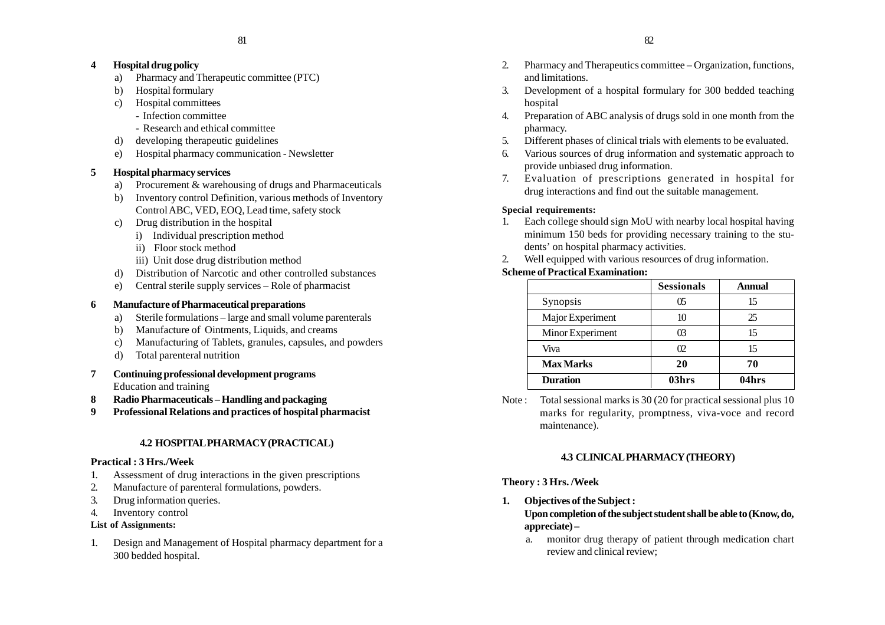**4 Hospital drug policy**

a) Pharmacy and Therapeutic committee (PTC)
b) Hospital formulary
c) Hospital committees
  - Infection committee
  - Research and ethical committee
d) developing therapeutic guidelines
e) Hospital pharmacy communication - Newsletter

**5 Hospital pharmacy services**

a) Procurement & warehousing of drugs and Pharmaceuticals
b) Inventory control Definition, various methods of Inventory Control ABC, VED, EOQ, Lead time, safety stock
c) Drug distribution in the hospital
  i) Individual prescription method
  ii) Floor stock method
  iii) Unit dose drug distribution method
d) Distribution of Narcotic and other controlled substances
e) Central sterile supply services – Role of pharmacist

**6 Manufacture of Pharmaceutical preparations**

a) Sterile formulations – large and small volume parenterals
b) Manufacture of Ointments, Liquids, and creams
c) Manufacturing of Tablets, granules, capsules, and powders
d) Total parenteral nutrition

**7 Continuing professional development programs**

Education and training

**8 Radio Pharmaceuticals – Handling and packaging**

**9 Professional Relations and practices of hospital pharmacist**

## 4.2 HOSPITAL PHARMACY (PRACTICAL)

**Practical : 3 Hrs./Week**

1. Assessment of drug interactions in the given prescriptions
2. Manufacture of parenteral formulations, powders.
3. Drug information queries.
4. Inventory control

**List of Assignments:**

1. Design and Management of Hospital pharmacy department for a 300 bedded hospital.
2. Pharmacy and Therapeutics committee – Organization, functions, and limitations.
3. Development of a hospital formulary for 300 bedded teaching hospital
4. Preparation of ABC analysis of drugs sold in one month from the pharmacy.
5. Different phases of clinical trials with elements to be evaluated.
6. Various sources of drug information and systematic approach to provide unbiased drug information.
7. Evaluation of prescriptions generated in hospital for drug interactions and find out the suitable management.

**Special requirements:**

1. Each college should sign MoU with nearby local hospital having minimum 150 beds for providing necessary training to the students' on hospital pharmacy activities.
2. Well equipped with various resources of drug information.

**Scheme of Practical Examination:**

| | Sessionals | Annual |
|---|---|---|
| Synopsis | 05 | 15 |
| Major Experiment | 10 | 25 |
| Minor Experiment | 03 | 15 |
| Viva | 02 | 15 |
| **Max Marks** | **20** | **70** |
| **Duration** | **03hrs** | **04hrs** |

Note : Total sessional marks is 30 (20 for practical sessional plus 10 marks for regularity, promptness, viva-voce and record maintenance).

## 4.3 CLINICAL PHARMACY (THEORY)

**Theory : 3 Hrs. /Week**

**1. Objectives of the Subject :**

**Upon completion of the subject student shall be able to (Know, do, appreciate) –**

a. monitor drug therapy of patient through medication chart review and clinical review;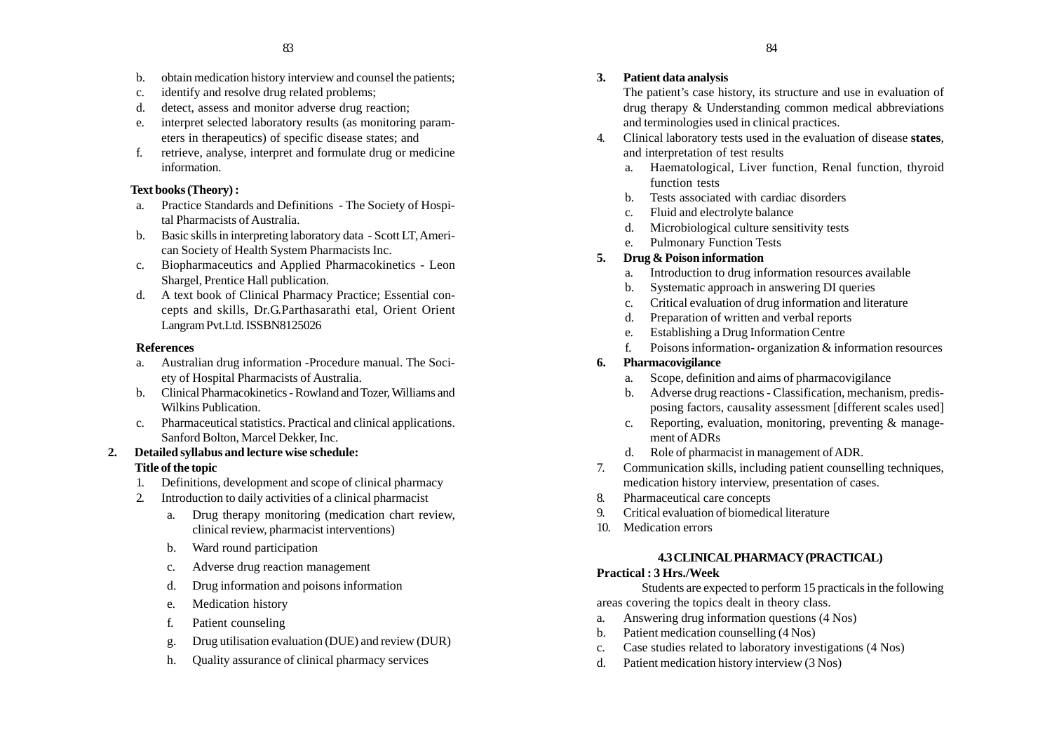b. obtain medication history interview and counsel the patients;
c. identify and resolve drug related problems;
d. detect, assess and monitor adverse drug reaction;
e. interpret selected laboratory results (as monitoring parameters in therapeutics) of specific disease states; and
f. retrieve, analyse, interpret and formulate drug or medicine information.

**Text books (Theory) :**

a. Practice Standards and Definitions - The Society of Hospital Pharmacists of Australia.
b. Basic skills in interpreting laboratory data - Scott LT, American Society of Health System Pharmacists Inc.
c. Biopharmaceutics and Applied Pharmacokinetics - Leon Shargel, Prentice Hall publication.
d. A text book of Clinical Pharmacy Practice; Essential concepts and skills, Dr.G.Parthasarathi etal, Orient Orient Langram Pvt.Ltd. ISSBN8125026

**References**

a. Australian drug information -Procedure manual. The Society of Hospital Pharmacists of Australia.
b. Clinical Pharmacokinetics - Rowland and Tozer, Williams and Wilkins Publication.
c. Pharmaceutical statistics. Practical and clinical applications. Sanford Bolton, Marcel Dekker, Inc.

**2. Detailed syllabus and lecture wise schedule:**

**Title of the topic**

1. Definitions, development and scope of clinical pharmacy
2. Introduction to daily activities of a clinical pharmacist
   a. Drug therapy monitoring (medication chart review, clinical review, pharmacist interventions)
   b. Ward round participation
   c. Adverse drug reaction management
   d. Drug information and poisons information
   e. Medication history
   f. Patient counseling
   g. Drug utilisation evaluation (DUE) and review (DUR)
   h. Quality assurance of clinical pharmacy services
3. **Patient data analysis**
   The patient's case history, its structure and use in evaluation of drug therapy & Understanding common medical abbreviations and terminologies used in clinical practices.
4. Clinical laboratory tests used in the evaluation of disease **states**, and interpretation of test results
   a. Haematological, Liver function, Renal function, thyroid function tests
   b. Tests associated with cardiac disorders
   c. Fluid and electrolyte balance
   d. Microbiological culture sensitivity tests
   e. Pulmonary Function Tests
5. **Drug & Poison information**
   a. Introduction to drug information resources available
   b. Systematic approach in answering DI queries
   c. Critical evaluation of drug information and literature
   d. Preparation of written and verbal reports
   e. Establishing a Drug Information Centre
   f. Poisons information- organization & information resources
6. **Pharmacovigilance**
   a. Scope, definition and aims of pharmacovigilance
   b. Adverse drug reactions - Classification, mechanism, predisposing factors, causality assessment [different scales used]
   c. Reporting, evaluation, monitoring, preventing & management of ADRs
   d. Role of pharmacist in management of ADR.
7. Communication skills, including patient counselling techniques, medication history interview, presentation of cases.
8. Pharmaceutical care concepts
9. Critical evaluation of biomedical literature
10. Medication errors

### 4.3 CLINICAL PHARMACY (PRACTICAL)

**Practical : 3 Hrs./Week**

Students are expected to perform 15 practicals in the following areas covering the topics dealt in theory class.

a. Answering drug information questions (4 Nos)
b. Patient medication counselling (4 Nos)
c. Case studies related to laboratory investigations (4 Nos)
d. Patient medication history interview (3 Nos)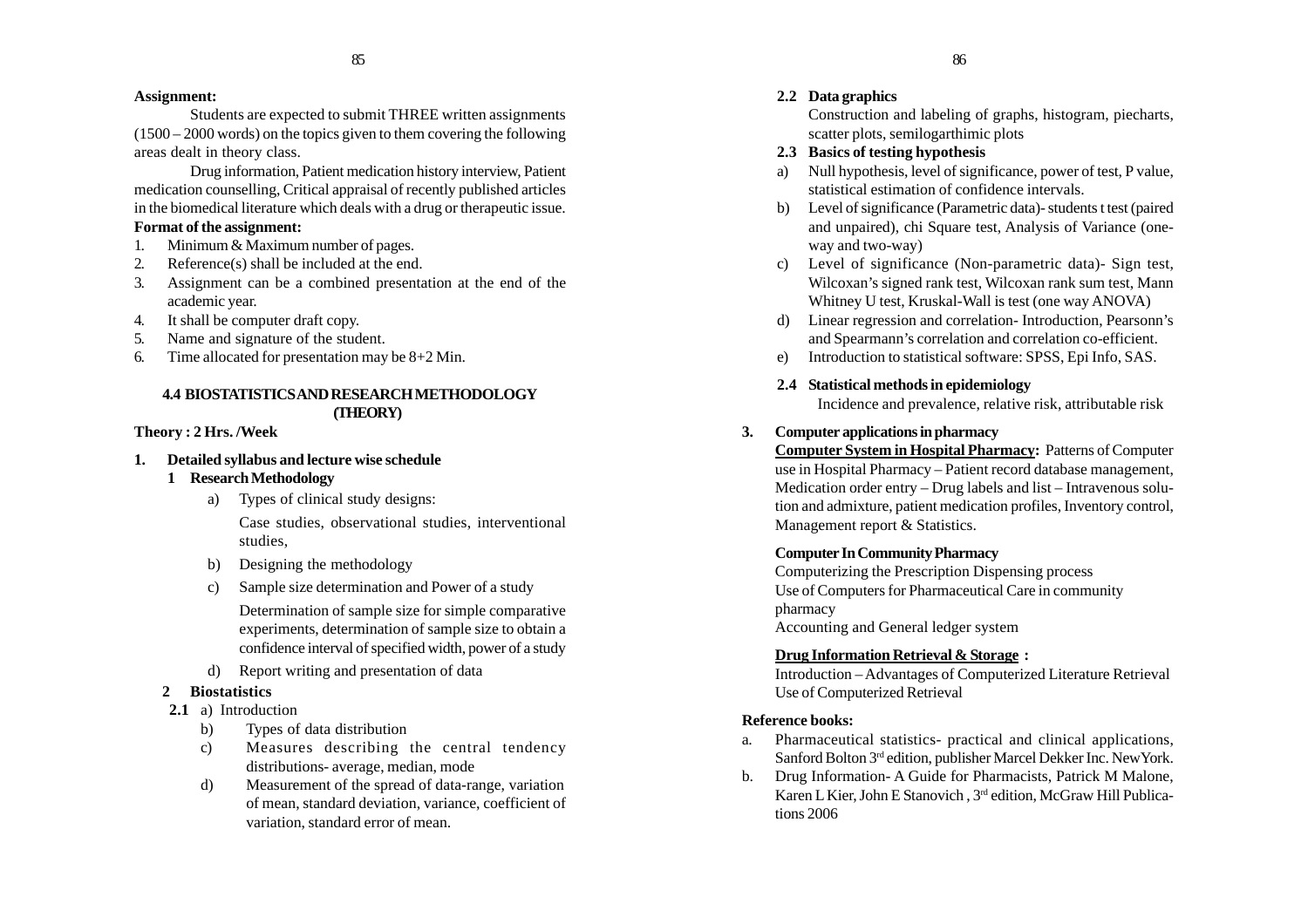**Assignment:**

Students are expected to submit THREE written assignments (1500 – 2000 words) on the topics given to them covering the following areas dealt in theory class.

Drug information, Patient medication history interview, Patient medication counselling, Critical appraisal of recently published articles in the biomedical literature which deals with a drug or therapeutic issue.

**Format of the assignment:**

1. Minimum & Maximum number of pages.
2. Reference(s) shall be included at the end.
3. Assignment can be a combined presentation at the end of the academic year.
4. It shall be computer draft copy.
5. Name and signature of the student.
6. Time allocated for presentation may be 8+2 Min.

## 4.4 BIOSTATISTICS AND RESEARCH METHODOLOGY (THEORY)

**Theory : 2 Hrs. /Week**

**1. Detailed syllabus and lecture wise schedule**

**1 Research Methodology**

a) Types of clinical study designs:

Case studies, observational studies, interventional studies,

b) Designing the methodology

c) Sample size determination and Power of a study

Determination of sample size for simple comparative experiments, determination of sample size to obtain a confidence interval of specified width, power of a study

d) Report writing and presentation of data

**2 Biostatistics**

**2.1** a) Introduction

b) Types of data distribution

c) Measures describing the central tendency distributions- average, median, mode

d) Measurement of the spread of data-range, variation of mean, standard deviation, variance, coefficient of variation, standard error of mean.

**2.2 Data graphics**

Construction and labeling of graphs, histogram, piecharts, scatter plots, semilogarthimic plots

**2.3 Basics of testing hypothesis**

a) Null hypothesis, level of significance, power of test, P value, statistical estimation of confidence intervals.

b) Level of significance (Parametric data)- students t test (paired and unpaired), chi Square test, Analysis of Variance (one-way and two-way)

c) Level of significance (Non-parametric data)- Sign test, Wilcoxan's signed rank test, Wilcoxan rank sum test, Mann Whitney U test, Kruskal-Wall is test (one way ANOVA)

d) Linear regression and correlation- Introduction, Pearsonn's and Spearmann's correlation and correlation co-efficient.

e) Introduction to statistical software: SPSS, Epi Info, SAS.

**2.4 Statistical methods in epidemiology**

Incidence and prevalence, relative risk, attributable risk

**3. Computer applications in pharmacy**

**Computer System in Hospital Pharmacy:** Patterns of Computer use in Hospital Pharmacy – Patient record database management, Medication order entry – Drug labels and list – Intravenous solution and admixture, patient medication profiles, Inventory control, Management report & Statistics.

**Computer In Community Pharmacy**

Computerizing the Prescription Dispensing process

Use of Computers for Pharmaceutical Care in community pharmacy

Accounting and General ledger system

**Drug Information Retrieval & Storage :**

Introduction – Advantages of Computerized Literature Retrieval

Use of Computerized Retrieval

**Reference books:**

a. Pharmaceutical statistics- practical and clinical applications, Sanford Bolton 3rd edition, publisher Marcel Dekker Inc. NewYork.

b. Drug Information- A Guide for Pharmacists, Patrick M Malone, Karen L Kier, John E Stanovich , 3rd edition, McGraw Hill Publications 2006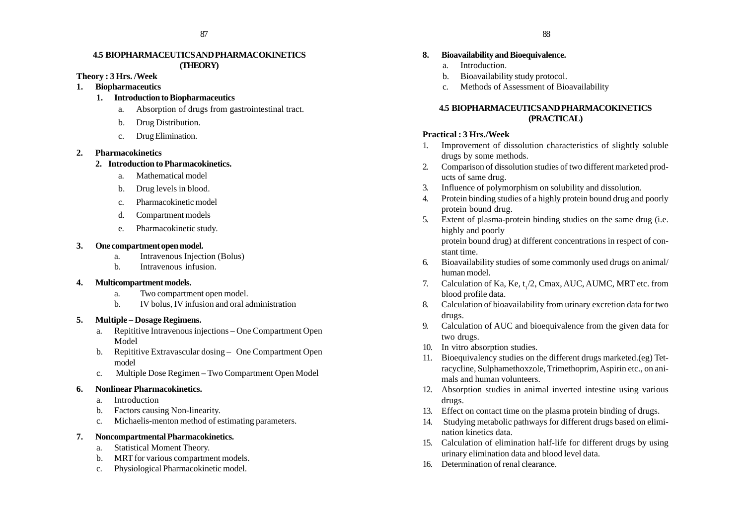## 4.5 BIOPHARMACEUTICS AND PHARMACOKINETICS (THEORY)

**Theory : 3 Hrs. /Week**

**1. Biopharmaceutics**

**1. Introduction to Biopharmaceutics**

a. Absorption of drugs from gastrointestinal tract.

b. Drug Distribution.

c. Drug Elimination.

**2. Pharmacokinetics**

**2. Introduction to Pharmacokinetics.**

a. Mathematical model

b. Drug levels in blood.

c. Pharmacokinetic model

d. Compartment models

e. Pharmacokinetic study.

**3. One compartment open model.**

a. Intravenous Injection (Bolus)

b. Intravenous infusion.

**4. Multicompartment models.**

a. Two compartment open model.

b. IV bolus, IV infusion and oral administration

**5. Multiple – Dosage Regimens.**

a. Repititive Intravenous injections – One Compartment Open Model

b. Repititive Extravascular dosing – One Compartment Open model

c. Multiple Dose Regimen – Two Compartment Open Model

**6. Nonlinear Pharmacokinetics.**

a. Introduction

b. Factors causing Non-linearity.

c. Michaelis-menton method of estimating parameters.

**7. Noncompartmental Pharmacokinetics.**

a. Statistical Moment Theory.

b. MRT for various compartment models.

c. Physiological Pharmacokinetic model.

**8. Bioavailability and Bioequivalence.**

a. Introduction.

b. Bioavailability study protocol.

c. Methods of Assessment of Bioavailability

## 4.5 BIOPHARMACEUTICS AND PHARMACOKINETICS (PRACTICAL)

**Practical : 3 Hrs./Week**

1. Improvement of dissolution characteristics of slightly soluble drugs by some methods.
2. Comparison of dissolution studies of two different marketed products of same drug.
3. Influence of polymorphism on solubility and dissolution.
4. Protein binding studies of a highly protein bound drug and poorly protein bound drug.
5. Extent of plasma-protein binding studies on the same drug (i.e. highly and poorly protein bound drug) at different concentrations in respect of constant time.
6. Bioavailability studies of some commonly used drugs on animal/ human model.
7. Calculation of Ka, Ke, $t_1/2$, Cmax, AUC, AUMC, MRT etc. from blood profile data.
8. Calculation of bioavailability from urinary excretion data for two drugs.
9. Calculation of AUC and bioequivalence from the given data for two drugs.
10. In vitro absorption studies.
11. Bioequivalency studies on the different drugs marketed.(eg) Tetracycline, Sulphamethoxzole, Trimethoprim, Aspirin etc., on animals and human volunteers.
12. Absorption studies in animal inverted intestine using various drugs.
13. Effect on contact time on the plasma protein binding of drugs.
14. Studying metabolic pathways for different drugs based on elimination kinetics data.
15. Calculation of elimination half-life for different drugs by using urinary elimination data and blood level data.
16. Determination of renal clearance.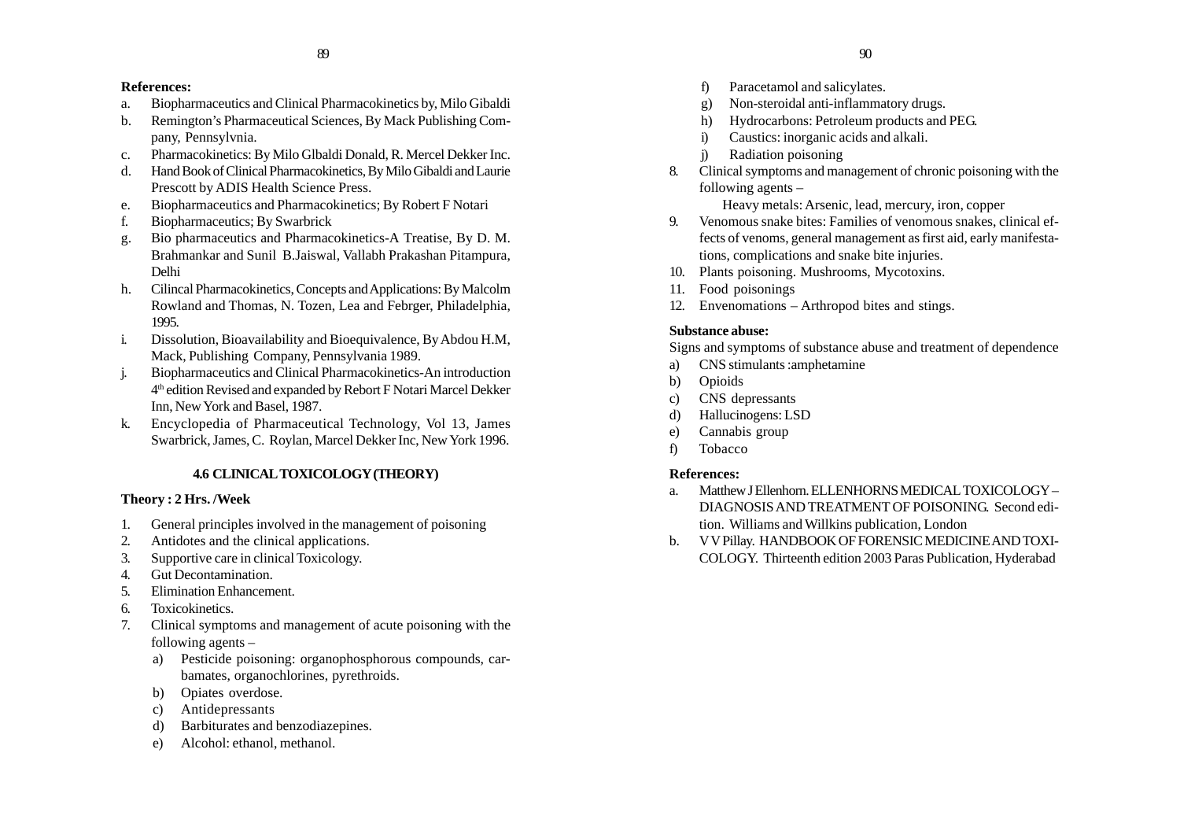**References:**

a. Biopharmaceutics and Clinical Pharmacokinetics by, Milo Gibaldi
b. Remington's Pharmaceutical Sciences, By Mack Publishing Company, Pennsylvnia.
c. Pharmacokinetics: By Milo Glbaldi Donald, R. Mercel Dekker Inc.
d. Hand Book of Clinical Pharmacokinetics, By Milo Gibaldi and Laurie Prescott by ADIS Health Science Press.
e. Biopharmaceutics and Pharmacokinetics; By Robert F Notari
f. Biopharmaceutics; By Swarbrick
g. Bio pharmaceutics and Pharmacokinetics-A Treatise, By D. M. Brahmankar and Sunil B.Jaiswal, Vallabh Prakashan Pitampura, Delhi
h. Cilincal Pharmacokinetics, Concepts and Applications: By Malcolm Rowland and Thomas, N. Tozen, Lea and Febrger, Philadelphia, 1995.
i. Dissolution, Bioavailability and Bioequivalence, By Abdou H.M, Mack, Publishing Company, Pennsylvania 1989.
j. Biopharmaceutics and Clinical Pharmacokinetics-An introduction 4[th] edition Revised and expanded by Rebort F Notari Marcel Dekker Inn, New York and Basel, 1987.
k. Encyclopedia of Pharmaceutical Technology, Vol 13, James Swarbrick, James, C. Roylan, Marcel Dekker Inc, New York 1996.

### 4.6 CLINICAL TOXICOLOGY (THEORY)

**Theory : 2 Hrs. /Week**

1. General principles involved in the management of poisoning
2. Antidotes and the clinical applications.
3. Supportive care in clinical Toxicology.
4. Gut Decontamination.
5. Elimination Enhancement.
6. Toxicokinetics.
7. Clinical symptoms and management of acute poisoning with the following agents –
   a) Pesticide poisoning: organophosphorous compounds, carbamates, organochlorines, pyrethroids.
   b) Opiates overdose.
   c) Antidepressants
   d) Barbiturates and benzodiazepines.
   e) Alcohol: ethanol, methanol.
   f) Paracetamol and salicylates.
   g) Non-steroidal anti-inflammatory drugs.
   h) Hydrocarbons: Petroleum products and PEG.
   i) Caustics: inorganic acids and alkali.
   j) Radiation poisoning
8. Clinical symptoms and management of chronic poisoning with the following agents –

   Heavy metals: Arsenic, lead, mercury, iron, copper
9. Venomous snake bites: Families of venomous snakes, clinical effects of venoms, general management as first aid, early manifestations, complications and snake bite injuries.
10. Plants poisoning. Mushrooms, Mycotoxins.
11. Food poisonings
12. Envenomations – Arthropod bites and stings.

**Substance abuse:**

Signs and symptoms of substance abuse and treatment of dependence

a) CNS stimulants :amphetamine
b) Opioids
c) CNS depressants
d) Hallucinogens: LSD
e) Cannabis group
f) Tobacco

**References:**

a. Matthew J Ellenhorn. ELLENHORNS MEDICAL TOXICOLOGY – DIAGNOSIS AND TREATMENT OF POISONING. Second edition. Williams and Willkins publication, London
b. V V Pillay. HANDBOOK OF FORENSIC MEDICINE AND TOXICOLOGY. Thirteenth edition 2003 Paras Publication, Hyderabad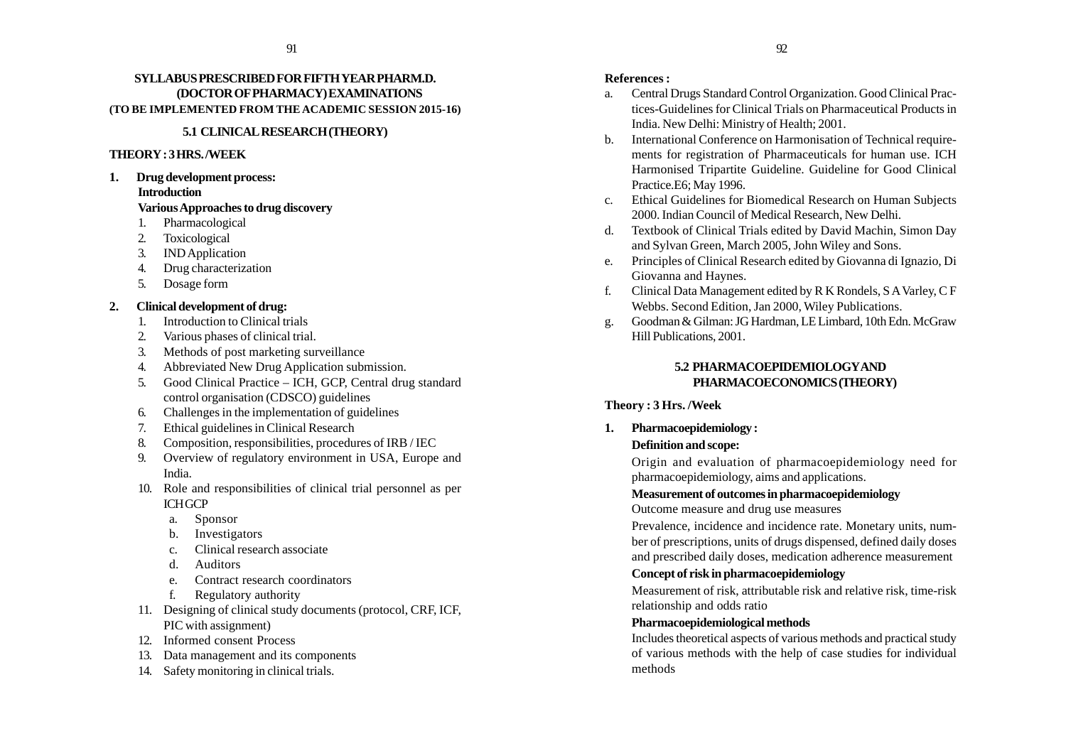## SYLLABUS PRESCRIBED FOR FIFTH YEAR PHARM.D. (DOCTOR OF PHARMACY) EXAMINATIONS

**(TO BE IMPLEMENTED FROM THE ACADEMIC SESSION 2015-16)**

### 5.1 CLINICAL RESEARCH (THEORY)

**THEORY : 3 HRS. /WEEK**

1. **Drug development process:**

   **Introduction**

   **Various Approaches to drug discovery**

   1. Pharmacological
   2. Toxicological
   3. IND Application
   4. Drug characterization
   5. Dosage form

2. **Clinical development of drug:**

   1. Introduction to Clinical trials
   2. Various phases of clinical trial.
   3. Methods of post marketing surveillance
   4. Abbreviated New Drug Application submission.
   5. Good Clinical Practice – ICH, GCP, Central drug standard control organisation (CDSCO) guidelines
   6. Challenges in the implementation of guidelines
   7. Ethical guidelines in Clinical Research
   8. Composition, responsibilities, procedures of IRB / IEC
   9. Overview of regulatory environment in USA, Europe and India.
   10. Role and responsibilities of clinical trial personnel as per ICH GCP
       a. Sponsor
       b. Investigators
       c. Clinical research associate
       d. Auditors
       e. Contract research coordinators
       f. Regulatory authority
   11. Designing of clinical study documents (protocol, CRF, ICF, PIC with assignment)
   12. Informed consent Process
   13. Data management and its components
   14. Safety monitoring in clinical trials.

**References :**

a. Central Drugs Standard Control Organization. Good Clinical Practices-Guidelines for Clinical Trials on Pharmaceutical Products in India. New Delhi: Ministry of Health; 2001.

b. International Conference on Harmonisation of Technical requirements for registration of Pharmaceuticals for human use. ICH Harmonised Tripartite Guideline. Guideline for Good Clinical Practice.E6; May 1996.

c. Ethical Guidelines for Biomedical Research on Human Subjects 2000. Indian Council of Medical Research, New Delhi.

d. Textbook of Clinical Trials edited by David Machin, Simon Day and Sylvan Green, March 2005, John Wiley and Sons.

e. Principles of Clinical Research edited by Giovanna di Ignazio, Di Giovanna and Haynes.

f. Clinical Data Management edited by R K Rondels, S A Varley, C F Webbs. Second Edition, Jan 2000, Wiley Publications.

g. Goodman & Gilman: JG Hardman, LE Limbard, 10th Edn. McGraw Hill Publications, 2001.

### 5.2 PHARMACOEPIDEMIOLOGY AND PHARMACOECONOMICS (THEORY)

**Theory : 3 Hrs. /Week**

1. **Pharmacoepidemiology :**

   **Definition and scope:**

   Origin and evaluation of pharmacoepidemiology need for pharmacoepidemiology, aims and applications.

   **Measurement of outcomes in pharmacoepidemiology**

   Outcome measure and drug use measures

   Prevalence, incidence and incidence rate. Monetary units, number of prescriptions, units of drugs dispensed, defined daily doses and prescribed daily doses, medication adherence measurement

   **Concept of risk in pharmacoepidemiology**

   Measurement of risk, attributable risk and relative risk, time-risk relationship and odds ratio

   **Pharmacoepidemiological methods**

   Includes theoretical aspects of various methods and practical study of various methods with the help of case studies for individual methods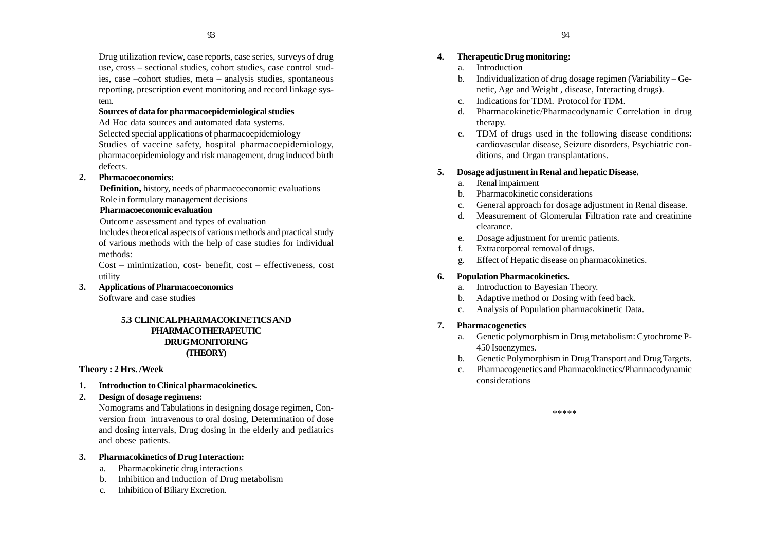Drug utilization review, case reports, case series, surveys of drug use, cross – sectional studies, cohort studies, case control studies, case –cohort studies, meta – analysis studies, spontaneous reporting, prescription event monitoring and record linkage system.

**Sources of data for pharmacoepidemiological studies**

Ad Hoc data sources and automated data systems.

Selected special applications of pharmacoepidemiology

Studies of vaccine safety, hospital pharmacoepidemiology, pharmacoepidemiology and risk management, drug induced birth defects.

**2. Phrmacoeconomics:**

**Definition,** history, needs of pharmacoeconomic evaluations

Role in formulary management decisions

**Pharmacoeconomic evaluation**

Outcome assessment and types of evaluation

Includes theoretical aspects of various methods and practical study of various methods with the help of case studies for individual methods:

Cost – minimization, cost- benefit, cost – effectiveness, cost utility

**3. Applications of Pharmacoeconomics**

Software and case studies

## 5.3 CLINICAL PHARMACOKINETICS AND PHARMACOTHERAPEUTIC DRUG MONITORING (THEORY)

**Theory : 2 Hrs. /Week**

**1. Introduction to Clinical pharmacokinetics.**

**2. Design of dosage regimens:**

Nomograms and Tabulations in designing dosage regimen, Conversion from intravenous to oral dosing, Determination of dose and dosing intervals, Drug dosing in the elderly and pediatrics and obese patients.

**3. Pharmacokinetics of Drug Interaction:**

a. Pharmacokinetic drug interactions
b. Inhibition and Induction of Drug metabolism
c. Inhibition of Biliary Excretion.

**4. Therapeutic Drug monitoring:**

a. Introduction
b. Individualization of drug dosage regimen (Variability – Genetic, Age and Weight , disease, Interacting drugs).
c. Indications for TDM. Protocol for TDM.
d. Pharmacokinetic/Pharmacodynamic Correlation in drug therapy.
e. TDM of drugs used in the following disease conditions: cardiovascular disease, Seizure disorders, Psychiatric conditions, and Organ transplantations.

**5. Dosage adjustment in Renal and hepatic Disease.**

a. Renal impairment
b. Pharmacokinetic considerations
c. General approach for dosage adjustment in Renal disease.
d. Measurement of Glomerular Filtration rate and creatinine clearance.
e. Dosage adjustment for uremic patients.
f. Extracorporeal removal of drugs.
g. Effect of Hepatic disease on pharmacokinetics.

**6. Population Pharmacokinetics.**

a. Introduction to Bayesian Theory.
b. Adaptive method or Dosing with feed back.
c. Analysis of Population pharmacokinetic Data.

**7. Pharmacogenetics**

a. Genetic polymorphism in Drug metabolism: Cytochrome P-450 Isoenzymes.
b. Genetic Polymorphism in Drug Transport and Drug Targets.
c. Pharmacogenetics and Pharmacokinetics/Pharmacodynamic considerations

*****